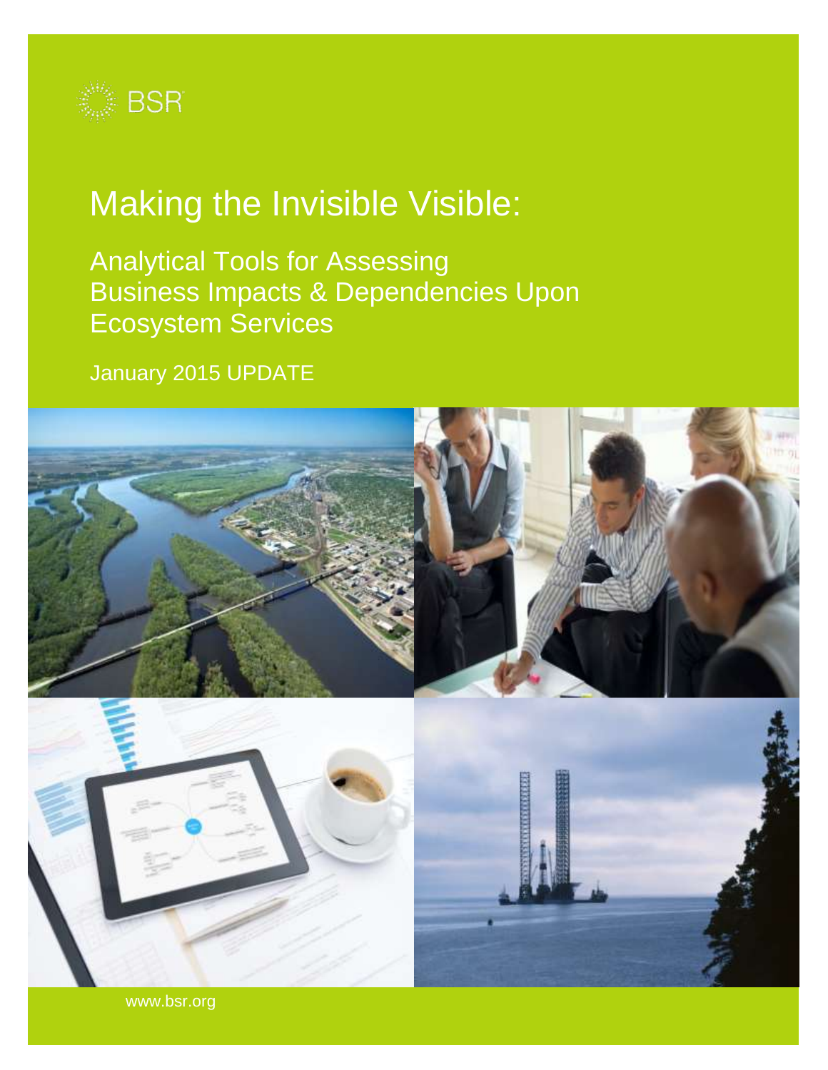BSR

# Making the Invisible Visible:

## Analytical Tools for Assessing Business Impacts & Dependencies Upon Ecosystem Services

January 2015 UPDATE

www.bsr.org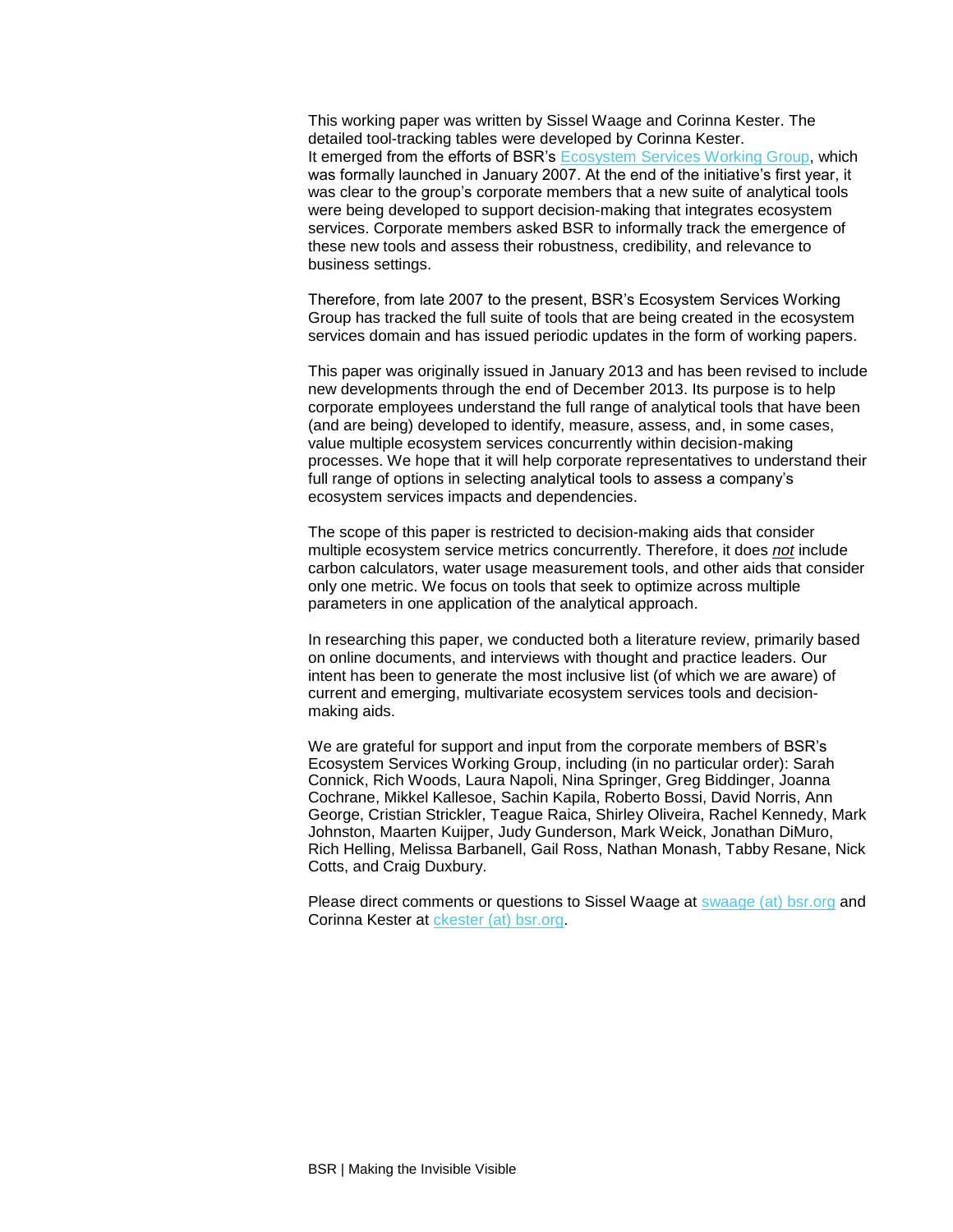This working paper was written by Sissel Waage and Corinna Kester. The detailed tool-tracking tables were developed by Corinna Kester.
It emerged from the efforts of BSR's Ecosystem Services Working Group, which was formally launched in January 2007. At the end of the initiative's first year, it was clear to the group's corporate members that a new suite of analytical tools were being developed to support decision-making that integrates ecosystem services. Corporate members asked BSR to informally track the emergence of these new tools and assess their robustness, credibility, and relevance to business settings.

Therefore, from late 2007 to the present, BSR's Ecosystem Services Working Group has tracked the full suite of tools that are being created in the ecosystem services domain and has issued periodic updates in the form of working papers.

This paper was originally issued in January 2013 and has been revised to include new developments through the end of December 2013. Its purpose is to help corporate employees understand the full range of analytical tools that have been (and are being) developed to identify, measure, assess, and, in some cases, value multiple ecosystem services concurrently within decision-making processes. We hope that it will help corporate representatives to understand their full range of options in selecting analytical tools to assess a company's ecosystem services impacts and dependencies.

The scope of this paper is restricted to decision-making aids that consider multiple ecosystem service metrics concurrently. Therefore, it does ***not*** include carbon calculators, water usage measurement tools, and other aids that consider only one metric. We focus on tools that seek to optimize across multiple parameters in one application of the analytical approach.

In researching this paper, we conducted both a literature review, primarily based on online documents, and interviews with thought and practice leaders. Our intent has been to generate the most inclusive list (of which we are aware) of current and emerging, multivariate ecosystem services tools and decision-making aids.

We are grateful for support and input from the corporate members of BSR's Ecosystem Services Working Group, including (in no particular order): Sarah Connick, Rich Woods, Laura Napoli, Nina Springer, Greg Biddinger, Joanna Cochrane, Mikkel Kallesoe, Sachin Kapila, Roberto Bossi, David Norris, Ann George, Cristian Strickler, Teague Raica, Shirley Oliveira, Rachel Kennedy, Mark Johnston, Maarten Kuijper, Judy Gunderson, Mark Weick, Jonathan DiMuro, Rich Helling, Melissa Barbanell, Gail Ross, Nathan Monash, Tabby Resane, Nick Cotts, and Craig Duxbury.

Please direct comments or questions to Sissel Waage at swaage (at) bsr.org and Corinna Kester at ckester (at) bsr.org.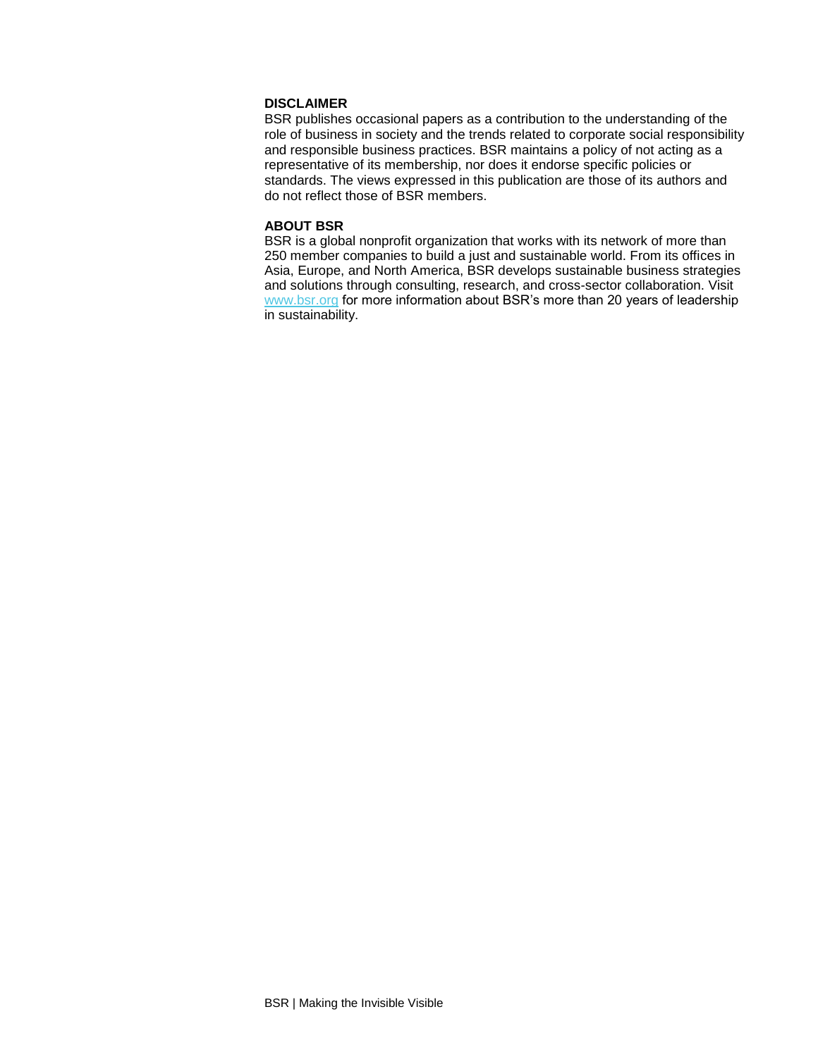**DISCLAIMER**

BSR publishes occasional papers as a contribution to the understanding of the role of business in society and the trends related to corporate social responsibility and responsible business practices. BSR maintains a policy of not acting as a representative of its membership, nor does it endorse specific policies or standards. The views expressed in this publication are those of its authors and do not reflect those of BSR members.

**ABOUT BSR**

BSR is a global nonprofit organization that works with its network of more than 250 member companies to build a just and sustainable world. From its offices in Asia, Europe, and North America, BSR develops sustainable business strategies and solutions through consulting, research, and cross-sector collaboration. Visit www.bsr.org for more information about BSR's more than 20 years of leadership in sustainability.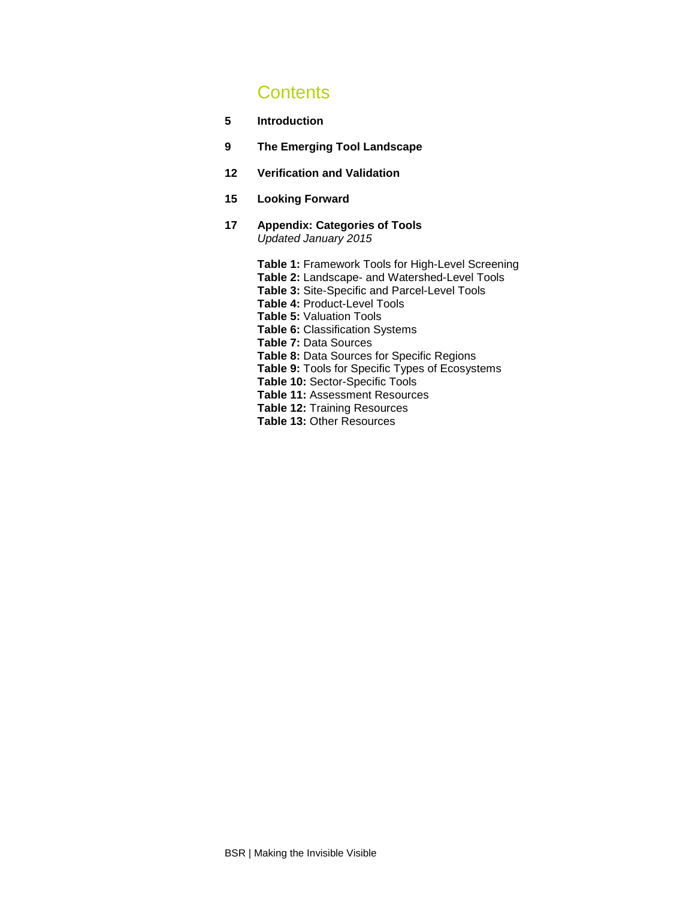# Contents

**5** **Introduction**

**9** **The Emerging Tool Landscape**

**12** **Verification and Validation**

**15** **Looking Forward**

**17** **Appendix: Categories of Tools**
*Updated January 2015*

**Table 1:** Framework Tools for High-Level Screening
**Table 2:** Landscape- and Watershed-Level Tools
**Table 3:** Site-Specific and Parcel-Level Tools
**Table 4:** Product-Level Tools
**Table 5:** Valuation Tools
**Table 6:** Classification Systems
**Table 7:** Data Sources
**Table 8:** Data Sources for Specific Regions
**Table 9:** Tools for Specific Types of Ecosystems
**Table 10:** Sector-Specific Tools
**Table 11:** Assessment Resources
**Table 12:** Training Resources
**Table 13:** Other Resources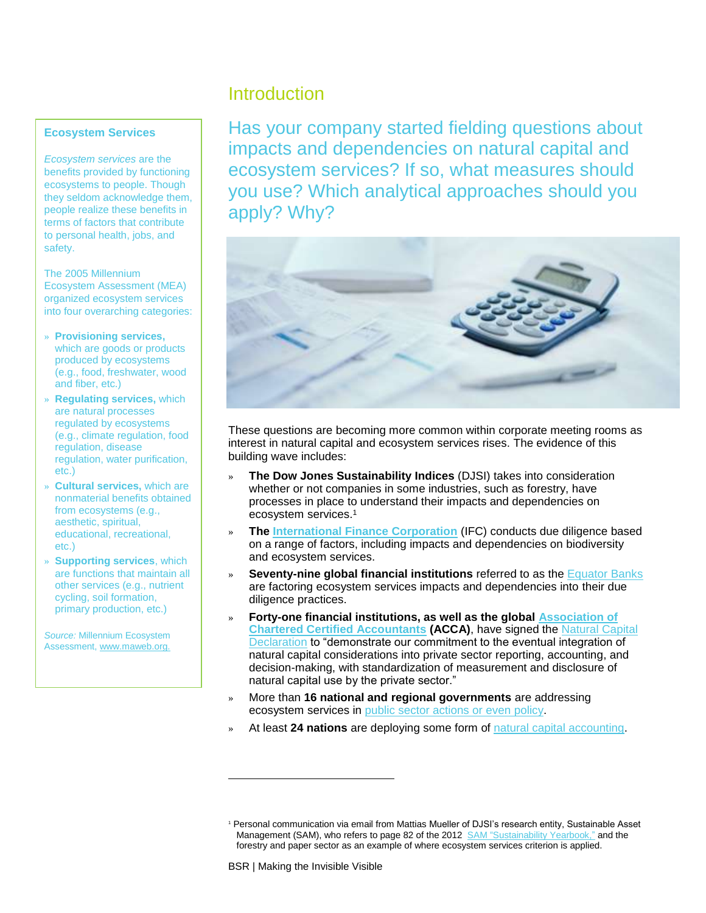# Introduction

## Has your company started fielding questions about impacts and dependencies on natural capital and ecosystem services? If so, what measures should you use? Which analytical approaches should you apply? Why?

These questions are becoming more common within corporate meeting rooms as interest in natural capital and ecosystem services rises. The evidence of this building wave includes:

- **The Dow Jones Sustainability Indices** (DJSI) takes into consideration whether or not companies in some industries, such as forestry, have processes in place to understand their impacts and dependencies on ecosystem services.[1]
- **The International Finance Corporation** (IFC) conducts due diligence based on a range of factors, including impacts and dependencies on biodiversity and ecosystem services.
- **Seventy-nine global financial institutions** referred to as the Equator Banks are factoring ecosystem services impacts and dependencies into their due diligence practices.
- **Forty-one financial institutions, as well as the global Association of Chartered Certified Accountants (ACCA)**, have signed the Natural Capital Declaration to "demonstrate our commitment to the eventual integration of natural capital considerations into private sector reporting, accounting, and decision-making, with standardization of measurement and disclosure of natural capital use by the private sector."
- More than **16 national and regional governments** are addressing ecosystem services in public sector actions or even policy.
- At least **24 nations** are deploying some form of natural capital accounting.

### Ecosystem Services

*Ecosystem services* are the benefits provided by functioning ecosystems to people. Though they seldom acknowledge them, people realize these benefits in terms of factors that contribute to personal health, jobs, and safety.

The 2005 Millennium Ecosystem Assessment (MEA) organized ecosystem services into four overarching categories:

- **Provisioning services,** which are goods or products produced by ecosystems (e.g., food, freshwater, wood and fiber, etc.)
- **Regulating services,** which are natural processes regulated by ecosystems (e.g., climate regulation, food regulation, disease regulation, water purification, etc.)
- **Cultural services,** which are nonmaterial benefits obtained from ecosystems (e.g., aesthetic, spiritual, educational, recreational, etc.)
- **Supporting services**, which are functions that maintain all other services (e.g., nutrient cycling, soil formation, primary production, etc.)

*Source:* Millennium Ecosystem Assessment, www.maweb.org.

---

[1] Personal communication via email from Mattias Mueller of DJSI's research entity, Sustainable Asset Management (SAM), who refers to page 82 of the 2012 SAM "Sustainability Yearbook," and the forestry and paper sector as an example of where ecosystem services criterion is applied.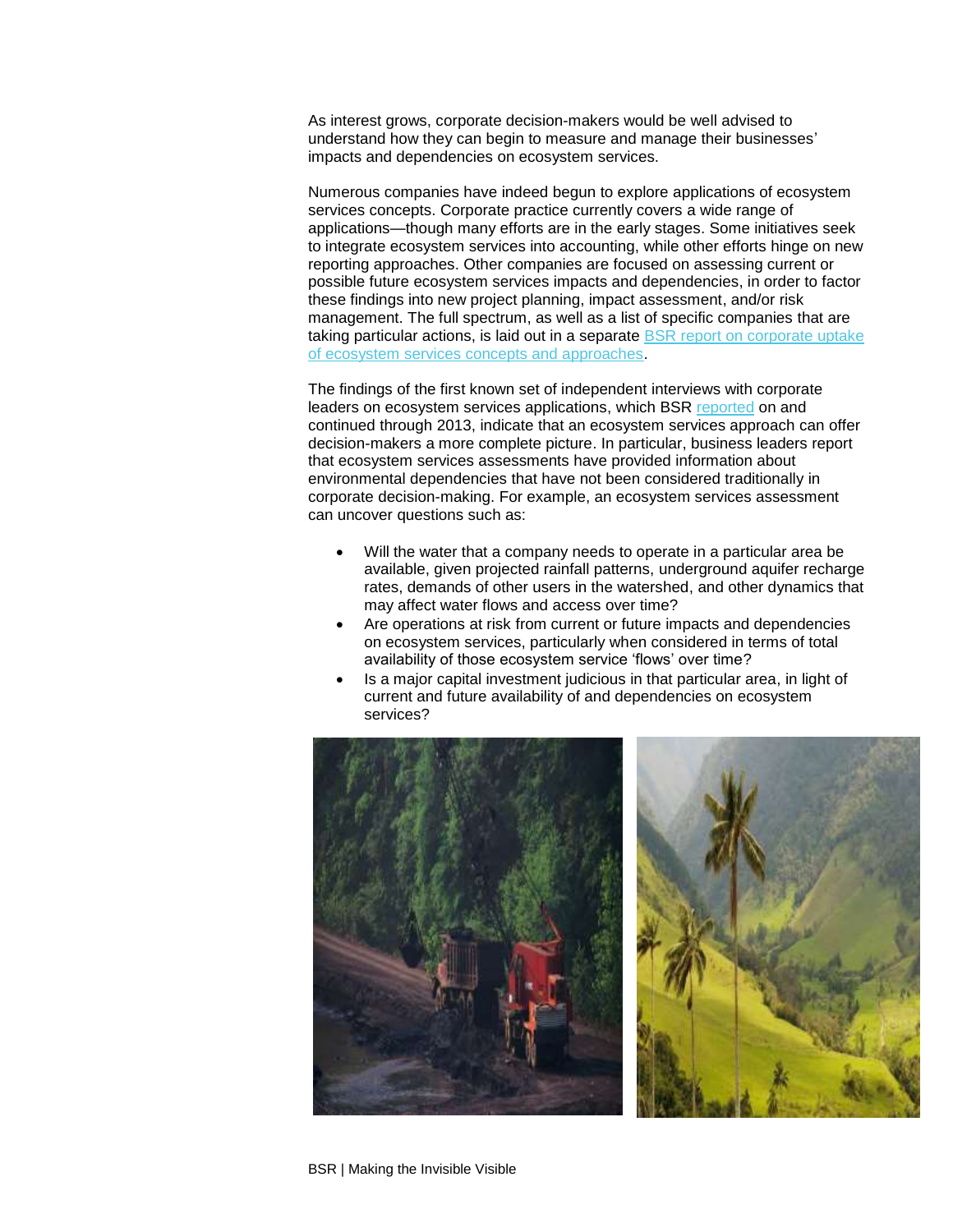As interest grows, corporate decision-makers would be well advised to understand how they can begin to measure and manage their businesses' impacts and dependencies on ecosystem services.

Numerous companies have indeed begun to explore applications of ecosystem services concepts. Corporate practice currently covers a wide range of applications—though many efforts are in the early stages. Some initiatives seek to integrate ecosystem services into accounting, while other efforts hinge on new reporting approaches. Other companies are focused on assessing current or possible future ecosystem services impacts and dependencies, in order to factor these findings into new project planning, impact assessment, and/or risk management. The full spectrum, as well as a list of specific companies that are taking particular actions, is laid out in a separate [BSR report on corporate uptake of ecosystem services concepts and approaches](#).

The findings of the first known set of independent interviews with corporate leaders on ecosystem services applications, which BSR [reported](#) on and continued through 2013, indicate that an ecosystem services approach can offer decision-makers a more complete picture. In particular, business leaders report that ecosystem services assessments have provided information about environmental dependencies that have not been considered traditionally in corporate decision-making. For example, an ecosystem services assessment can uncover questions such as:

- Will the water that a company needs to operate in a particular area be available, given projected rainfall patterns, underground aquifer recharge rates, demands of other users in the watershed, and other dynamics that may affect water flows and access over time?
- Are operations at risk from current or future impacts and dependencies on ecosystem services, particularly when considered in terms of total availability of those ecosystem service 'flows' over time?
- Is a major capital investment judicious in that particular area, in light of current and future availability of and dependencies on ecosystem services?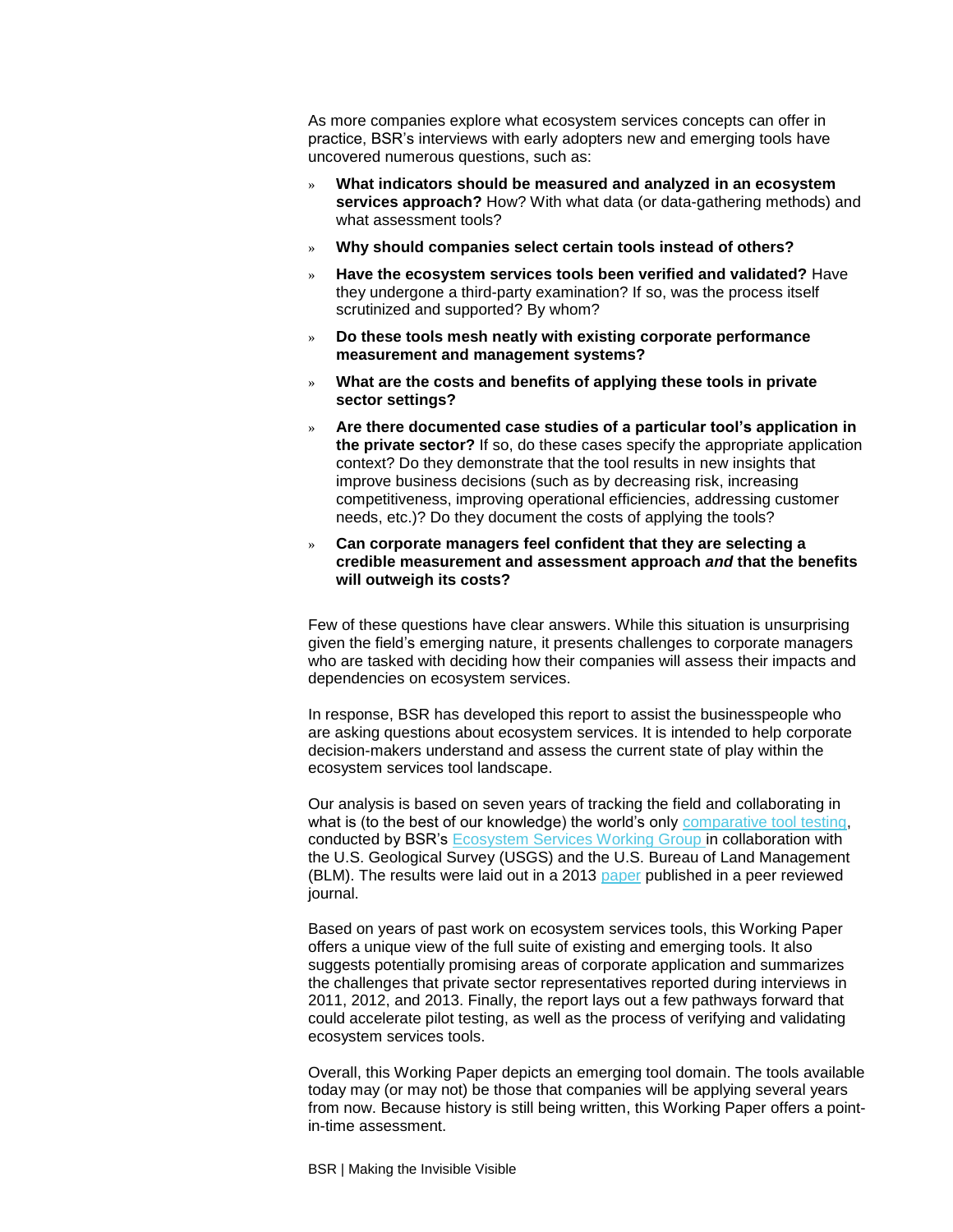As more companies explore what ecosystem services concepts can offer in practice, BSR's interviews with early adopters new and emerging tools have uncovered numerous questions, such as:

- **What indicators should be measured and analyzed in an ecosystem services approach?** How? With what data (or data-gathering methods) and what assessment tools?
- **Why should companies select certain tools instead of others?**
- **Have the ecosystem services tools been verified and validated?** Have they undergone a third-party examination? If so, was the process itself scrutinized and supported? By whom?
- **Do these tools mesh neatly with existing corporate performance measurement and management systems?**
- **What are the costs and benefits of applying these tools in private sector settings?**
- **Are there documented case studies of a particular tool's application in the private sector?** If so, do these cases specify the appropriate application context? Do they demonstrate that the tool results in new insights that improve business decisions (such as by decreasing risk, increasing competitiveness, improving operational efficiencies, addressing customer needs, etc.)? Do they document the costs of applying the tools?
- **Can corporate managers feel confident that they are selecting a credible measurement and assessment approach *and* that the benefits will outweigh its costs?**

Few of these questions have clear answers. While this situation is unsurprising given the field's emerging nature, it presents challenges to corporate managers who are tasked with deciding how their companies will assess their impacts and dependencies on ecosystem services.

In response, BSR has developed this report to assist the businesspeople who are asking questions about ecosystem services. It is intended to help corporate decision-makers understand and assess the current state of play within the ecosystem services tool landscape.

Our analysis is based on seven years of tracking the field and collaborating in what is (to the best of our knowledge) the world's only comparative tool testing, conducted by BSR's Ecosystem Services Working Group in collaboration with the U.S. Geological Survey (USGS) and the U.S. Bureau of Land Management (BLM). The results were laid out in a 2013 paper published in a peer reviewed journal.

Based on years of past work on ecosystem services tools, this Working Paper offers a unique view of the full suite of existing and emerging tools. It also suggests potentially promising areas of corporate application and summarizes the challenges that private sector representatives reported during interviews in 2011, 2012, and 2013. Finally, the report lays out a few pathways forward that could accelerate pilot testing, as well as the process of verifying and validating ecosystem services tools.

Overall, this Working Paper depicts an emerging tool domain. The tools available today may (or may not) be those that companies will be applying several years from now. Because history is still being written, this Working Paper offers a point-in-time assessment.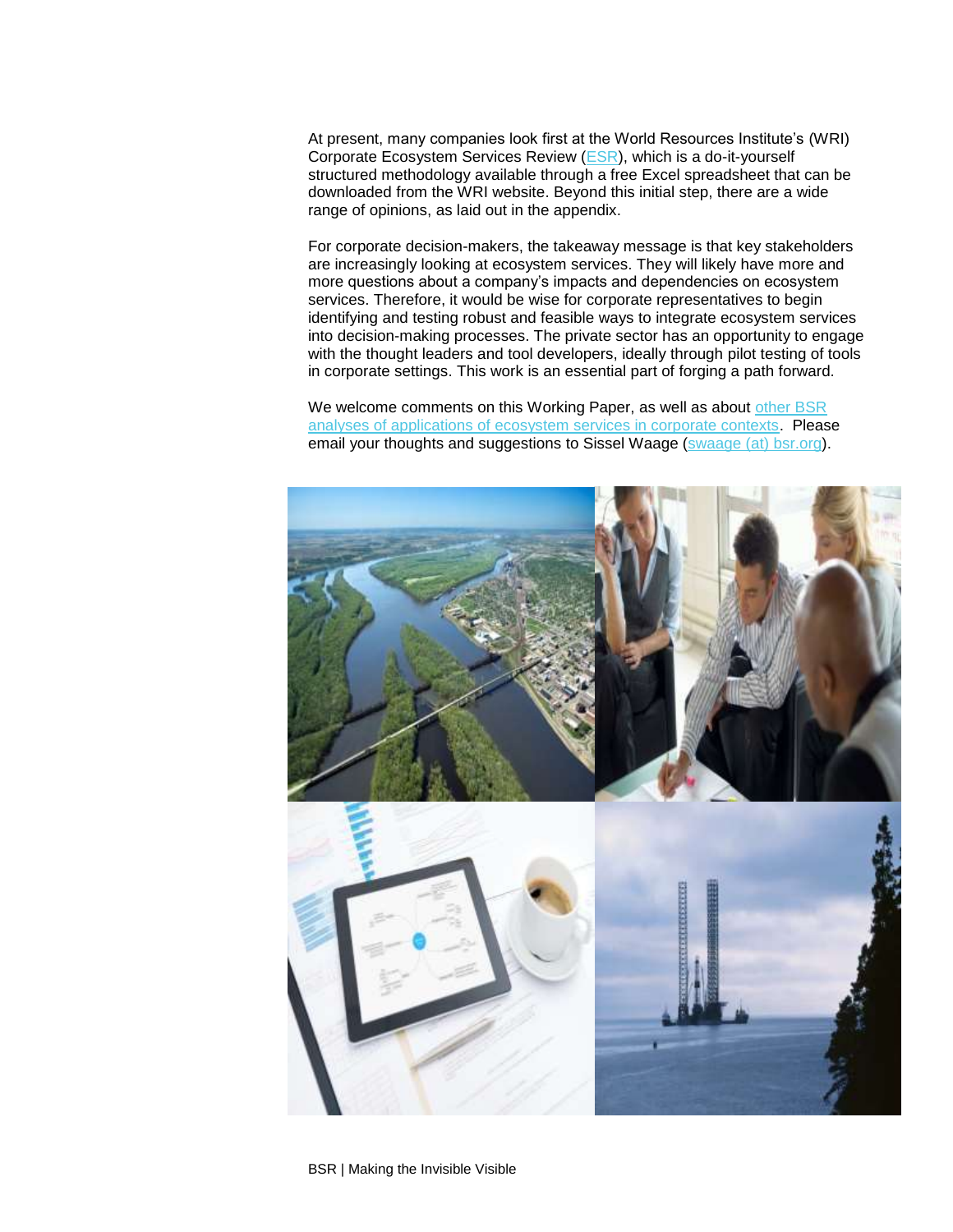At present, many companies look first at the World Resources Institute's (WRI) Corporate Ecosystem Services Review (ESR), which is a do-it-yourself structured methodology available through a free Excel spreadsheet that can be downloaded from the WRI website. Beyond this initial step, there are a wide range of opinions, as laid out in the appendix.

For corporate decision-makers, the takeaway message is that key stakeholders are increasingly looking at ecosystem services. They will likely have more and more questions about a company's impacts and dependencies on ecosystem services. Therefore, it would be wise for corporate representatives to begin identifying and testing robust and feasible ways to integrate ecosystem services into decision-making processes. The private sector has an opportunity to engage with the thought leaders and tool developers, ideally through pilot testing of tools in corporate settings. This work is an essential part of forging a path forward.

We welcome comments on this Working Paper, as well as about other BSR analyses of applications of ecosystem services in corporate contexts. Please email your thoughts and suggestions to Sissel Waage (swaage (at) bsr.org).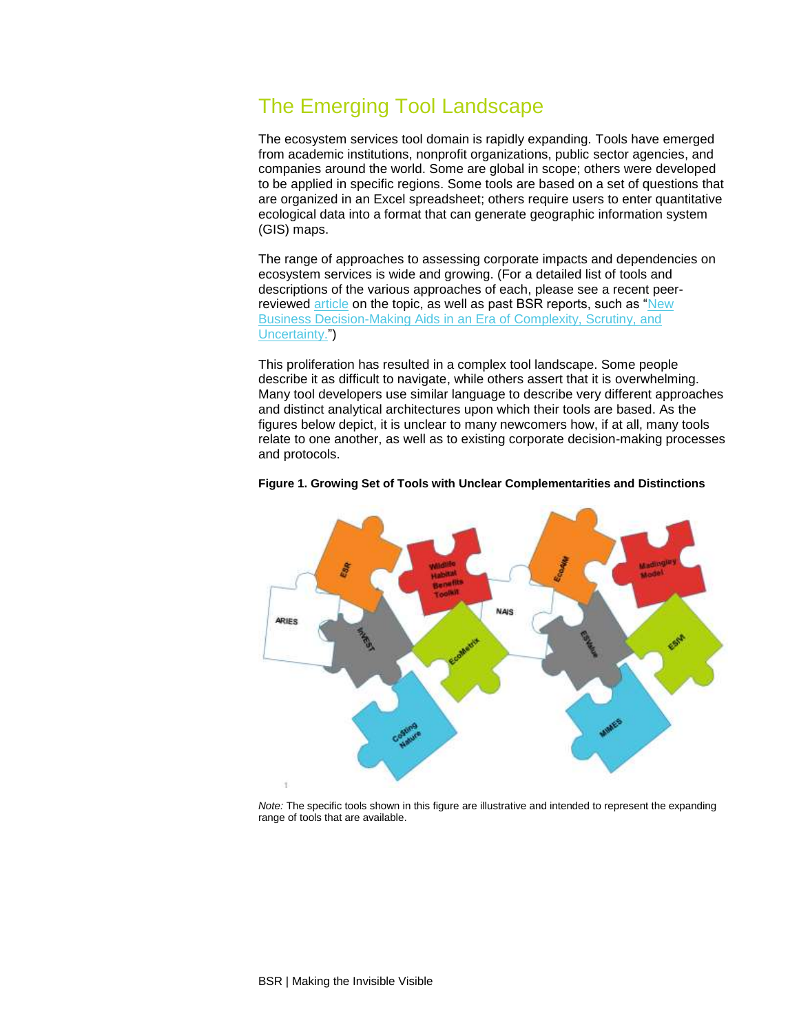## The Emerging Tool Landscape

The ecosystem services tool domain is rapidly expanding. Tools have emerged from academic institutions, nonprofit organizations, public sector agencies, and companies around the world. Some are global in scope; others were developed to be applied in specific regions. Some tools are based on a set of questions that are organized in an Excel spreadsheet; others require users to enter quantitative ecological data into a format that can generate geographic information system (GIS) maps.

The range of approaches to assessing corporate impacts and dependencies on ecosystem services is wide and growing. (For a detailed list of tools and descriptions of the various approaches of each, please see a recent peer-reviewed article on the topic, as well as past BSR reports, such as "New Business Decision-Making Aids in an Era of Complexity, Scrutiny, and Uncertainty.")

This proliferation has resulted in a complex tool landscape. Some people describe it as difficult to navigate, while others assert that it is overwhelming. Many tool developers use similar language to describe very different approaches and distinct analytical architectures upon which their tools are based. As the figures below depict, it is unclear to many newcomers how, if at all, many tools relate to one another, as well as to existing corporate decision-making processes and protocols.

**Figure 1. Growing Set of Tools with Unclear Complementarities and Distinctions**

*Note:* The specific tools shown in this figure are illustrative and intended to represent the expanding range of tools that are available.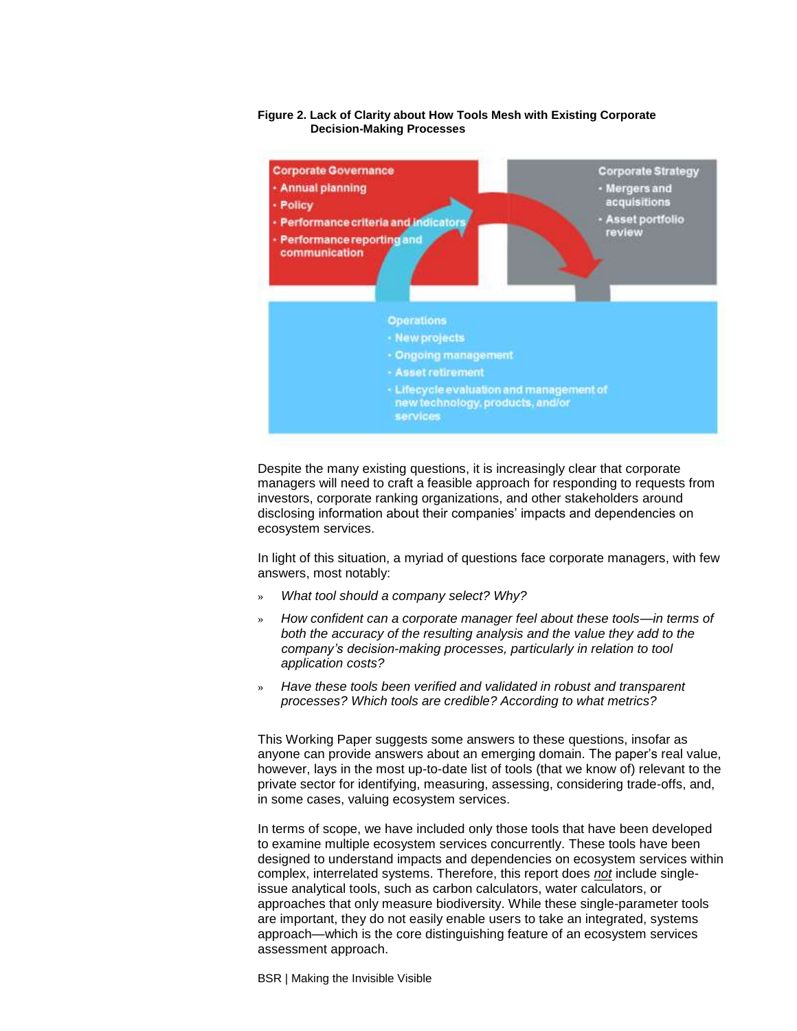**Figure 2. Lack of Clarity about How Tools Mesh with Existing Corporate Decision-Making Processes**

Corporate Governance
- Annual planning
- Policy
- Performance criteria and indicators
- Performance reporting and communication

Corporate Strategy
- Mergers and acquisitions
- Asset portfolio review

Operations
- New projects
- Ongoing management
- Asset retirement
- Lifecycle evaluation and management of new technology, products, and/or services

Despite the many existing questions, it is increasingly clear that corporate managers will need to craft a feasible approach for responding to requests from investors, corporate ranking organizations, and other stakeholders around disclosing information about their companies' impacts and dependencies on ecosystem services.

In light of this situation, a myriad of questions face corporate managers, with few answers, most notably:

- *What tool should a company select? Why?*
- *How confident can a corporate manager feel about these tools—in terms of both the accuracy of the resulting analysis and the value they add to the company's decision-making processes, particularly in relation to tool application costs?*
- *Have these tools been verified and validated in robust and transparent processes? Which tools are credible? According to what metrics?*

This Working Paper suggests some answers to these questions, insofar as anyone can provide answers about an emerging domain. The paper's real value, however, lays in the most up-to-date list of tools (that we know of) relevant to the private sector for identifying, measuring, assessing, considering trade-offs, and, in some cases, valuing ecosystem services.

In terms of scope, we have included only those tools that have been developed to examine multiple ecosystem services concurrently. These tools have been designed to understand impacts and dependencies on ecosystem services within complex, interrelated systems. Therefore, this report does *not* include single-issue analytical tools, such as carbon calculators, water calculators, or approaches that only measure biodiversity. While these single-parameter tools are important, they do not easily enable users to take an integrated, systems approach—which is the core distinguishing feature of an ecosystem services assessment approach.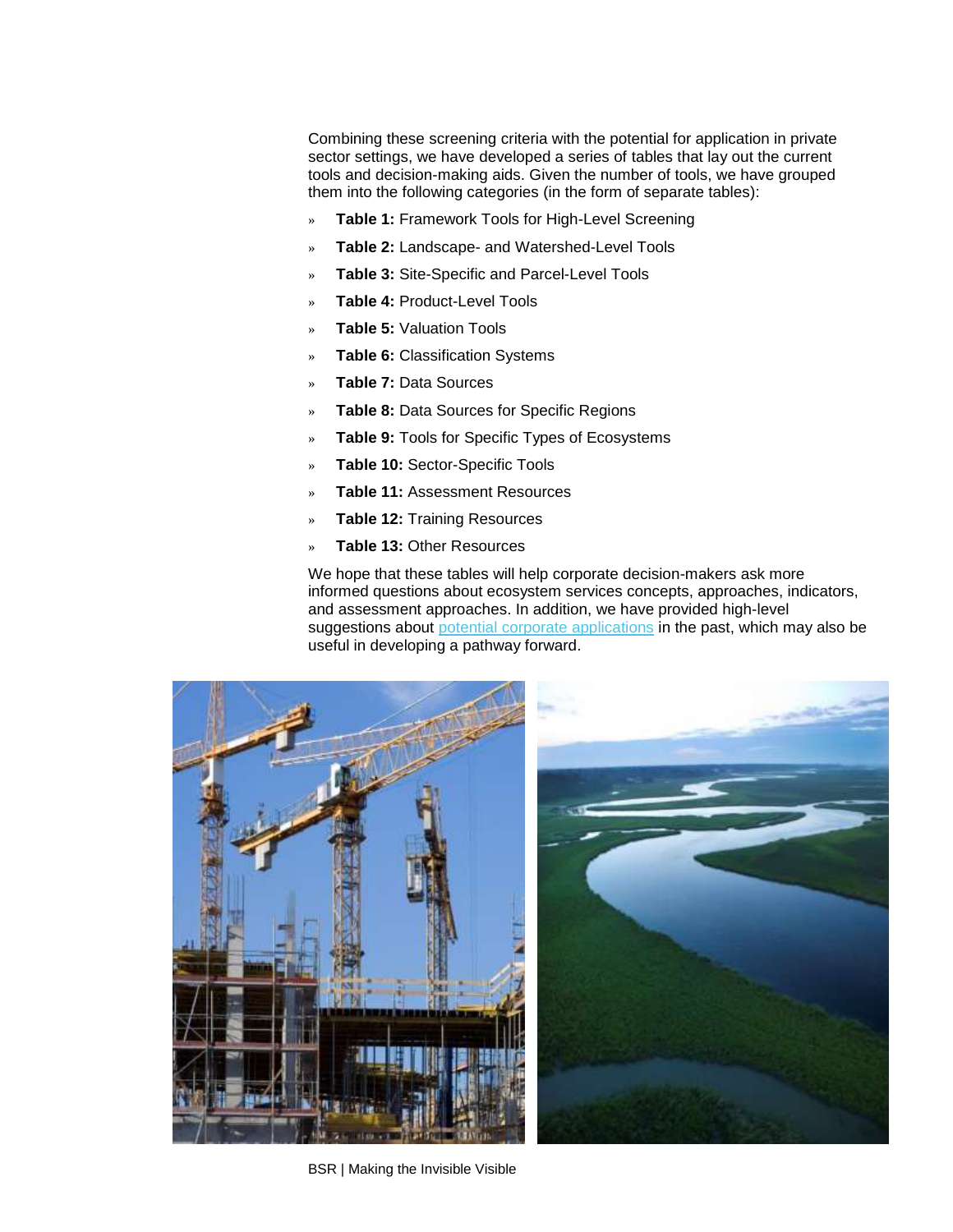Combining these screening criteria with the potential for application in private sector settings, we have developed a series of tables that lay out the current tools and decision-making aids. Given the number of tools, we have grouped them into the following categories (in the form of separate tables):

- **Table 1:** Framework Tools for High-Level Screening
- **Table 2:** Landscape- and Watershed-Level Tools
- **Table 3:** Site-Specific and Parcel-Level Tools
- **Table 4:** Product-Level Tools
- **Table 5:** Valuation Tools
- **Table 6:** Classification Systems
- **Table 7:** Data Sources
- **Table 8:** Data Sources for Specific Regions
- **Table 9:** Tools for Specific Types of Ecosystems
- **Table 10:** Sector-Specific Tools
- **Table 11:** Assessment Resources
- **Table 12:** Training Resources
- **Table 13:** Other Resources

We hope that these tables will help corporate decision-makers ask more informed questions about ecosystem services concepts, approaches, indicators, and assessment approaches. In addition, we have provided high-level suggestions about potential corporate applications in the past, which may also be useful in developing a pathway forward.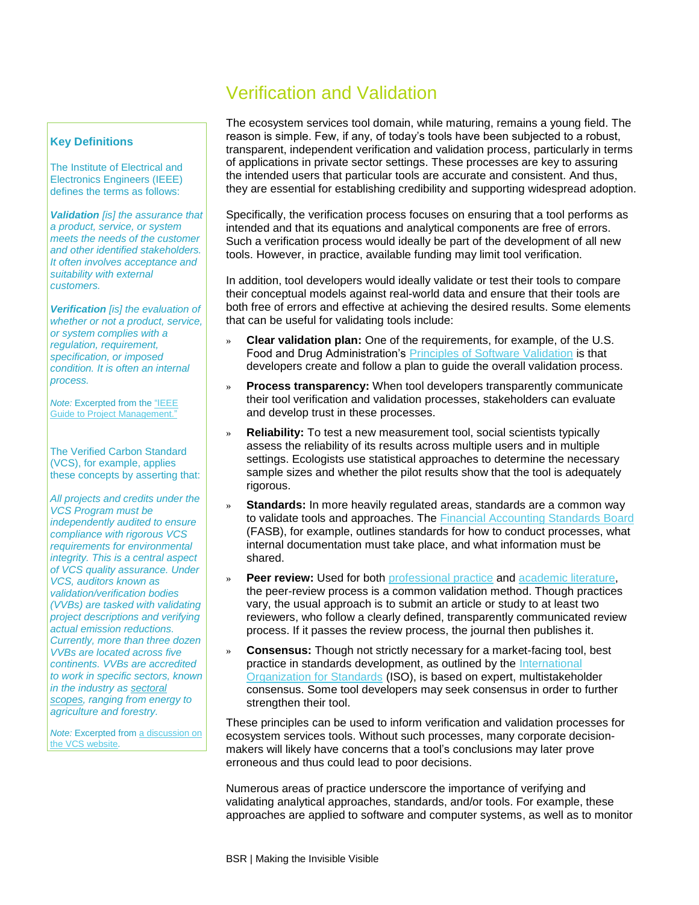## Verification and Validation

The ecosystem services tool domain, while maturing, remains a young field. The reason is simple. Few, if any, of today's tools have been subjected to a robust, transparent, independent verification and validation process, particularly in terms of applications in private sector settings. These processes are key to assuring the intended users that particular tools are accurate and consistent. And thus, they are essential for establishing credibility and supporting widespread adoption.

Specifically, the verification process focuses on ensuring that a tool performs as intended and that its equations and analytical components are free of errors. Such a verification process would ideally be part of the development of all new tools. However, in practice, available funding may limit tool verification.

In addition, tool developers would ideally validate or test their tools to compare their conceptual models against real-world data and ensure that their tools are both free of errors and effective at achieving the desired results. Some elements that can be useful for validating tools include:

- **Clear validation plan:** One of the requirements, for example, of the U.S. Food and Drug Administration's Principles of Software Validation is that developers create and follow a plan to guide the overall validation process.
- **Process transparency:** When tool developers transparently communicate their tool verification and validation processes, stakeholders can evaluate and develop trust in these processes.
- **Reliability:** To test a new measurement tool, social scientists typically assess the reliability of its results across multiple users and in multiple settings. Ecologists use statistical approaches to determine the necessary sample sizes and whether the pilot results show that the tool is adequately rigorous.
- **Standards:** In more heavily regulated areas, standards are a common way to validate tools and approaches. The Financial Accounting Standards Board (FASB), for example, outlines standards for how to conduct processes, what internal documentation must take place, and what information must be shared.
- **Peer review:** Used for both professional practice and academic literature, the peer-review process is a common validation method. Though practices vary, the usual approach is to submit an article or study to at least two reviewers, who follow a clearly defined, transparently communicated review process. If it passes the review process, the journal then publishes it.
- **Consensus:** Though not strictly necessary for a market-facing tool, best practice in standards development, as outlined by the International Organization for Standards (ISO), is based on expert, multistakeholder consensus. Some tool developers may seek consensus in order to further strengthen their tool.

These principles can be used to inform verification and validation processes for ecosystem services tools. Without such processes, many corporate decision-makers will likely have concerns that a tool's conclusions may later prove erroneous and thus could lead to poor decisions.

Numerous areas of practice underscore the importance of verifying and validating analytical approaches, standards, and/or tools. For example, these approaches are applied to software and computer systems, as well as to monitor

### Key Definitions

The Institute of Electrical and Electronics Engineers (IEEE) defines the terms as follows:

***Validation*** *[is] the assurance that a product, service, or system meets the needs of the customer and other identified stakeholders. It often involves acceptance and suitability with external customers.*

***Verification*** *[is] the evaluation of whether or not a product, service, or system complies with a regulation, requirement, specification, or imposed condition. It is often an internal process.*

*Note:* Excerpted from the "IEEE Guide to Project Management."

The Verified Carbon Standard (VCS), for example, applies these concepts by asserting that:

*All projects and credits under the VCS Program must be independently audited to ensure compliance with rigorous VCS requirements for environmental integrity. This is a central aspect of VCS quality assurance. Under VCS, auditors known as validation/verification bodies (VVBs) are tasked with validating project descriptions and verifying actual emission reductions. Currently, more than three dozen VVBs are located across five continents. VVBs are accredited to work in specific sectors, known in the industry as sectoral scopes, ranging from energy to agriculture and forestry.*

*Note:* Excerpted from a discussion on the VCS website.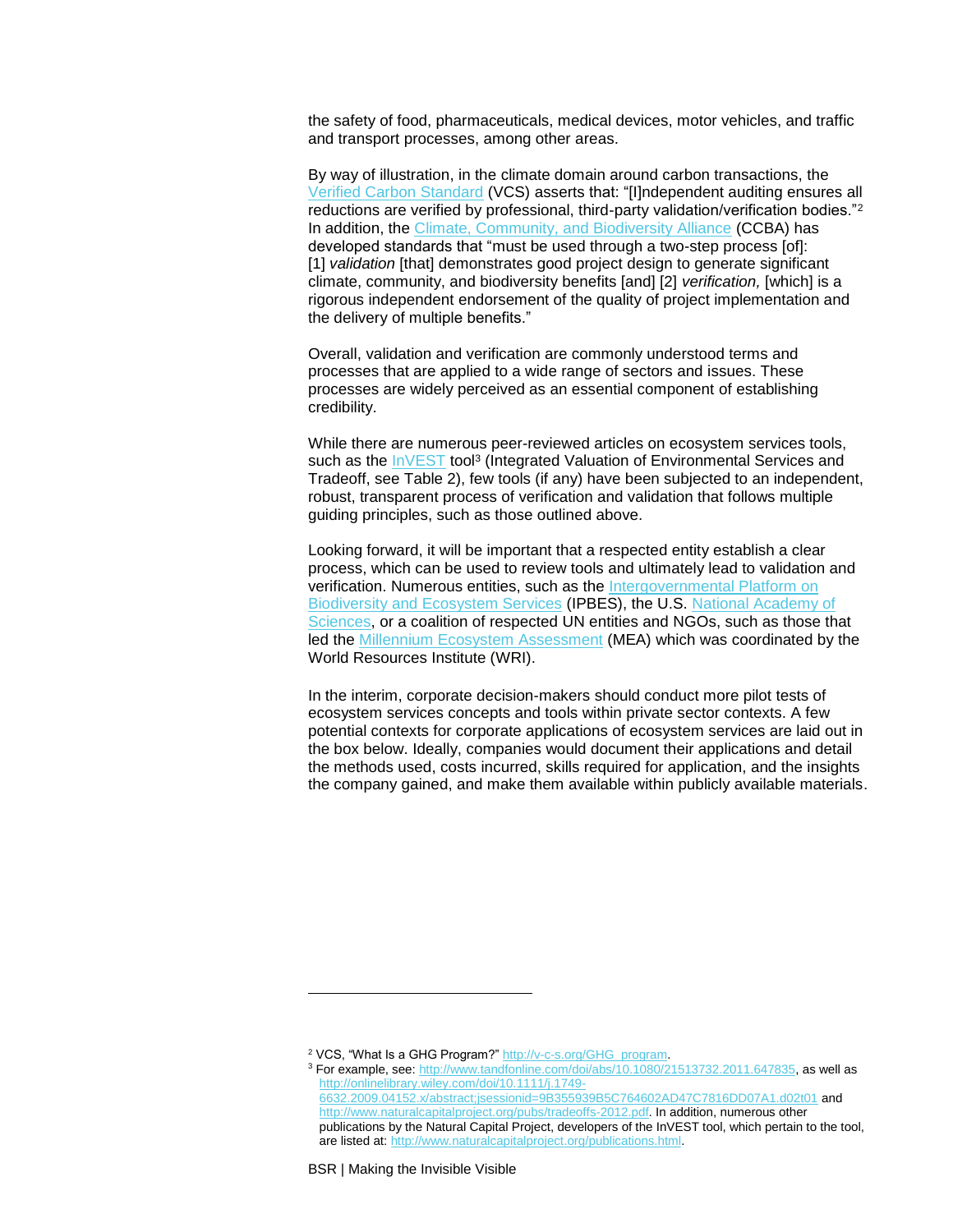the safety of food, pharmaceuticals, medical devices, motor vehicles, and traffic and transport processes, among other areas.

By way of illustration, in the climate domain around carbon transactions, the Verified Carbon Standard (VCS) asserts that: "[I]ndependent auditing ensures all reductions are verified by professional, third-party validation/verification bodies."[2] In addition, the Climate, Community, and Biodiversity Alliance (CCBA) has developed standards that "must be used through a two-step process [of]: [1] *validation* [that] demonstrates good project design to generate significant climate, community, and biodiversity benefits [and] [2] *verification,* [which] is a rigorous independent endorsement of the quality of project implementation and the delivery of multiple benefits."

Overall, validation and verification are commonly understood terms and processes that are applied to a wide range of sectors and issues. These processes are widely perceived as an essential component of establishing credibility.

While there are numerous peer-reviewed articles on ecosystem services tools, such as the InVEST tool[3] (Integrated Valuation of Environmental Services and Tradeoff, see Table 2), few tools (if any) have been subjected to an independent, robust, transparent process of verification and validation that follows multiple guiding principles, such as those outlined above.

Looking forward, it will be important that a respected entity establish a clear process, which can be used to review tools and ultimately lead to validation and verification. Numerous entities, such as the Intergovernmental Platform on Biodiversity and Ecosystem Services (IPBES), the U.S. National Academy of Sciences, or a coalition of respected UN entities and NGOs, such as those that led the Millennium Ecosystem Assessment (MEA) which was coordinated by the World Resources Institute (WRI).

In the interim, corporate decision-makers should conduct more pilot tests of ecosystem services concepts and tools within private sector contexts. A few potential contexts for corporate applications of ecosystem services are laid out in the box below. Ideally, companies would document their applications and detail the methods used, costs incurred, skills required for application, and the insights the company gained, and make them available within publicly available materials.

---

[2] VCS, "What Is a GHG Program?" http://v-c-s.org/GHG_program.

[3] For example, see: http://www.tandfonline.com/doi/abs/10.1080/21513732.2011.647835, as well as http://onlinelibrary.wiley.com/doi/10.1111/j.1749-6632.2009.04152.x/abstract;jsessionid=9B355939B5C764602AD47C7816DD07A1.d02t01 and http://www.naturalcapitalproject.org/pubs/tradeoffs-2012.pdf. In addition, numerous other publications by the Natural Capital Project, developers of the InVEST tool, which pertain to the tool, are listed at: http://www.naturalcapitalproject.org/publications.html.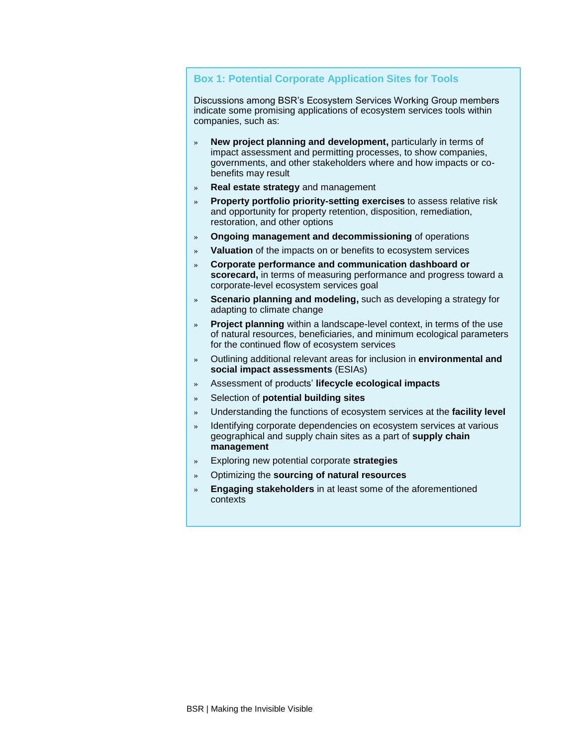### Box 1: Potential Corporate Application Sites for Tools

Discussions among BSR's Ecosystem Services Working Group members indicate some promising applications of ecosystem services tools within companies, such as:

- **New project planning and development,** particularly in terms of impact assessment and permitting processes, to show companies, governments, and other stakeholders where and how impacts or co-benefits may result
- **Real estate strategy** and management
- **Property portfolio priority-setting exercises** to assess relative risk and opportunity for property retention, disposition, remediation, restoration, and other options
- **Ongoing management and decommissioning** of operations
- **Valuation** of the impacts on or benefits to ecosystem services
- **Corporate performance and communication dashboard or scorecard,** in terms of measuring performance and progress toward a corporate-level ecosystem services goal
- **Scenario planning and modeling,** such as developing a strategy for adapting to climate change
- **Project planning** within a landscape-level context, in terms of the use of natural resources, beneficiaries, and minimum ecological parameters for the continued flow of ecosystem services
- Outlining additional relevant areas for inclusion in **environmental and social impact assessments** (ESIAs)
- Assessment of products' **lifecycle ecological impacts**
- Selection of **potential building sites**
- Understanding the functions of ecosystem services at the **facility level**
- Identifying corporate dependencies on ecosystem services at various geographical and supply chain sites as a part of **supply chain management**
- Exploring new potential corporate **strategies**
- Optimizing the **sourcing of natural resources**
- **Engaging stakeholders** in at least some of the aforementioned contexts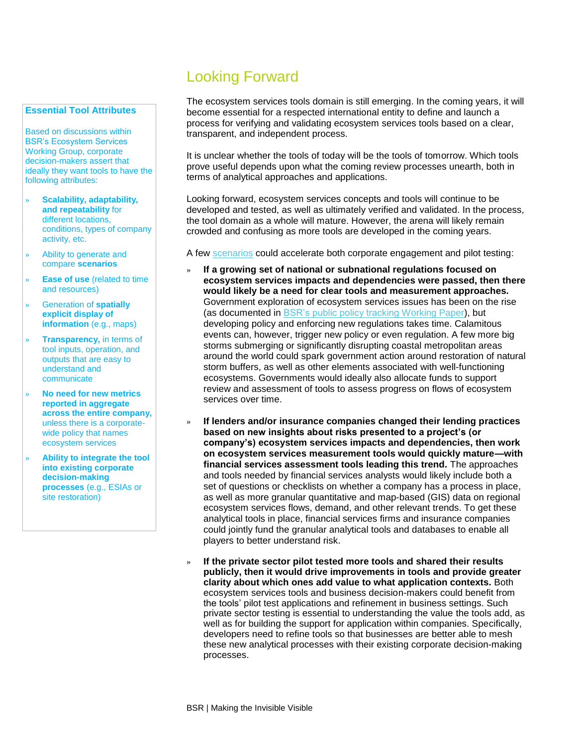## Essential Tool Attributes

Based on discussions within BSR's Ecosystem Services Working Group, corporate decision-makers assert that ideally they want tools to have the following attributes:

- **Scalability, adaptability, and repeatability** for different locations, conditions, types of company activity, etc.
- Ability to generate and compare **scenarios**
- **Ease of use** (related to time and resources)
- Generation of **spatially explicit display of information** (e.g., maps)
- **Transparency,** in terms of tool inputs, operation, and outputs that are easy to understand and communicate
- **No need for new metrics reported in aggregate across the entire company,** unless there is a corporate-wide policy that names ecosystem services
- **Ability to integrate the tool into existing corporate decision-making processes** (e.g., ESIAs or site restoration)

# Looking Forward

The ecosystem services tools domain is still emerging. In the coming years, it will become essential for a respected international entity to define and launch a process for verifying and validating ecosystem services tools based on a clear, transparent, and independent process.

It is unclear whether the tools of today will be the tools of tomorrow. Which tools prove useful depends upon what the coming review processes unearth, both in terms of analytical approaches and applications.

Looking forward, ecosystem services concepts and tools will continue to be developed and tested, as well as ultimately verified and validated. In the process, the tool domain as a whole will mature. However, the arena will likely remain crowded and confusing as more tools are developed in the coming years.

A few scenarios could accelerate both corporate engagement and pilot testing:

- **If a growing set of national or subnational regulations focused on ecosystem services impacts and dependencies were passed, then there would likely be a need for clear tools and measurement approaches.** Government exploration of ecosystem services issues has been on the rise (as documented in BSR's public policy tracking Working Paper), but developing policy and enforcing new regulations takes time. Calamitous events can, however, trigger new policy or even regulation. A few more big storms submerging or significantly disrupting coastal metropolitan areas around the world could spark government action around restoration of natural storm buffers, as well as other elements associated with well-functioning ecosystems. Governments would ideally also allocate funds to support review and assessment of tools to assess progress on flows of ecosystem services over time.

- **If lenders and/or insurance companies changed their lending practices based on new insights about risks presented to a project's (or company's) ecosystem services impacts and dependencies, then work on ecosystem services measurement tools would quickly mature—with financial services assessment tools leading this trend.** The approaches and tools needed by financial services analysts would likely include both a set of questions or checklists on whether a company has a process in place, as well as more granular quantitative and map-based (GIS) data on regional ecosystem services flows, demand, and other relevant trends. To get these analytical tools in place, financial services firms and insurance companies could jointly fund the granular analytical tools and databases to enable all players to better understand risk.

- **If the private sector pilot tested more tools and shared their results publicly, then it would drive improvements in tools and provide greater clarity about which ones add value to what application contexts.** Both ecosystem services tools and business decision-makers could benefit from the tools' pilot test applications and refinement in business settings. Such private sector testing is essential to understanding the value the tools add, as well as for building the support for application within companies. Specifically, developers need to refine tools so that businesses are better able to mesh these new analytical processes with their existing corporate decision-making processes.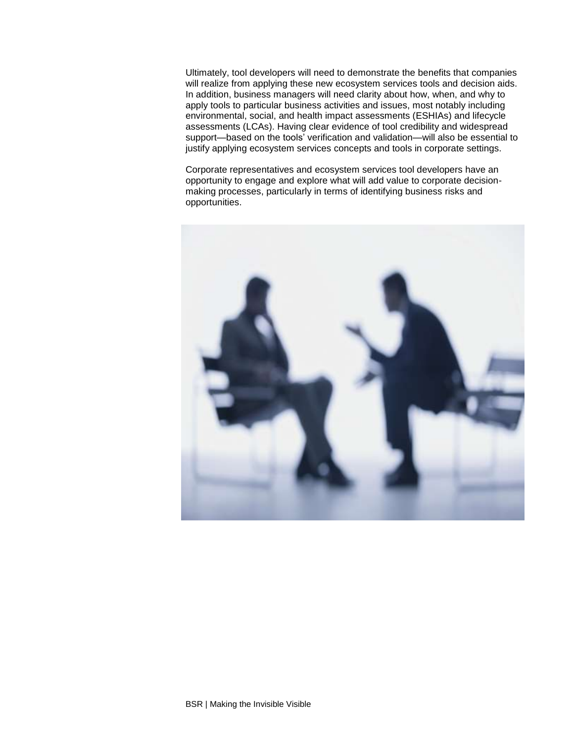Ultimately, tool developers will need to demonstrate the benefits that companies will realize from applying these new ecosystem services tools and decision aids. In addition, business managers will need clarity about how, when, and why to apply tools to particular business activities and issues, most notably including environmental, social, and health impact assessments (ESHIAs) and lifecycle assessments (LCAs). Having clear evidence of tool credibility and widespread support—based on the tools' verification and validation—will also be essential to justify applying ecosystem services concepts and tools in corporate settings.

Corporate representatives and ecosystem services tool developers have an opportunity to engage and explore what will add value to corporate decision-making processes, particularly in terms of identifying business risks and opportunities.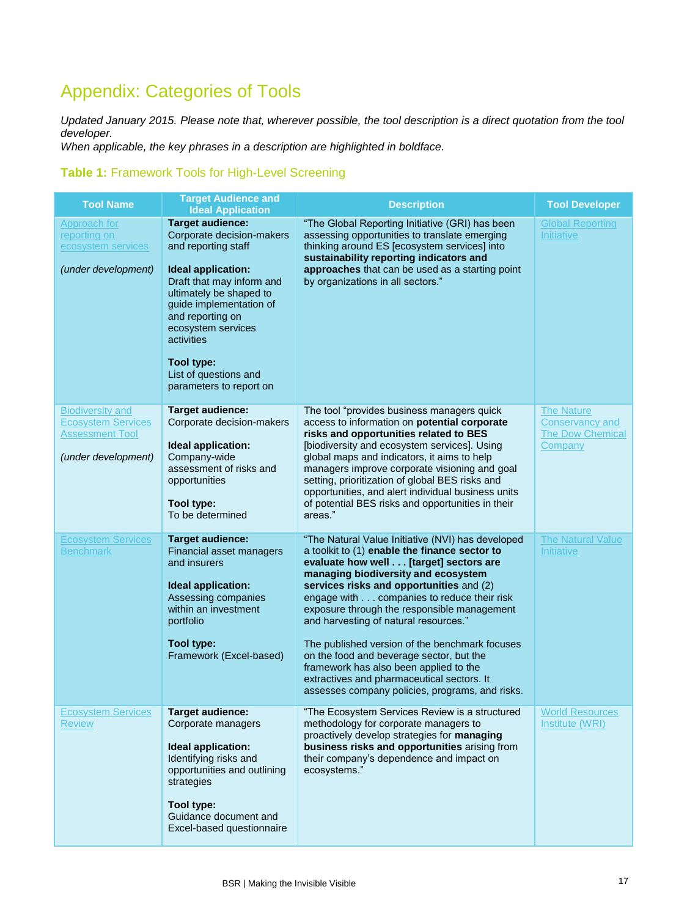# Appendix: Categories of Tools

*Updated January 2015. Please note that, wherever possible, the tool description is a direct quotation from the tool developer.*
*When applicable, the key phrases in a description are highlighted in boldface.*

**Table 1:** Framework Tools for High-Level Screening

| Tool Name | Target Audience and Ideal Application | Description | Tool Developer |
|---|---|---|---|
| Approach for reporting on ecosystem services<br><br>*(under development)* | **Target audience:**<br>Corporate decision-makers and reporting staff<br><br>**Ideal application:**<br>Draft that may inform and ultimately be shaped to guide implementation of and reporting on ecosystem services activities<br><br>**Tool type:**<br>List of questions and parameters to report on | "The Global Reporting Initiative (GRI) has been assessing opportunities to translate emerging thinking around ES [ecosystem services] into **sustainability reporting indicators and approaches** that can be used as a starting point by organizations in all sectors." | Global Reporting Initiative |
| Biodiversity and Ecosystem Services Assessment Tool<br><br>*(under development)* | **Target audience:**<br>Corporate decision-makers<br><br>**Ideal application:**<br>Company-wide assessment of risks and opportunities<br><br>**Tool type:**<br>To be determined | The tool "provides business managers quick access to information on **potential corporate risks and opportunities related to BES** [biodiversity and ecosystem services]. Using global maps and indicators, it aims to help managers improve corporate visioning and goal setting, prioritization of global BES risks and opportunities, and alert individual business units of potential BES risks and opportunities in their areas." | The Nature Conservancy and The Dow Chemical Company |
| Ecosystem Services Benchmark | **Target audience:**<br>Financial asset managers and insurers<br><br>**Ideal application:**<br>Assessing companies within an investment portfolio<br><br>**Tool type:**<br>Framework (Excel-based) | "The Natural Value Initiative (NVI) has developed a toolkit to (1) **enable the finance sector to evaluate how well . . . [target] sectors are managing biodiversity and ecosystem services risks and opportunities** and (2) engage with . . . companies to reduce their risk exposure through the responsible management and harvesting of natural resources."<br><br>The published version of the benchmark focuses on the food and beverage sector, but the framework has also been applied to the extractives and pharmaceutical sectors. It assesses company policies, programs, and risks. | The Natural Value Initiative |
| Ecosystem Services Review | **Target audience:**<br>Corporate managers<br><br>**Ideal application:**<br>Identifying risks and opportunities and outlining strategies<br><br>**Tool type:**<br>Guidance document and Excel-based questionnaire | "The Ecosystem Services Review is a structured methodology for corporate managers to proactively develop strategies for **managing business risks and opportunities** arising from their company's dependence and impact on ecosystems." | World Resources Institute (WRI) |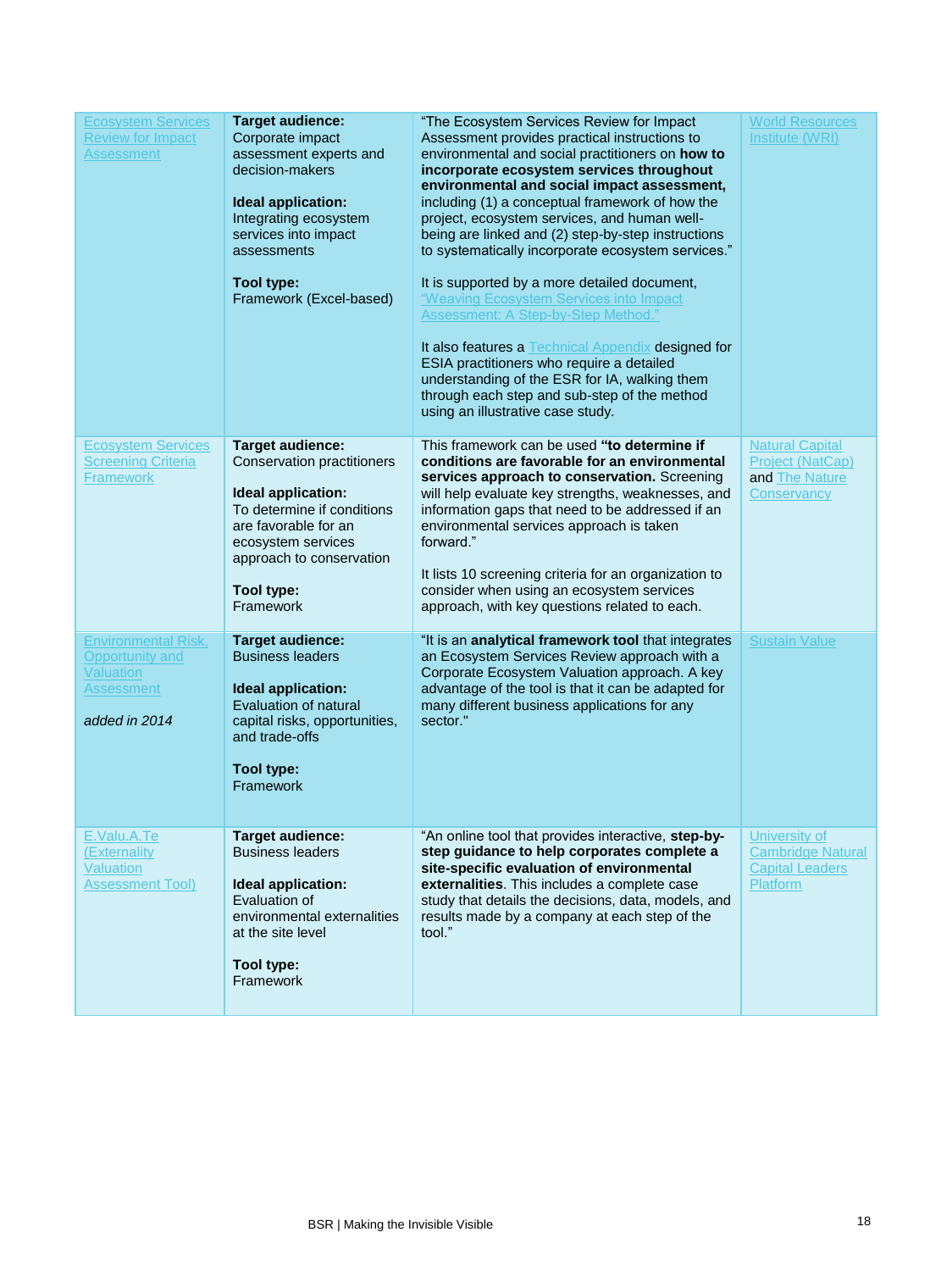| | | | |
|---|---|---|---|
| Ecosystem Services Review for Impact Assessment | **Target audience:** Corporate impact assessment experts and decision-makers<br><br>**Ideal application:** Integrating ecosystem services into impact assessments<br><br>**Tool type:** Framework (Excel-based) | "The Ecosystem Services Review for Impact Assessment provides practical instructions to environmental and social practitioners on **how to incorporate ecosystem services throughout environmental and social impact assessment,** including (1) a conceptual framework of how the project, ecosystem services, and human well-being are linked and (2) step-by-step instructions to systematically incorporate ecosystem services."<br><br>It is supported by a more detailed document, "Weaving Ecosystem Services into Impact Assessment: A Step-by-Step Method."<br><br>It also features a Technical Appendix designed for ESIA practitioners who require a detailed understanding of the ESR for IA, walking them through each step and sub-step of the method using an illustrative case study. | World Resources Institute (WRI) |
| Ecosystem Services Screening Criteria Framework | **Target audience:** Conservation practitioners<br><br>**Ideal application:** To determine if conditions are favorable for an ecosystem services approach to conservation<br><br>**Tool type:** Framework | This framework can be used **"to determine if conditions are favorable for an environmental services approach to conservation.** Screening will help evaluate key strengths, weaknesses, and information gaps that need to be addressed if an environmental services approach is taken forward."<br><br>It lists 10 screening criteria for an organization to consider when using an ecosystem services approach, with key questions related to each. | Natural Capital Project (NatCap) and The Nature Conservancy |
| Environmental Risk, Opportunity and Valuation Assessment<br><br>*added in 2014* | **Target audience:** Business leaders<br><br>**Ideal application:** Evaluation of natural capital risks, opportunities, and trade-offs<br><br>**Tool type:** Framework | "It is an **analytical framework tool** that integrates an Ecosystem Services Review approach with a Corporate Ecosystem Valuation approach. A key advantage of the tool is that it can be adapted for many different business applications for any sector." | Sustain Value |
| E.Valu.A.Te (Externality Valuation Assessment Tool) | **Target audience:** Business leaders<br><br>**Ideal application:** Evaluation of environmental externalities at the site level<br><br>**Tool type:** Framework | "An online tool that provides interactive, **step-by-step guidance to help corporates complete a site-specific evaluation of environmental externalities**. This includes a complete case study that details the decisions, data, models, and results made by a company at each step of the tool." | University of Cambridge Natural Capital Leaders Platform |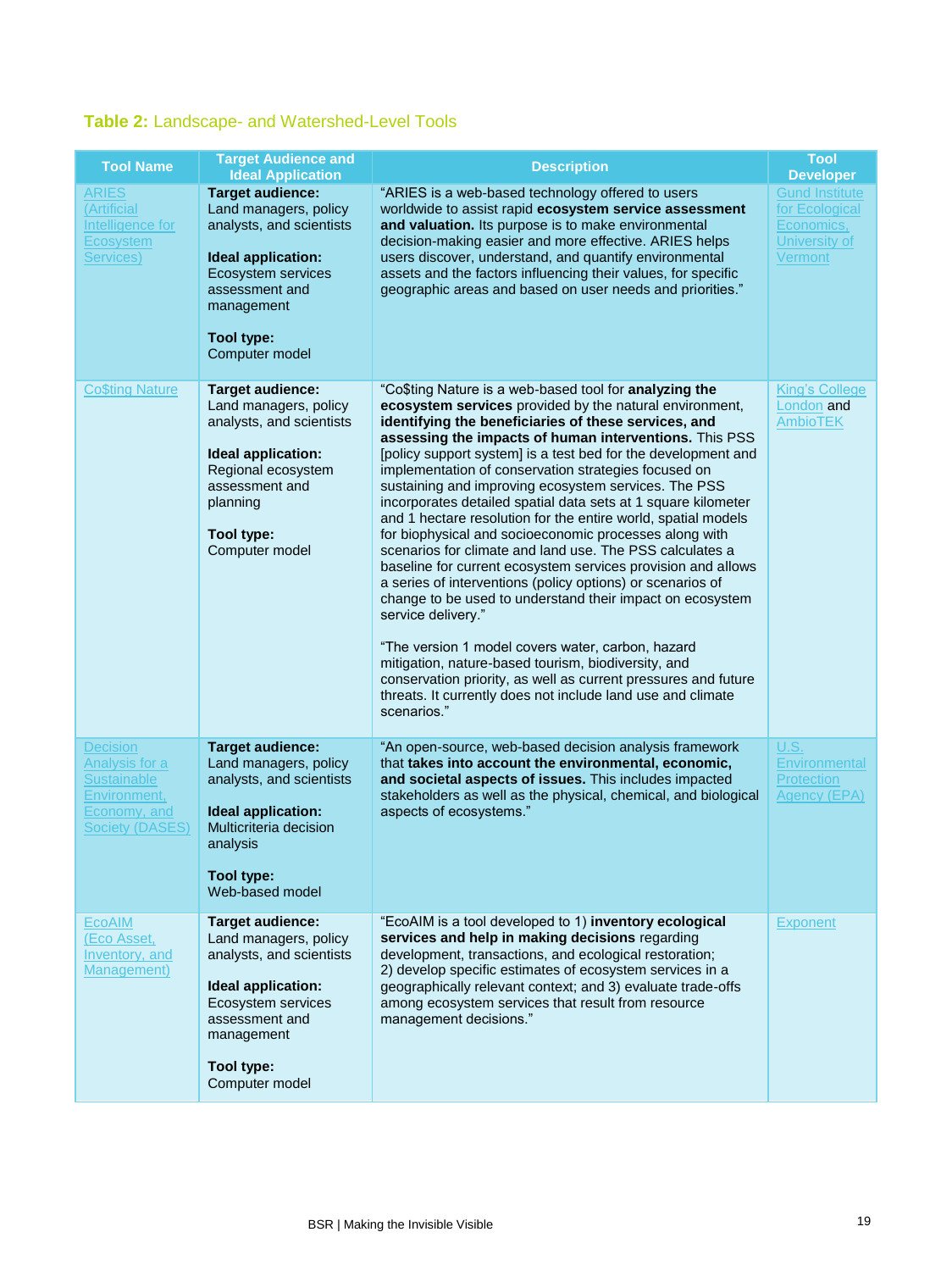**Table 2:** Landscape- and Watershed-Level Tools

| Tool Name | Target Audience and Ideal Application | Description | Tool Developer |
|---|---|---|---|
| ARIES (Artificial Intelligence for Ecosystem Services) | **Target audience:** Land managers, policy analysts, and scientists<br><br>**Ideal application:** Ecosystem services assessment and management<br><br>**Tool type:** Computer model | "ARIES is a web-based technology offered to users worldwide to assist rapid **ecosystem service assessment and valuation.** Its purpose is to make environmental decision-making easier and more effective. ARIES helps users discover, understand, and quantify environmental assets and the factors influencing their values, for specific geographic areas and based on user needs and priorities." | Gund Institute for Ecological Economics, University of Vermont |
| Co$ting Nature | **Target audience:** Land managers, policy analysts, and scientists<br><br>**Ideal application:** Regional ecosystem assessment and planning<br><br>**Tool type:** Computer model | "Co$ting Nature is a web-based tool for **analyzing the ecosystem services** provided by the natural environment, **identifying the beneficiaries of these services, and assessing the impacts of human interventions.** This PSS [policy support system] is a test bed for the development and implementation of conservation strategies focused on sustaining and improving ecosystem services. The PSS incorporates detailed spatial data sets at 1 square kilometer and 1 hectare resolution for the entire world, spatial models for biophysical and socioeconomic processes along with scenarios for climate and land use. The PSS calculates a baseline for current ecosystem services provision and allows a series of interventions (policy options) or scenarios of change to be used to understand their impact on ecosystem service delivery."<br><br>"The version 1 model covers water, carbon, hazard mitigation, nature-based tourism, biodiversity, and conservation priority, as well as current pressures and future threats. It currently does not include land use and climate scenarios." | King's College London and AmbioTEK |
| Decision Analysis for a Sustainable Environment, Economy, and Society (DASES) | **Target audience:** Land managers, policy analysts, and scientists<br><br>**Ideal application:** Multicriteria decision analysis<br><br>**Tool type:** Web-based model | "An open-source, web-based decision analysis framework that **takes into account the environmental, economic, and societal aspects of issues.** This includes impacted stakeholders as well as the physical, chemical, and biological aspects of ecosystems." | U.S. Environmental Protection Agency (EPA) |
| EcoAIM (Eco Asset, Inventory, and Management) | **Target audience:** Land managers, policy analysts, and scientists<br><br>**Ideal application:** Ecosystem services assessment and management<br><br>**Tool type:** Computer model | "EcoAIM is a tool developed to 1) **inventory ecological services and help in making decisions** regarding development, transactions, and ecological restoration; 2) develop specific estimates of ecosystem services in a geographically relevant context; and 3) evaluate trade-offs among ecosystem services that result from resource management decisions." | Exponent |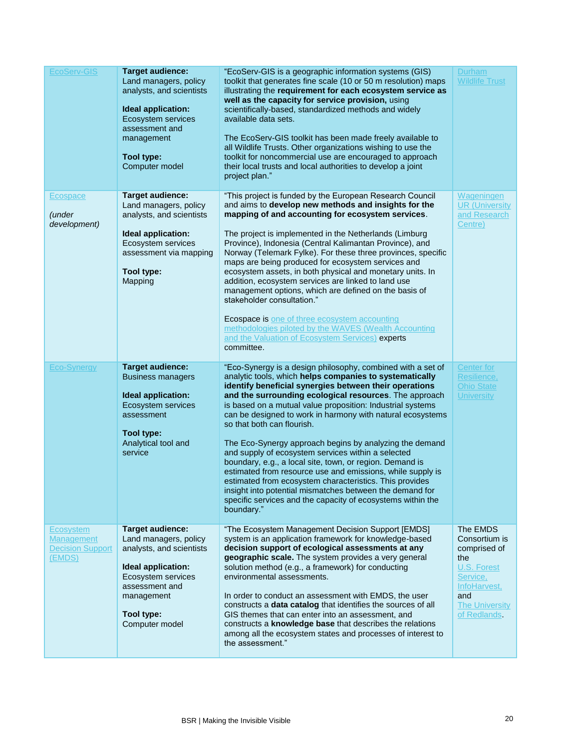| | | | |
|---|---|---|---|
| EcoServ-GIS | **Target audience:** Land managers, policy analysts, and scientists<br><br>**Ideal application:** Ecosystem services assessment and management<br><br>**Tool type:** Computer model | "EcoServ-GIS is a geographic information systems (GIS) toolkit that generates fine scale (10 or 50 m resolution) maps illustrating the **requirement for each ecosystem service as well as the capacity for service provision,** using scientifically-based, standardized methods and widely available data sets.<br><br>The EcoServ-GIS toolkit has been made freely available to all Wildlife Trusts. Other organizations wishing to use the toolkit for noncommercial use are encouraged to approach their local trusts and local authorities to develop a joint project plan." | Durham Wildlife Trust |
| Ecospace<br><br>*(under development)* | **Target audience:** Land managers, policy analysts, and scientists<br><br>**Ideal application:** Ecosystem services assessment via mapping<br><br>**Tool type:** Mapping | "This project is funded by the European Research Council and aims to **develop new methods and insights for the mapping of and accounting for ecosystem services**.<br><br>The project is implemented in the Netherlands (Limburg Province), Indonesia (Central Kalimantan Province), and Norway (Telemark Fylke). For these three provinces, specific maps are being produced for ecosystem services and ecosystem assets, in both physical and monetary units. In addition, ecosystem services are linked to land use management options, which are defined on the basis of stakeholder consultation."<br><br>Ecospace is one of three ecosystem accounting methodologies piloted by the WAVES (Wealth Accounting and the Valuation of Ecosystem Services) experts committee. | Wageningen UR (University and Research Centre) |
| Eco-Synergy | **Target audience:** Business managers<br><br>**Ideal application:** Ecosystem services assessment<br><br>**Tool type:** Analytical tool and service | "Eco-Synergy is a design philosophy, combined with a set of analytic tools, which **helps companies to systematically identify beneficial synergies between their operations and the surrounding ecological resources**. The approach is based on a mutual value proposition: Industrial systems can be designed to work in harmony with natural ecosystems so that both can flourish.<br><br>The Eco-Synergy approach begins by analyzing the demand and supply of ecosystem services within a selected boundary, e.g., a local site, town, or region. Demand is estimated from resource use and emissions, while supply is estimated from ecosystem characteristics. This provides insight into potential mismatches between the demand for specific services and the capacity of ecosystems within the boundary." | Center for Resilience, Ohio State University |
| Ecosystem Management Decision Support (EMDS) | **Target audience:** Land managers, policy analysts, and scientists<br><br>**Ideal application:** Ecosystem services assessment and management<br><br>**Tool type:** Computer model | "The Ecosystem Management Decision Support [EMDS] system is an application framework for knowledge-based **decision support of ecological assessments at any geographic scale.** The system provides a very general solution method (e.g., a framework) for conducting environmental assessments.<br><br>In order to conduct an assessment with EMDS, the user constructs a **data catalog** that identifies the sources of all GIS themes that can enter into an assessment, and constructs a **knowledge base** that describes the relations among all the ecosystem states and processes of interest to the assessment." | The EMDS Consortium is comprised of the U.S. Forest Service, InfoHarvest, and The University of Redlands. |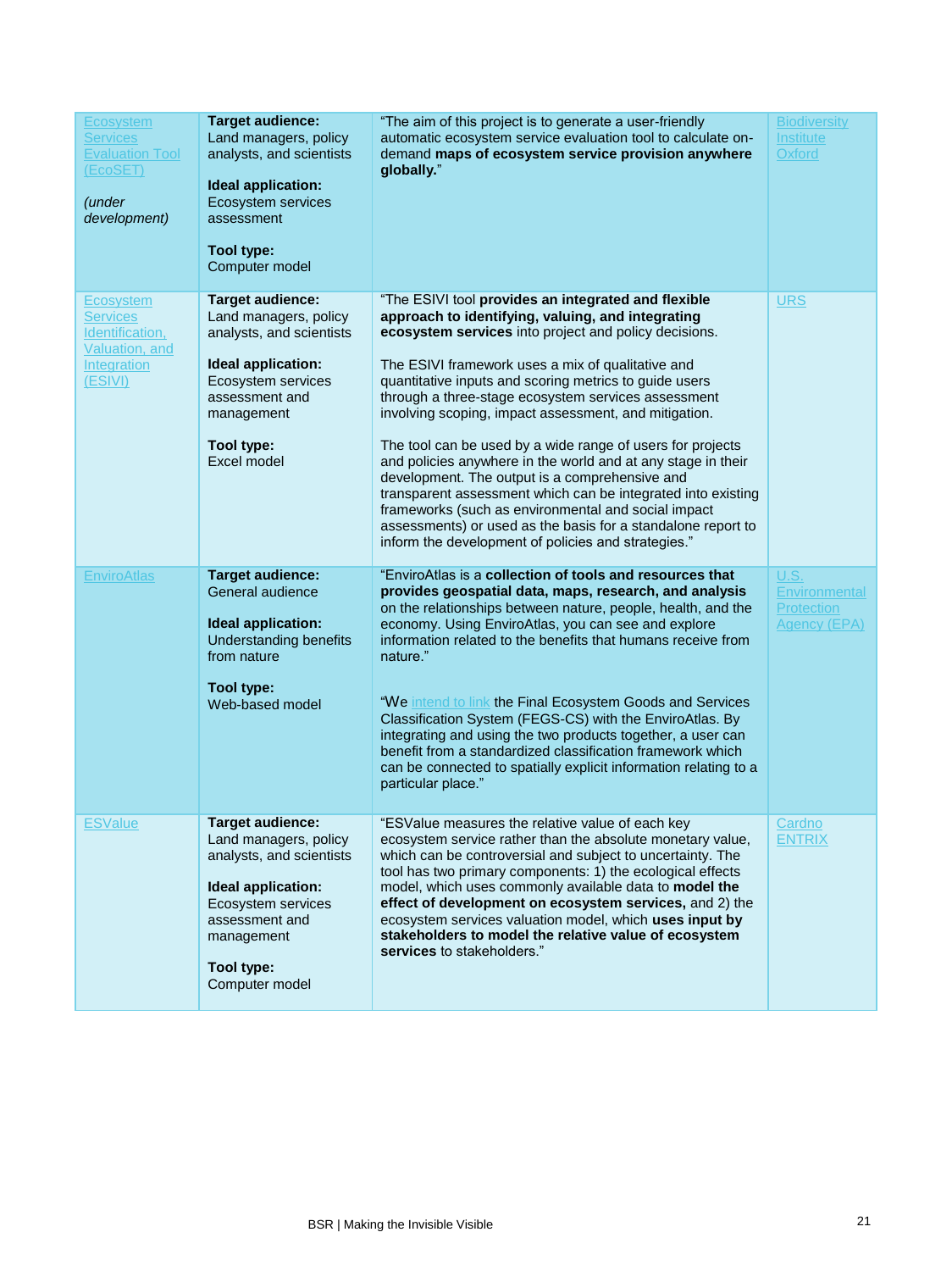| | | | |
|---|---|---|---|
| Ecosystem Services Evaluation Tool (EcoSET)<br><br>*(under development)* | **Target audience:** Land managers, policy analysts, and scientists<br><br>**Ideal application:** Ecosystem services assessment<br><br>**Tool type:** Computer model | "The aim of this project is to generate a user-friendly automatic ecosystem service evaluation tool to calculate on-demand **maps of ecosystem service provision anywhere globally.**" | Biodiversity Institute Oxford |
| Ecosystem Services Identification, Valuation, and Integration (ESIVI) | **Target audience:** Land managers, policy analysts, and scientists<br><br>**Ideal application:** Ecosystem services assessment and management<br><br>**Tool type:** Excel model | "The ESIVI tool **provides an integrated and flexible approach to identifying, valuing, and integrating ecosystem services** into project and policy decisions.<br><br>The ESIVI framework uses a mix of qualitative and quantitative inputs and scoring metrics to guide users through a three-stage ecosystem services assessment involving scoping, impact assessment, and mitigation.<br><br>The tool can be used by a wide range of users for projects and policies anywhere in the world and at any stage in their development. The output is a comprehensive and transparent assessment which can be integrated into existing frameworks (such as environmental and social impact assessments) or used as the basis for a standalone report to inform the development of policies and strategies." | URS |
| EnviroAtlas | **Target audience:** General audience<br><br>**Ideal application:** Understanding benefits from nature<br><br>**Tool type:** Web-based model | "EnviroAtlas is a **collection of tools and resources that provides geospatial data, maps, research, and analysis** on the relationships between nature, people, health, and the economy. Using EnviroAtlas, you can see and explore information related to the benefits that humans receive from nature."<br><br>"We intend to link the Final Ecosystem Goods and Services Classification System (FEGS-CS) with the EnviroAtlas. By integrating and using the two products together, a user can benefit from a standardized classification framework which can be connected to spatially explicit information relating to a particular place." | U.S. Environmental Protection Agency (EPA) |
| ESValue | **Target audience:** Land managers, policy analysts, and scientists<br><br>**Ideal application:** Ecosystem services assessment and management<br><br>**Tool type:** Computer model | "ESValue measures the relative value of each key ecosystem service rather than the absolute monetary value, which can be controversial and subject to uncertainty. The tool has two primary components: 1) the ecological effects model, which uses commonly available data to **model the effect of development on ecosystem services,** and 2) the ecosystem services valuation model, which **uses input by stakeholders to model the relative value of ecosystem services** to stakeholders." | Cardno ENTRIX |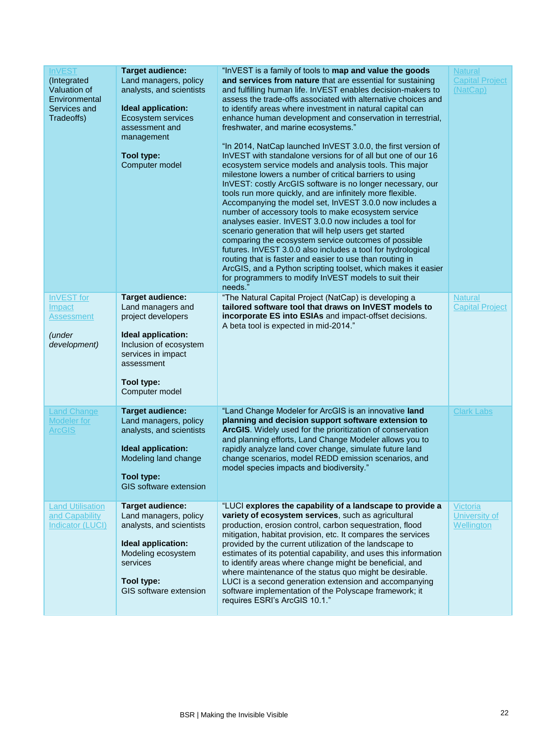| InVEST (Integrated Valuation of Environmental Services and Tradeoffs) | **Target audience:** Land managers, policy analysts, and scientists<br><br>**Ideal application:** Ecosystem services assessment and management<br><br>**Tool type:** Computer model | "InVEST is a family of tools to **map and value the goods and services from nature** that are essential for sustaining and fulfilling human life. InVEST enables decision-makers to assess the trade-offs associated with alternative choices and to identify areas where investment in natural capital can enhance human development and conservation in terrestrial, freshwater, and marine ecosystems."<br><br>"In 2014, NatCap launched InVEST 3.0.0, the first version of InVEST with standalone versions for of all but one of our 16 ecosystem service models and analysis tools. This major milestone lowers a number of critical barriers to using InVEST: costly ArcGIS software is no longer necessary, our tools run more quickly, and are infinitely more flexible. Accompanying the model set, InVEST 3.0.0 now includes a number of accessory tools to make ecosystem service analyses easier. InVEST 3.0.0 now includes a tool for scenario generation that will help users get started comparing the ecosystem service outcomes of possible futures. InVEST 3.0.0 also includes a tool for hydrological routing that is faster and easier to use than routing in ArcGIS, and a Python scripting toolset, which makes it easier for programmers to modify InVEST models to suit their needs." | Natural Capital Project (NatCap) |
|---|---|---|---|
| InVEST for Impact Assessment<br><br>*(under development)* | **Target audience:** Land managers and project developers<br><br>**Ideal application:** Inclusion of ecosystem services in impact assessment<br><br>**Tool type:** Computer model | "The Natural Capital Project (NatCap) is developing a **tailored software tool that draws on InVEST models to incorporate ES into ESIAs** and impact-offset decisions. A beta tool is expected in mid-2014." | Natural Capital Project |
| Land Change Modeler for ArcGIS | **Target audience:** Land managers, policy analysts, and scientists<br><br>**Ideal application:** Modeling land change<br><br>**Tool type:** GIS software extension | "Land Change Modeler for ArcGIS is an innovative **land planning and decision support software extension to ArcGIS**. Widely used for the prioritization of conservation and planning efforts, Land Change Modeler allows you to rapidly analyze land cover change, simulate future land change scenarios, model REDD emission scenarios, and model species impacts and biodiversity." | Clark Labs |
| Land Utilisation and Capability Indicator (LUCI) | **Target audience:** Land managers, policy analysts, and scientists<br><br>**Ideal application:** Modeling ecosystem services<br><br>**Tool type:** GIS software extension | "LUCI **explores the capability of a landscape to provide a variety of ecosystem services**, such as agricultural production, erosion control, carbon sequestration, flood mitigation, habitat provision, etc. It compares the services provided by the current utilization of the landscape to estimates of its potential capability, and uses this information to identify areas where change might be beneficial, and where maintenance of the status quo might be desirable. LUCI is a second generation extension and accompanying software implementation of the Polyscape framework; it requires ESRI's ArcGIS 10.1." | Victoria University of Wellington |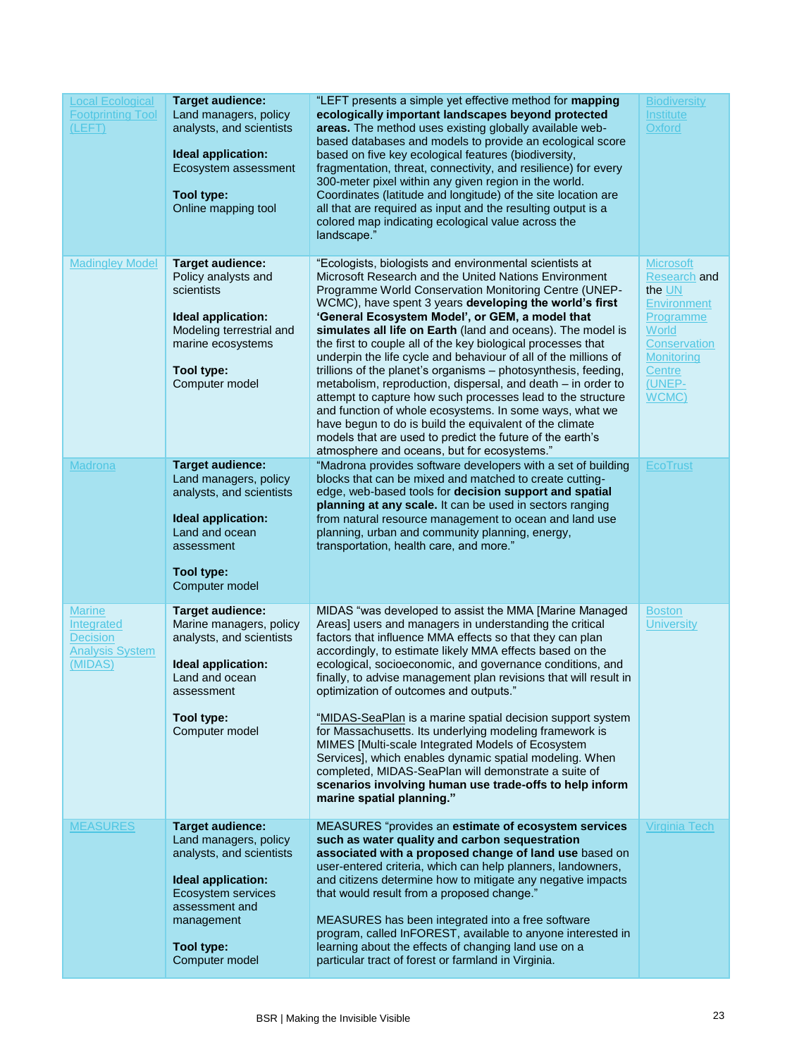| | | | |
|---|---|---|---|
| Local Ecological Footprinting Tool (LEFT) | **Target audience:** Land managers, policy analysts, and scientists<br><br>**Ideal application:** Ecosystem assessment<br><br>**Tool type:** Online mapping tool | "LEFT presents a simple yet effective method for **mapping ecologically important landscapes beyond protected areas.** The method uses existing globally available web-based databases and models to provide an ecological score based on five key ecological features (biodiversity, fragmentation, threat, connectivity, and resilience) for every 300-meter pixel within any given region in the world. Coordinates (latitude and longitude) of the site location are all that are required as input and the resulting output is a colored map indicating ecological value across the landscape." | Biodiversity Institute Oxford |
| Madingley Model | **Target audience:** Policy analysts and scientists<br><br>**Ideal application:** Modeling terrestrial and marine ecosystems<br><br>**Tool type:** Computer model | "Ecologists, biologists and environmental scientists at Microsoft Research and the United Nations Environment Programme World Conservation Monitoring Centre (UNEP-WCMC), have spent 3 years **developing the world's first 'General Ecosystem Model', or GEM, a model that simulates all life on Earth** (land and oceans). The model is the first to couple all of the key biological processes that underpin the life cycle and behaviour of all of the millions of trillions of the planet's organisms – photosynthesis, feeding, metabolism, reproduction, dispersal, and death – in order to attempt to capture how such processes lead to the structure and function of whole ecosystems. In some ways, what we have begun to do is build the equivalent of the climate models that are used to predict the future of the earth's atmosphere and oceans, but for ecosystems." | Microsoft Research and the UN Environment Programme World Conservation Monitoring Centre (UNEP-WCMC) |
| Madrona | **Target audience:** Land managers, policy analysts, and scientists<br><br>**Ideal application:** Land and ocean assessment<br><br>**Tool type:** Computer model | "Madrona provides software developers with a set of building blocks that can be mixed and matched to create cutting-edge, web-based tools for **decision support and spatial planning at any scale.** It can be used in sectors ranging from natural resource management to ocean and land use planning, urban and community planning, energy, transportation, health care, and more." | EcoTrust |
| Marine Integrated Decision Analysis System (MIDAS) | **Target audience:** Marine managers, policy analysts, and scientists<br><br>**Ideal application:** Land and ocean assessment<br><br>**Tool type:** Computer model | MIDAS "was developed to assist the MMA [Marine Managed Areas] users and managers in understanding the critical factors that influence MMA effects so that they can plan accordingly, to estimate likely MMA effects based on the ecological, socioeconomic, and governance conditions, and finally, to advise management plan revisions that will result in optimization of outcomes and outputs."<br><br>"MIDAS-SeaPlan is a marine spatial decision support system for Massachusetts. Its underlying modeling framework is MIMES [Multi-scale Integrated Models of Ecosystem Services], which enables dynamic spatial modeling. When completed, MIDAS-SeaPlan will demonstrate a suite of **scenarios involving human use trade-offs to help inform marine spatial planning."** | Boston University |
| MEASURES | **Target audience:** Land managers, policy analysts, and scientists<br><br>**Ideal application:** Ecosystem services assessment and management<br><br>**Tool type:** Computer model | MEASURES "provides an **estimate of ecosystem services such as water quality and carbon sequestration associated with a proposed change of land use** based on user-entered criteria, which can help planners, landowners, and citizens determine how to mitigate any negative impacts that would result from a proposed change."<br><br>MEASURES has been integrated into a free software program, called InFOREST, available to anyone interested in learning about the effects of changing land use on a particular tract of forest or farmland in Virginia. | Virginia Tech |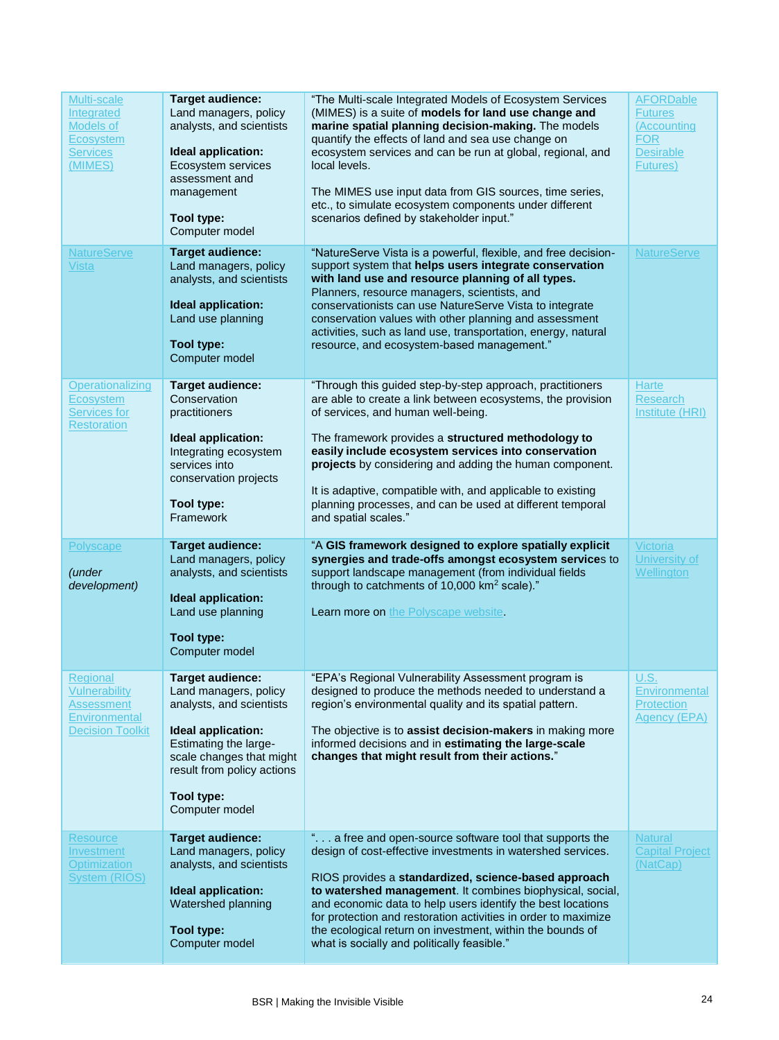| | | | |
|---|---|---|---|
| Multi-scale Integrated Models of Ecosystem Services (MIMES) | **Target audience:** Land managers, policy analysts, and scientists<br><br>**Ideal application:** Ecosystem services assessment and management<br><br>**Tool type:** Computer model | "The Multi-scale Integrated Models of Ecosystem Services (MIMES) is a suite of **models for land use change and marine spatial planning decision-making.** The models quantify the effects of land and sea use change on ecosystem services and can be run at global, regional, and local levels.<br><br>The MIMES use input data from GIS sources, time series, etc., to simulate ecosystem components under different scenarios defined by stakeholder input." | AFORDable Futures (Accounting FOR Desirable Futures) |
| NatureServe Vista | **Target audience:** Land managers, policy analysts, and scientists<br><br>**Ideal application:** Land use planning<br><br>**Tool type:** Computer model | "NatureServe Vista is a powerful, flexible, and free decision-support system that **helps users integrate conservation with land use and resource planning of all types.** Planners, resource managers, scientists, and conservationists can use NatureServe Vista to integrate conservation values with other planning and assessment activities, such as land use, transportation, energy, natural resource, and ecosystem-based management." | NatureServe |
| Operationalizing Ecosystem Services for Restoration | **Target audience:** Conservation practitioners<br><br>**Ideal application:** Integrating ecosystem services into conservation projects<br><br>**Tool type:** Framework | "Through this guided step-by-step approach, practitioners are able to create a link between ecosystems, the provision of services, and human well-being.<br><br>The framework provides a **structured methodology to easily include ecosystem services into conservation projects** by considering and adding the human component.<br><br>It is adaptive, compatible with, and applicable to existing planning processes, and can be used at different temporal and spatial scales." | Harte Research Institute (HRI) |
| Polyscape<br><br>*(under development)* | **Target audience:** Land managers, policy analysts, and scientists<br><br>**Ideal application:** Land use planning<br><br>**Tool type:** Computer model | "A **GIS framework designed to explore spatially explicit synergies and trade-offs amongst ecosystem service**s to support landscape management (from individual fields through to catchments of 10,000 km$^2$ scale)."<br><br>Learn more on the Polyscape website. | Victoria University of Wellington |
| Regional Vulnerability Assessment Environmental Decision Toolkit | **Target audience:** Land managers, policy analysts, and scientists<br><br>**Ideal application:** Estimating the large-scale changes that might result from policy actions<br><br>**Tool type:** Computer model | "EPA's Regional Vulnerability Assessment program is designed to produce the methods needed to understand a region's environmental quality and its spatial pattern.<br><br>The objective is to **assist decision-makers** in making more informed decisions and in **estimating the large-scale changes that might result from their actions.**" | U.S. Environmental Protection Agency (EPA) |
| Resource Investment Optimization System (RIOS) | **Target audience:** Land managers, policy analysts, and scientists<br><br>**Ideal application:** Watershed planning<br><br>**Tool type:** Computer model | ". . . a free and open-source software tool that supports the design of cost-effective investments in watershed services.<br><br>RIOS provides a **standardized, science-based approach to watershed management**. It combines biophysical, social, and economic data to help users identify the best locations for protection and restoration activities in order to maximize the ecological return on investment, within the bounds of what is socially and politically feasible." | Natural Capital Project (NatCap) |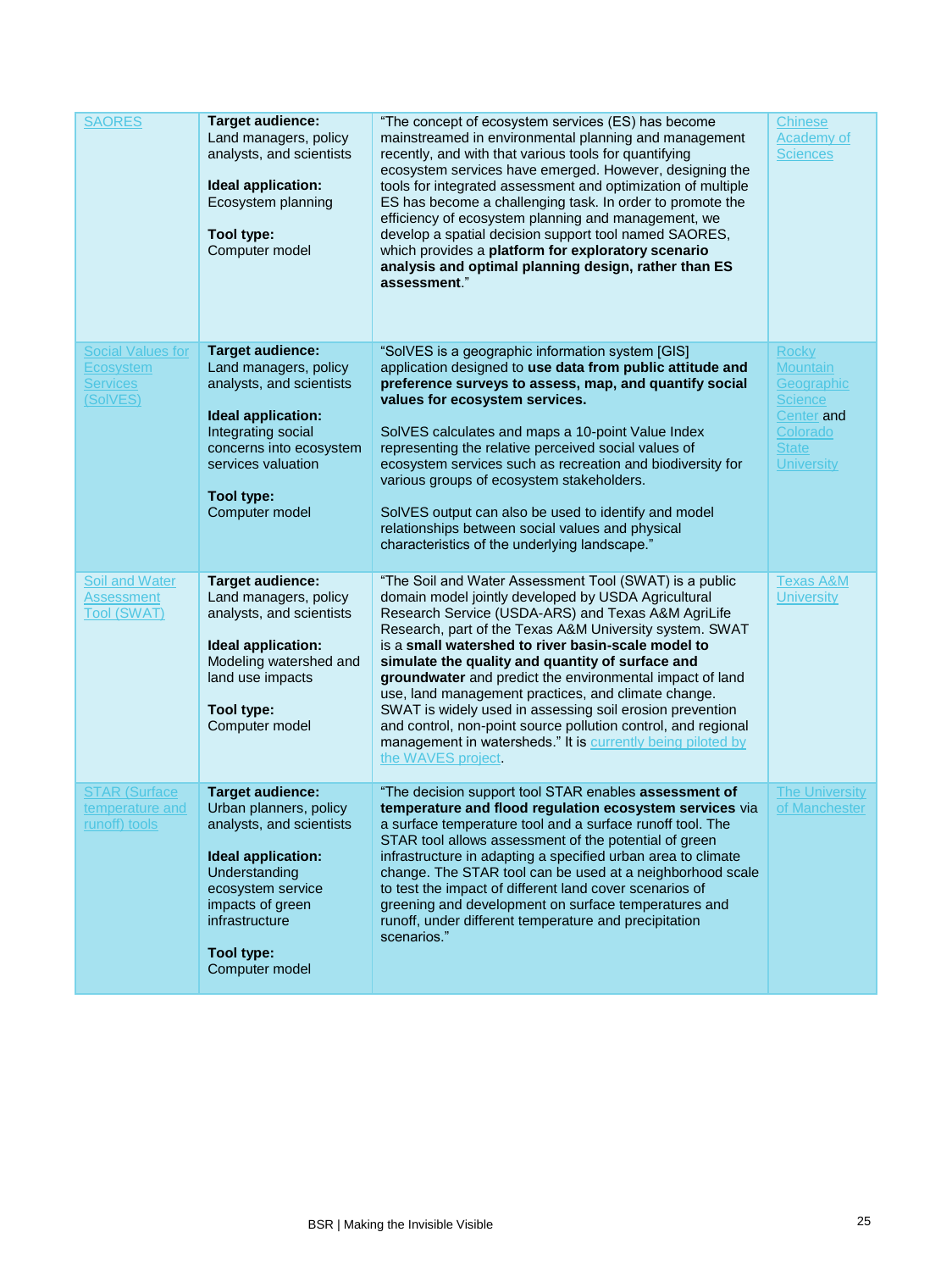| | | | |
|---|---|---|---|
| SAORES | **Target audience:** Land managers, policy analysts, and scientists<br><br>**Ideal application:** Ecosystem planning<br><br>**Tool type:** Computer model | "The concept of ecosystem services (ES) has become mainstreamed in environmental planning and management recently, and with that various tools for quantifying ecosystem services have emerged. However, designing the tools for integrated assessment and optimization of multiple ES has become a challenging task. In order to promote the efficiency of ecosystem planning and management, we develop a spatial decision support tool named SAORES, which provides a **platform for exploratory scenario analysis and optimal planning design, rather than ES assessment**." | Chinese Academy of Sciences |
| Social Values for Ecosystem Services (SolVES) | **Target audience:** Land managers, policy analysts, and scientists<br><br>**Ideal application:** Integrating social concerns into ecosystem services valuation<br><br>**Tool type:** Computer model | "SolVES is a geographic information system [GIS] application designed to **use data from public attitude and preference surveys to assess, map, and quantify social values for ecosystem services.**<br><br>SolVES calculates and maps a 10-point Value Index representing the relative perceived social values of ecosystem services such as recreation and biodiversity for various groups of ecosystem stakeholders.<br><br>SolVES output can also be used to identify and model relationships between social values and physical characteristics of the underlying landscape." | Rocky Mountain Geographic Science Center and Colorado State University |
| Soil and Water Assessment Tool (SWAT) | **Target audience:** Land managers, policy analysts, and scientists<br><br>**Ideal application:** Modeling watershed and land use impacts<br><br>**Tool type:** Computer model | "The Soil and Water Assessment Tool (SWAT) is a public domain model jointly developed by USDA Agricultural Research Service (USDA-ARS) and Texas A&M AgriLife Research, part of the Texas A&M University system. SWAT is a **small watershed to river basin-scale model to simulate the quality and quantity of surface and groundwater** and predict the environmental impact of land use, land management practices, and climate change. SWAT is widely used in assessing soil erosion prevention and control, non-point source pollution control, and regional management in watersheds." It is currently being piloted by the WAVES project. | Texas A&M University |
| STAR (Surface temperature and runoff) tools | **Target audience:** Urban planners, policy analysts, and scientists<br><br>**Ideal application:** Understanding ecosystem service impacts of green infrastructure<br><br>**Tool type:** Computer model | "The decision support tool STAR enables **assessment of temperature and flood regulation ecosystem services** via a surface temperature tool and a surface runoff tool. The STAR tool allows assessment of the potential of green infrastructure in adapting a specified urban area to climate change. The STAR tool can be used at a neighborhood scale to test the impact of different land cover scenarios of greening and development on surface temperatures and runoff, under different temperature and precipitation scenarios." | The University of Manchester |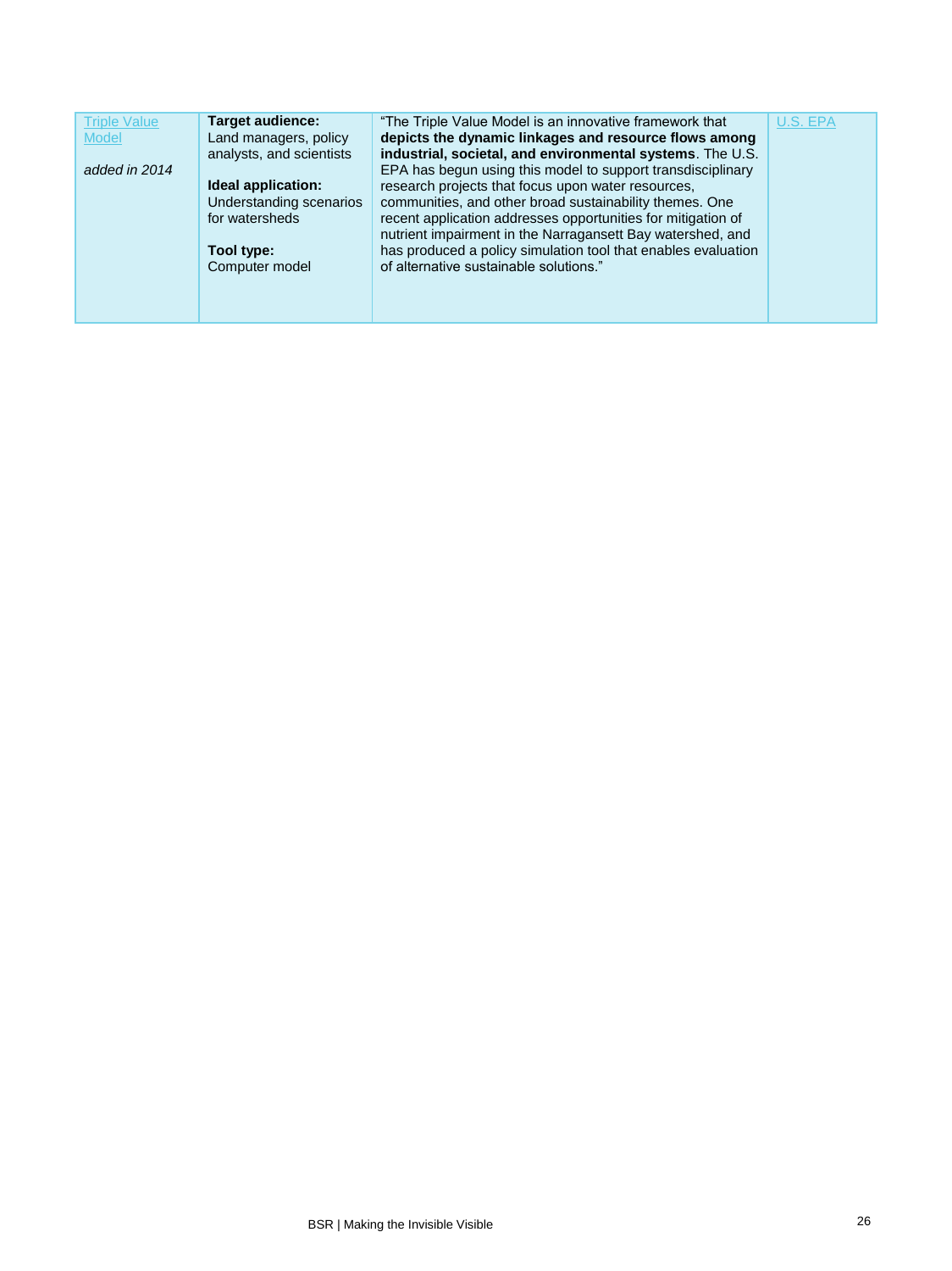| | | | |
|---|---|---|---|
| Triple Value Model<br><br>*added in 2014* | **Target audience:**<br>Land managers, policy analysts, and scientists<br><br>**Ideal application:**<br>Understanding scenarios for watersheds<br><br>**Tool type:**<br>Computer model | "The Triple Value Model is an innovative framework that **depicts the dynamic linkages and resource flows among industrial, societal, and environmental systems**. The U.S. EPA has begun using this model to support transdisciplinary research projects that focus upon water resources, communities, and other broad sustainability themes. One recent application addresses opportunities for mitigation of nutrient impairment in the Narragansett Bay watershed, and has produced a policy simulation tool that enables evaluation of alternative sustainable solutions." | U.S. EPA |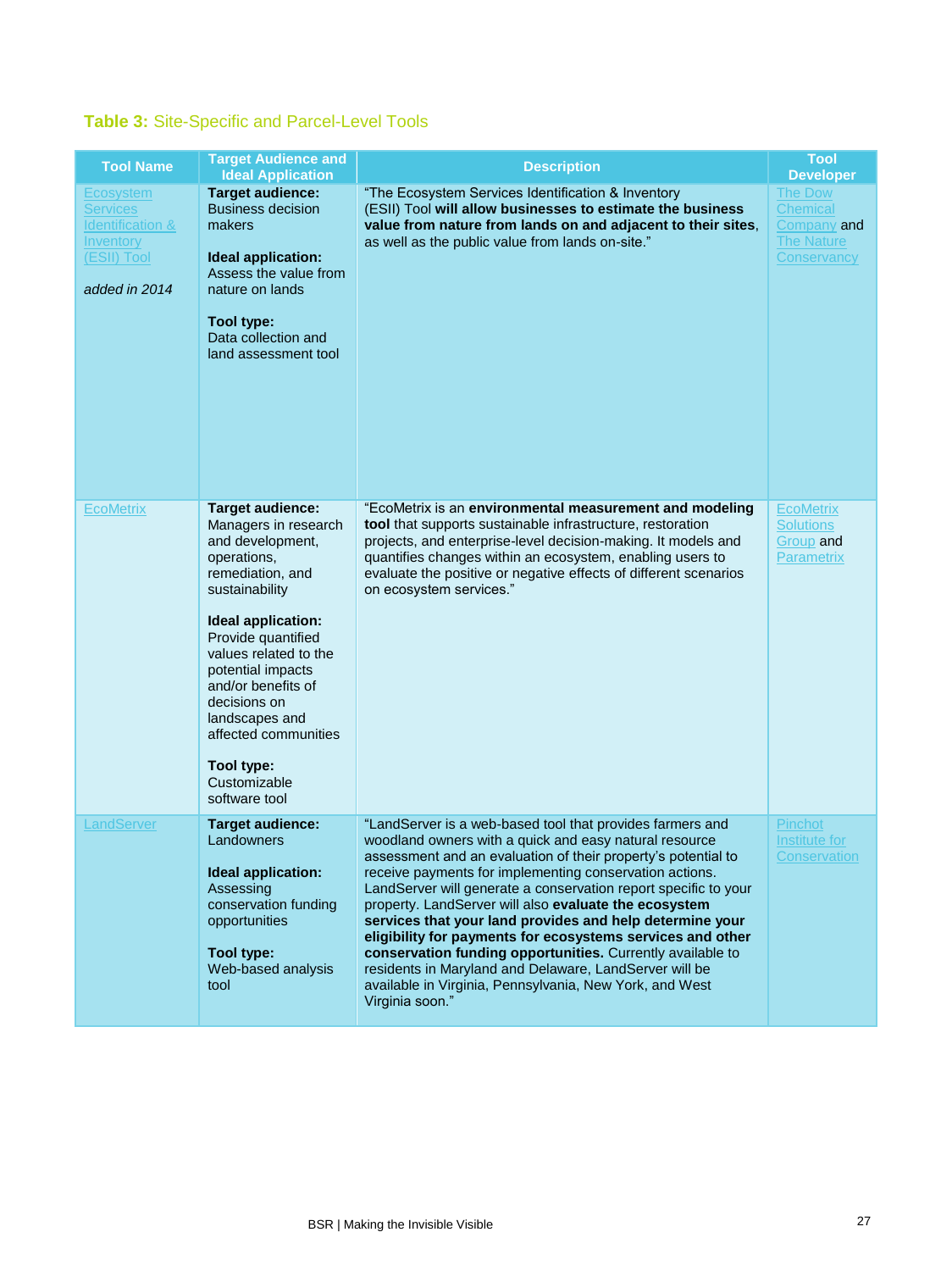**Table 3:** Site-Specific and Parcel-Level Tools

| Tool Name | Target Audience and Ideal Application | Description | Tool Developer |
|---|---|---|---|
| Ecosystem Services Identification & Inventory (ESII) Tool<br><br>*added in 2014* | **Target audience:** Business decision makers<br><br>**Ideal application:** Assess the value from nature on lands<br><br>**Tool type:** Data collection and land assessment tool | "The Ecosystem Services Identification & Inventory (ESII) Tool **will allow businesses to estimate the business value from nature from lands on and adjacent to their sites**, as well as the public value from lands on-site." | The Dow Chemical Company and The Nature Conservancy |
| EcoMetrix | **Target audience:** Managers in research and development, operations, remediation, and sustainability<br><br>**Ideal application:** Provide quantified values related to the potential impacts and/or benefits of decisions on landscapes and affected communities<br><br>**Tool type:** Customizable software tool | "EcoMetrix is an **environmental measurement and modeling tool** that supports sustainable infrastructure, restoration projects, and enterprise-level decision-making. It models and quantifies changes within an ecosystem, enabling users to evaluate the positive or negative effects of different scenarios on ecosystem services." | EcoMetrix Solutions Group and Parametrix |
| LandServer | **Target audience:** Landowners<br><br>**Ideal application:** Assessing conservation funding opportunities<br><br>**Tool type:** Web-based analysis tool | "LandServer is a web-based tool that provides farmers and woodland owners with a quick and easy natural resource assessment and an evaluation of their property's potential to receive payments for implementing conservation actions. LandServer will generate a conservation report specific to your property. LandServer will also **evaluate the ecosystem services that your land provides and help determine your eligibility for payments for ecosystems services and other conservation funding opportunities.** Currently available to residents in Maryland and Delaware, LandServer will be available in Virginia, Pennsylvania, New York, and West Virginia soon." | Pinchot Institute for Conservation |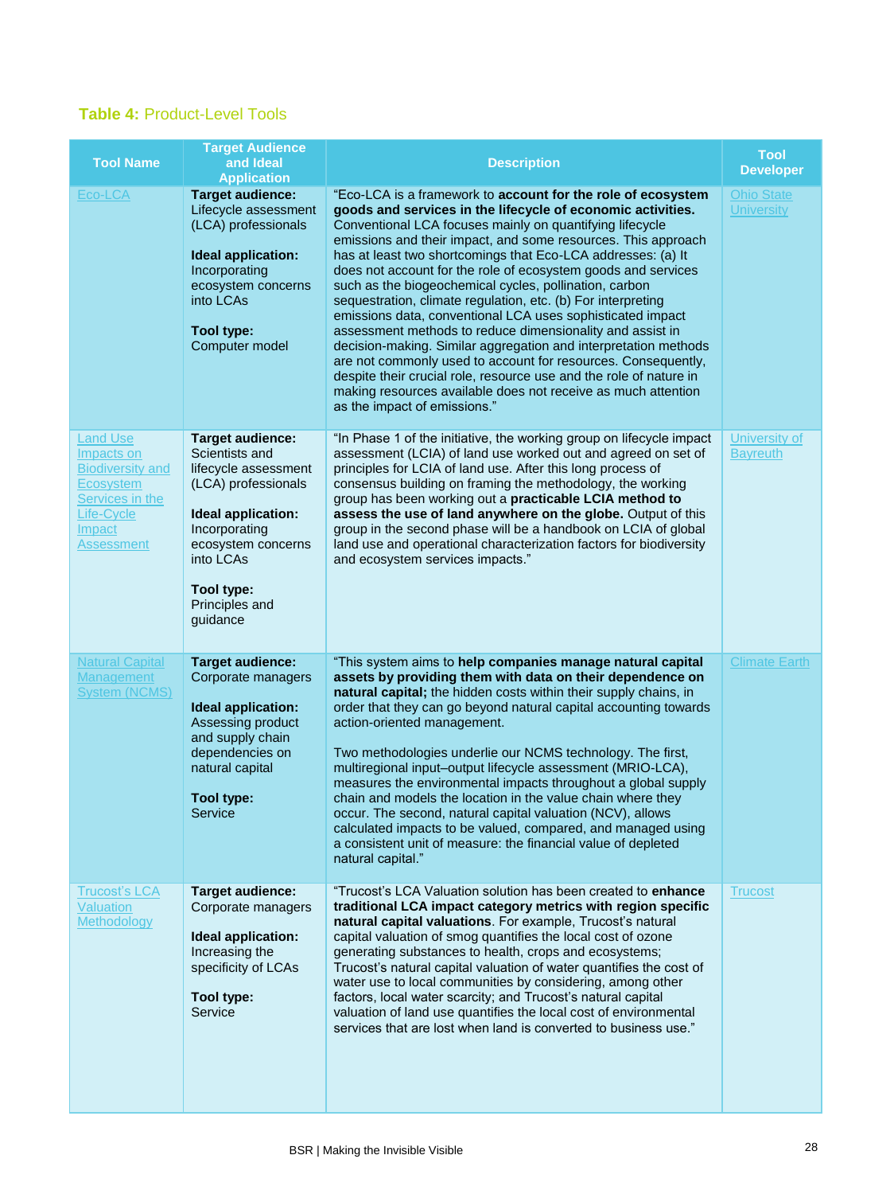**Table 4:** Product-Level Tools

| Tool Name | Target Audience and Ideal Application | Description | Tool Developer |
|---|---|---|---|
| Eco-LCA | **Target audience:** Lifecycle assessment (LCA) professionals<br><br>**Ideal application:** Incorporating ecosystem concerns into LCAs<br><br>**Tool type:** Computer model | "Eco-LCA is a framework to **account for the role of ecosystem goods and services in the lifecycle of economic activities.** Conventional LCA focuses mainly on quantifying lifecycle emissions and their impact, and some resources. This approach has at least two shortcomings that Eco-LCA addresses: (a) It does not account for the role of ecosystem goods and services such as the biogeochemical cycles, pollination, carbon sequestration, climate regulation, etc. (b) For interpreting emissions data, conventional LCA uses sophisticated impact assessment methods to reduce dimensionality and assist in decision-making. Similar aggregation and interpretation methods are not commonly used to account for resources. Consequently, despite their crucial role, resource use and the role of nature in making resources available does not receive as much attention as the impact of emissions." | Ohio State University |
| Land Use Impacts on Biodiversity and Ecosystem Services in the Life-Cycle Impact Assessment | **Target audience:** Scientists and lifecycle assessment (LCA) professionals<br><br>**Ideal application:** Incorporating ecosystem concerns into LCAs<br><br>**Tool type:** Principles and guidance | "In Phase 1 of the initiative, the working group on lifecycle impact assessment (LCIA) of land use worked out and agreed on set of principles for LCIA of land use. After this long process of consensus building on framing the methodology, the working group has been working out a **practicable LCIA method to assess the use of land anywhere on the globe.** Output of this group in the second phase will be a handbook on LCIA of global land use and operational characterization factors for biodiversity and ecosystem services impacts." | University of Bayreuth |
| Natural Capital Management System (NCMS) | **Target audience:** Corporate managers<br><br>**Ideal application:** Assessing product and supply chain dependencies on natural capital<br><br>**Tool type:** Service | "This system aims to **help companies manage natural capital assets by providing them with data on their dependence on natural capital;** the hidden costs within their supply chains, in order that they can go beyond natural capital accounting towards action-oriented management.<br><br>Two methodologies underlie our NCMS technology. The first, multiregional input–output lifecycle assessment (MRIO-LCA), measures the environmental impacts throughout a global supply chain and models the location in the value chain where they occur. The second, natural capital valuation (NCV), allows calculated impacts to be valued, compared, and managed using a consistent unit of measure: the financial value of depleted natural capital." | Climate Earth |
| Trucost's LCA Valuation Methodology | **Target audience:** Corporate managers<br><br>**Ideal application:** Increasing the specificity of LCAs<br><br>**Tool type:** Service | "Trucost's LCA Valuation solution has been created to **enhance traditional LCA impact category metrics with region specific natural capital valuations**. For example, Trucost's natural capital valuation of smog quantifies the local cost of ozone generating substances to health, crops and ecosystems; Trucost's natural capital valuation of water quantifies the cost of water use to local communities by considering, among other factors, local water scarcity; and Trucost's natural capital valuation of land use quantifies the local cost of environmental services that are lost when land is converted to business use." | Trucost |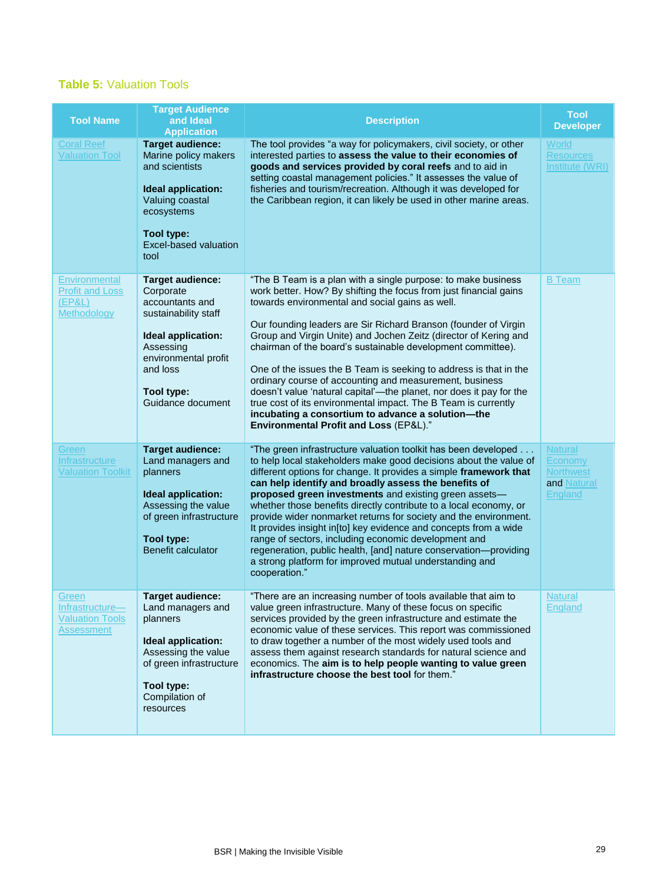**Table 5:** Valuation Tools

| Tool Name | Target Audience and Ideal Application | Description | Tool Developer |
|---|---|---|---|
| Coral Reef Valuation Tool | **Target audience:** Marine policy makers and scientists<br><br>**Ideal application:** Valuing coastal ecosystems<br><br>**Tool type:** Excel-based valuation tool | The tool provides "a way for policymakers, civil society, or other interested parties to **assess the value to their economies of goods and services provided by coral reefs** and to aid in setting coastal management policies." It assesses the value of fisheries and tourism/recreation. Although it was developed for the Caribbean region, it can likely be used in other marine areas. | World Resources Institute (WRI) |
| Environmental Profit and Loss (EP&L) Methodology | **Target audience:** Corporate accountants and sustainability staff<br><br>**Ideal application:** Assessing environmental profit and loss<br><br>**Tool type:** Guidance document | "The B Team is a plan with a single purpose: to make business work better. How? By shifting the focus from just financial gains towards environmental and social gains as well.<br><br>Our founding leaders are Sir Richard Branson (founder of Virgin Group and Virgin Unite) and Jochen Zeitz (director of Kering and chairman of the board's sustainable development committee).<br><br>One of the issues the B Team is seeking to address is that in the ordinary course of accounting and measurement, business doesn't value 'natural capital'—the planet, nor does it pay for the true cost of its environmental impact. The B Team is currently **incubating a consortium to advance a solution—the Environmental Profit and Loss** (EP&L)." | B Team |
| Green Infrastructure Valuation Toolkit | **Target audience:** Land managers and planners<br><br>**Ideal application:** Assessing the value of green infrastructure<br><br>**Tool type:** Benefit calculator | "The green infrastructure valuation toolkit has been developed . . . to help local stakeholders make good decisions about the value of different options for change. It provides a simple **framework that can help identify and broadly assess the benefits of proposed green investments** and existing green assets—whether those benefits directly contribute to a local economy, or provide wider nonmarket returns for society and the environment. It provides insight in[to] key evidence and concepts from a wide range of sectors, including economic development and regeneration, public health, [and] nature conservation—providing a strong platform for improved mutual understanding and cooperation." | Natural Economy Northwest and Natural England |
| Green Infrastructure—Valuation Tools Assessment | **Target audience:** Land managers and planners<br><br>**Ideal application:** Assessing the value of green infrastructure<br><br>**Tool type:** Compilation of resources | "There are an increasing number of tools available that aim to value green infrastructure. Many of these focus on specific services provided by the green infrastructure and estimate the economic value of these services. This report was commissioned to draw together a number of the most widely used tools and assess them against research standards for natural science and economics. The **aim is to help people wanting to value green infrastructure choose the best tool** for them." | Natural England |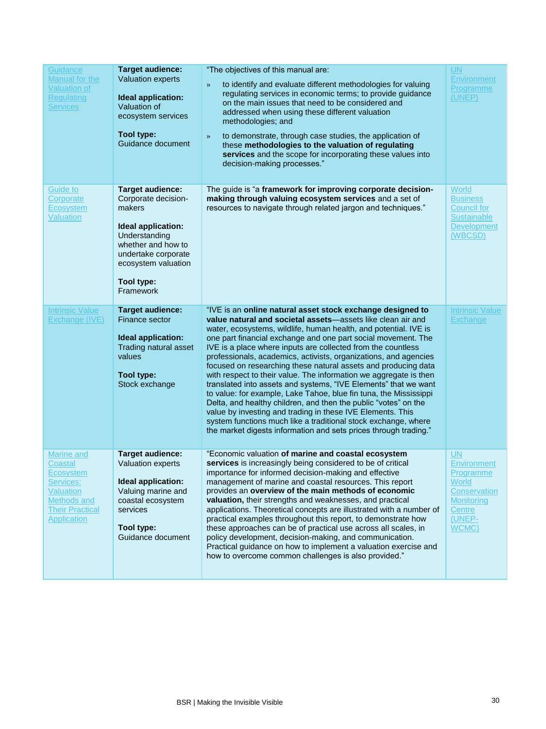| | | | |
|---|---|---|---|
| Guidance Manual for the Valuation of Regulating Services | **Target audience:** Valuation experts<br><br>**Ideal application:** Valuation of ecosystem services<br><br>**Tool type:** Guidance document | "The objectives of this manual are:<br>» to identify and evaluate different methodologies for valuing regulating services in economic terms; to provide guidance on the main issues that need to be considered and addressed when using these different valuation methodologies; and<br>» to demonstrate, through case studies, the application of these **methodologies to the valuation of regulating services** and the scope for incorporating these values into decision-making processes." | UN Environment Programme (UNEP) |
| Guide to Corporate Ecosystem Valuation | **Target audience:** Corporate decision-makers<br><br>**Ideal application:** Understanding whether and how to undertake corporate ecosystem valuation<br><br>**Tool type:** Framework | The guide is "a **framework for improving corporate decision-making through valuing ecosystem services** and a set of resources to navigate through related jargon and techniques." | World Business Council for Sustainable Development (WBCSD) |
| Intrinsic Value Exchange (IVE) | **Target audience:** Finance sector<br><br>**Ideal application:** Trading natural asset values<br><br>**Tool type:** Stock exchange | "IVE is an **online natural asset stock exchange designed to value natural and societal assets**—assets like clean air and water, ecosystems, wildlife, human health, and potential. IVE is one part financial exchange and one part social movement. The IVE is a place where inputs are collected from the countless professionals, academics, activists, organizations, and agencies focused on researching these natural assets and producing data with respect to their value. The information we aggregate is then translated into assets and systems, "IVE Elements" that we want to value: for example, Lake Tahoe, blue fin tuna, the Mississippi Delta, and healthy children, and then the public "votes" on the value by investing and trading in these IVE Elements. This system functions much like a traditional stock exchange, where the market digests information and sets prices through trading." | Intrinsic Value Exchange |
| Marine and Coastal Ecosystem Services: Valuation Methods and Their Practical Application | **Target audience:** Valuation experts<br><br>**Ideal application:** Valuing marine and coastal ecosystem services<br><br>**Tool type:** Guidance document | "Economic valuation **of marine and coastal ecosystem services** is increasingly being considered to be of critical importance for informed decision-making and effective management of marine and coastal resources. This report provides an **overview of the main methods of economic valuation,** their strengths and weaknesses, and practical applications. Theoretical concepts are illustrated with a number of practical examples throughout this report, to demonstrate how these approaches can be of practical use across all scales, in policy development, decision-making, and communication. Practical guidance on how to implement a valuation exercise and how to overcome common challenges is also provided." | UN Environment Programme World Conservation Monitoring Centre (UNEP-WCMC) |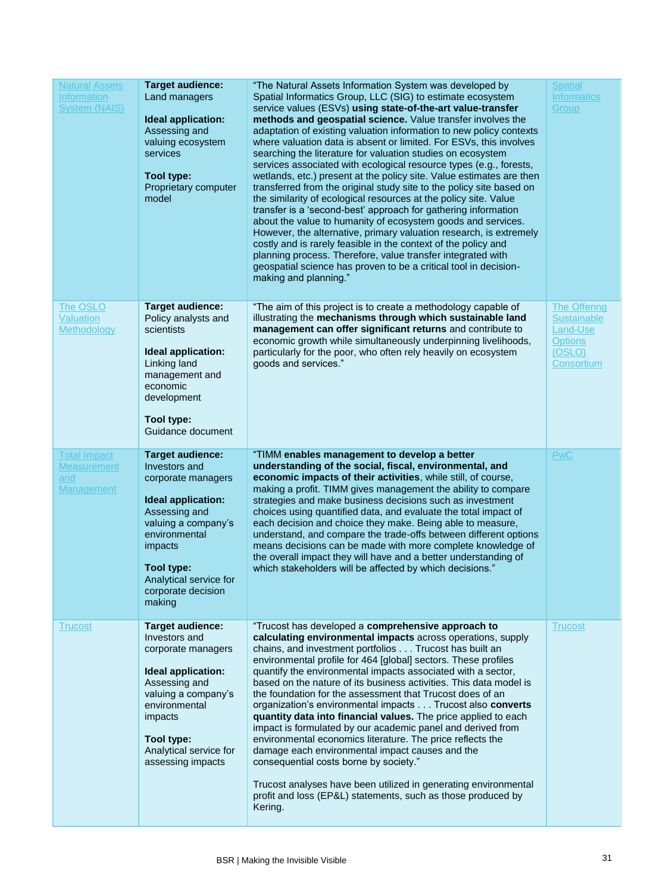| | | | |
|---|---|---|---|
| Natural Assets Information System (NAIS) | **Target audience:** Land managers<br><br>**Ideal application:** Assessing and valuing ecosystem services<br><br>**Tool type:** Proprietary computer model | "The Natural Assets Information System was developed by Spatial Informatics Group, LLC (SIG) to estimate ecosystem service values (ESVs) **using state-of-the-art value-transfer methods and geospatial science.** Value transfer involves the adaptation of existing valuation information to new policy contexts where valuation data is absent or limited. For ESVs, this involves searching the literature for valuation studies on ecosystem services associated with ecological resource types (e.g., forests, wetlands, etc.) present at the policy site. Value estimates are then transferred from the original study site to the policy site based on the similarity of ecological resources at the policy site. Value transfer is a 'second-best' approach for gathering information about the value to humanity of ecosystem goods and services. However, the alternative, primary valuation research, is extremely costly and is rarely feasible in the context of the policy and planning process. Therefore, value transfer integrated with geospatial science has proven to be a critical tool in decision-making and planning." | Spatial Informatics Group |
| The OSLO Valuation Methodology | **Target audience:** Policy analysts and scientists<br><br>**Ideal application:** Linking land management and economic development<br><br>**Tool type:** Guidance document | "The aim of this project is to create a methodology capable of illustrating the **mechanisms through which sustainable land management can offer significant returns** and contribute to economic growth while simultaneously underpinning livelihoods, particularly for the poor, who often rely heavily on ecosystem goods and services." | The Offering Sustainable Land-Use Options (OSLO) Consortium |
| Total Impact Measurement and Management | **Target audience:** Investors and corporate managers<br><br>**Ideal application:** Assessing and valuing a company's environmental impacts<br><br>**Tool type:** Analytical service for corporate decision making | "TIMM **enables management to develop a better understanding of the social, fiscal, environmental, and economic impacts of their activities**, while still, of course, making a profit. TIMM gives management the ability to compare strategies and make business decisions such as investment choices using quantified data, and evaluate the total impact of each decision and choice they make. Being able to measure, understand, and compare the trade-offs between different options means decisions can be made with more complete knowledge of the overall impact they will have and a better understanding of which stakeholders will be affected by which decisions." | PwC |
| Trucost | **Target audience:** Investors and corporate managers<br><br>**Ideal application:** Assessing and valuing a company's environmental impacts<br><br>**Tool type:** Analytical service for assessing impacts | "Trucost has developed a **comprehensive approach to calculating environmental impacts** across operations, supply chains, and investment portfolios . . . Trucost has built an environmental profile for 464 [global] sectors. These profiles quantify the environmental impacts associated with a sector, based on the nature of its business activities. This data model is the foundation for the assessment that Trucost does of an organization's environmental impacts . . . Trucost also **converts quantity data into financial values.** The price applied to each impact is formulated by our academic panel and derived from environmental economics literature. The price reflects the damage each environmental impact causes and the consequential costs borne by society."<br><br>Trucost analyses have been utilized in generating environmental profit and loss (EP&L) statements, such as those produced by Kering. | Trucost |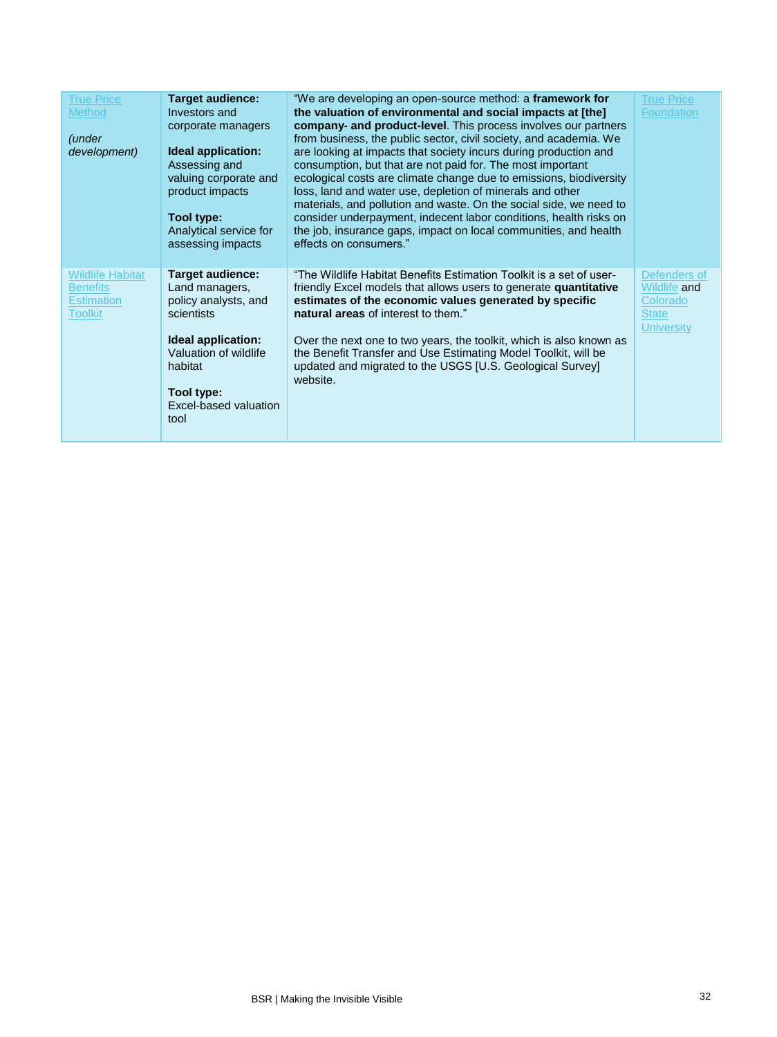| | | | |
|---|---|---|---|
| True Price Method<br><br>*(under development)* | **Target audience:** Investors and corporate managers<br><br>**Ideal application:** Assessing and valuing corporate and product impacts<br><br>**Tool type:** Analytical service for assessing impacts | "We are developing an open-source method: a **framework for the valuation of environmental and social impacts at [the] company- and product-level**. This process involves our partners from business, the public sector, civil society, and academia. We are looking at impacts that society incurs during production and consumption, but that are not paid for. The most important ecological costs are climate change due to emissions, biodiversity loss, land and water use, depletion of minerals and other materials, and pollution and waste. On the social side, we need to consider underpayment, indecent labor conditions, health risks on the job, insurance gaps, impact on local communities, and health effects on consumers." | True Price Foundation |
| Wildlife Habitat Benefits Estimation Toolkit | **Target audience:** Land managers, policy analysts, and scientists<br><br>**Ideal application:** Valuation of wildlife habitat<br><br>**Tool type:** Excel-based valuation tool | "The Wildlife Habitat Benefits Estimation Toolkit is a set of user-friendly Excel models that allows users to generate **quantitative estimates of the economic values generated by specific natural areas** of interest to them."<br><br>Over the next one to two years, the toolkit, which is also known as the Benefit Transfer and Use Estimating Model Toolkit, will be updated and migrated to the USGS [U.S. Geological Survey] website. | Defenders of Wildlife and Colorado State University |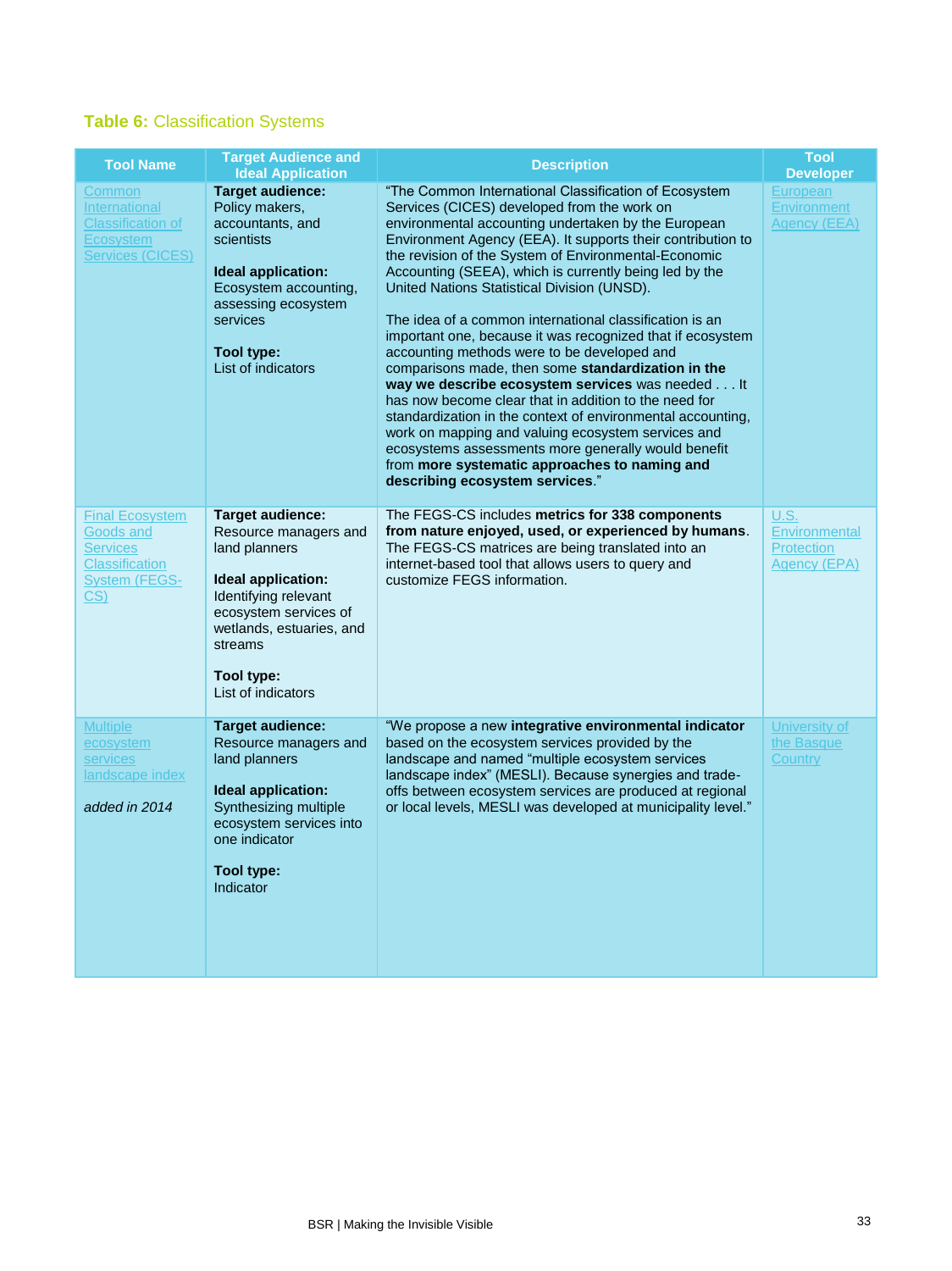**Table 6:** Classification Systems

| Tool Name | Target Audience and Ideal Application | Description | Tool Developer |
|---|---|---|---|
| Common International Classification of Ecosystem Services (CICES) | **Target audience:** Policy makers, accountants, and scientists<br><br>**Ideal application:** Ecosystem accounting, assessing ecosystem services<br><br>**Tool type:** List of indicators | "The Common International Classification of Ecosystem Services (CICES) developed from the work on environmental accounting undertaken by the European Environment Agency (EEA). It supports their contribution to the revision of the System of Environmental-Economic Accounting (SEEA), which is currently being led by the United Nations Statistical Division (UNSD).<br><br>The idea of a common international classification is an important one, because it was recognized that if ecosystem accounting methods were to be developed and comparisons made, then some **standardization in the way we describe ecosystem services** was needed . . . It has now become clear that in addition to the need for standardization in the context of environmental accounting, work on mapping and valuing ecosystem services and ecosystems assessments more generally would benefit from **more systematic approaches to naming and describing ecosystem services**." | European Environment Agency (EEA) |
| Final Ecosystem Goods and Services Classification System (FEGS-CS) | **Target audience:** Resource managers and land planners<br><br>**Ideal application:** Identifying relevant ecosystem services of wetlands, estuaries, and streams<br><br>**Tool type:** List of indicators | The FEGS-CS includes **metrics for 338 components from nature enjoyed, used, or experienced by humans**. The FEGS-CS matrices are being translated into an internet-based tool that allows users to query and customize FEGS information. | U.S. Environmental Protection Agency (EPA) |
| Multiple ecosystem services landscape index<br><br>*added in 2014* | **Target audience:** Resource managers and land planners<br><br>**Ideal application:** Synthesizing multiple ecosystem services into one indicator<br><br>**Tool type:** Indicator | "We propose a new **integrative environmental indicator** based on the ecosystem services provided by the landscape and named "multiple ecosystem services landscape index" (MESLI). Because synergies and trade-offs between ecosystem services are produced at regional or local levels, MESLI was developed at municipality level." | University of the Basque Country |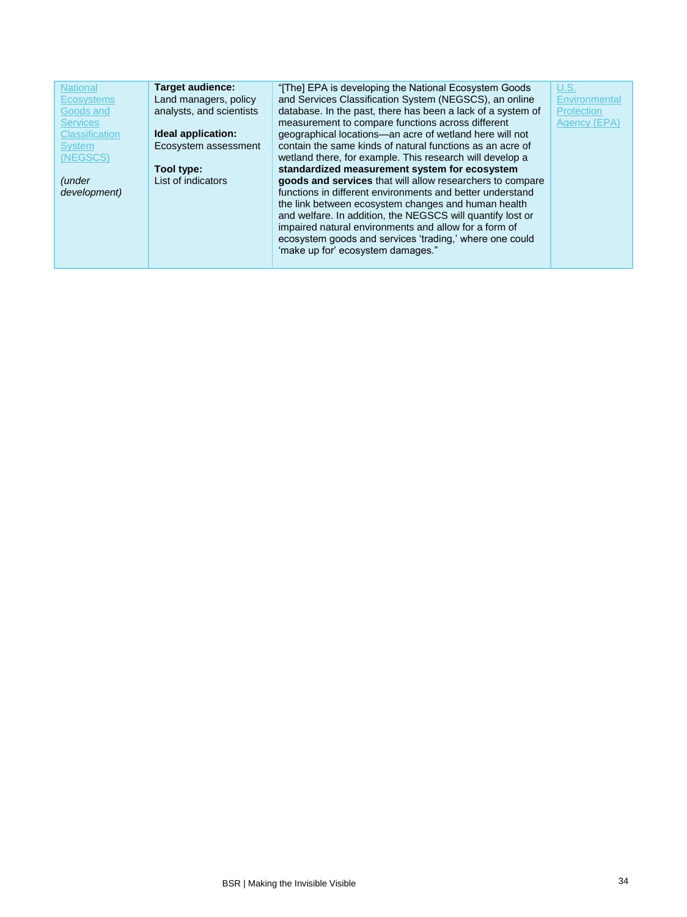| National Ecosystems Goods and Services Classification System (NEGSCS)<br><br>*(under development)* | **Target audience:**<br>Land managers, policy analysts, and scientists<br><br>**Ideal application:**<br>Ecosystem assessment<br><br>**Tool type:**<br>List of indicators | "[The] EPA is developing the National Ecosystem Goods and Services Classification System (NEGSCS), an online database. In the past, there has been a lack of a system of measurement to compare functions across different geographical locations—an acre of wetland here will not contain the same kinds of natural functions as an acre of wetland there, for example. This research will develop a **standardized measurement system for ecosystem goods and services** that will allow researchers to compare functions in different environments and better understand the link between ecosystem changes and human health and welfare. In addition, the NEGSCS will quantify lost or impaired natural environments and allow for a form of ecosystem goods and services 'trading,' where one could 'make up for' ecosystem damages." | U.S. Environmental Protection Agency (EPA) |
|---|---|---|---|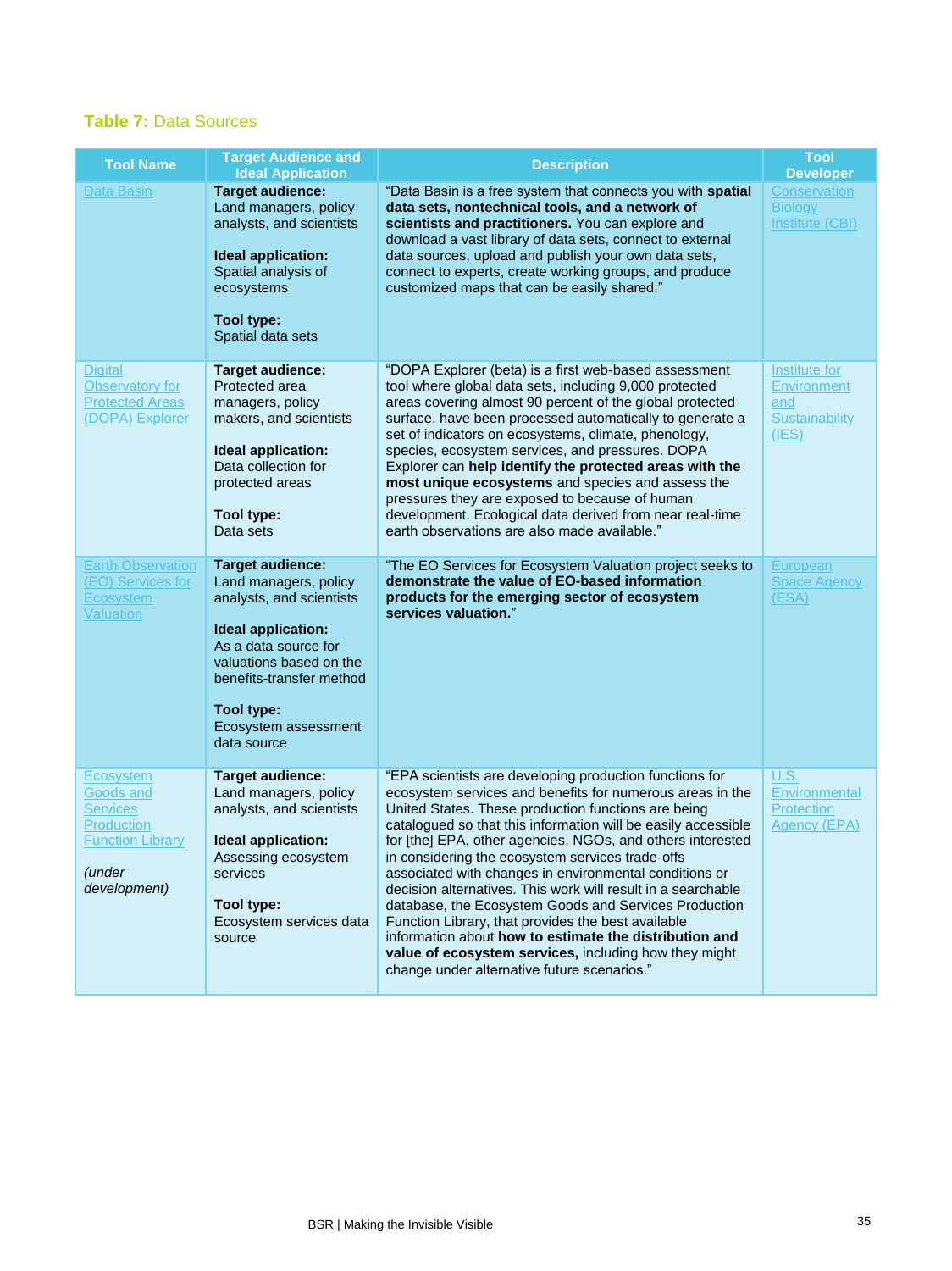**Table 7:** Data Sources

| Tool Name | Target Audience and Ideal Application | Description | Tool Developer |
|---|---|---|---|
| Data Basin | **Target audience:** Land managers, policy analysts, and scientists<br><br>**Ideal application:** Spatial analysis of ecosystems<br><br>**Tool type:** Spatial data sets | "Data Basin is a free system that connects you with **spatial data sets, nontechnical tools, and a network of scientists and practitioners.** You can explore and download a vast library of data sets, connect to external data sources, upload and publish your own data sets, connect to experts, create working groups, and produce customized maps that can be easily shared." | Conservation Biology Institute (CBI) |
| Digital Observatory for Protected Areas (DOPA) Explorer | **Target audience:** Protected area managers, policy makers, and scientists<br><br>**Ideal application:** Data collection for protected areas<br><br>**Tool type:** Data sets | "DOPA Explorer (beta) is a first web-based assessment tool where global data sets, including 9,000 protected areas covering almost 90 percent of the global protected surface, have been processed automatically to generate a set of indicators on ecosystems, climate, phenology, species, ecosystem services, and pressures. DOPA Explorer can **help identify the protected areas with the most unique ecosystems** and species and assess the pressures they are exposed to because of human development. Ecological data derived from near real-time earth observations are also made available." | Institute for Environment and Sustainability (IES) |
| Earth Observation (EO) Services for Ecosystem Valuation | **Target audience:** Land managers, policy analysts, and scientists<br><br>**Ideal application:** As a data source for valuations based on the benefits-transfer method<br><br>**Tool type:** Ecosystem assessment data source | "The EO Services for Ecosystem Valuation project seeks to **demonstrate the value of EO-based information products for the emerging sector of ecosystem services valuation.**" | European Space Agency (ESA) |
| Ecosystem Goods and Services Production Function Library<br><br>*(under development)* | **Target audience:** Land managers, policy analysts, and scientists<br><br>**Ideal application:** Assessing ecosystem services<br><br>**Tool type:** Ecosystem services data source | "EPA scientists are developing production functions for ecosystem services and benefits for numerous areas in the United States. These production functions are being catalogued so that this information will be easily accessible for [the] EPA, other agencies, NGOs, and others interested in considering the ecosystem services trade-offs associated with changes in environmental conditions or decision alternatives. This work will result in a searchable database, the Ecosystem Goods and Services Production Function Library, that provides the best available information about **how to estimate the distribution and value of ecosystem services,** including how they might change under alternative future scenarios." | U.S. Environmental Protection Agency (EPA) |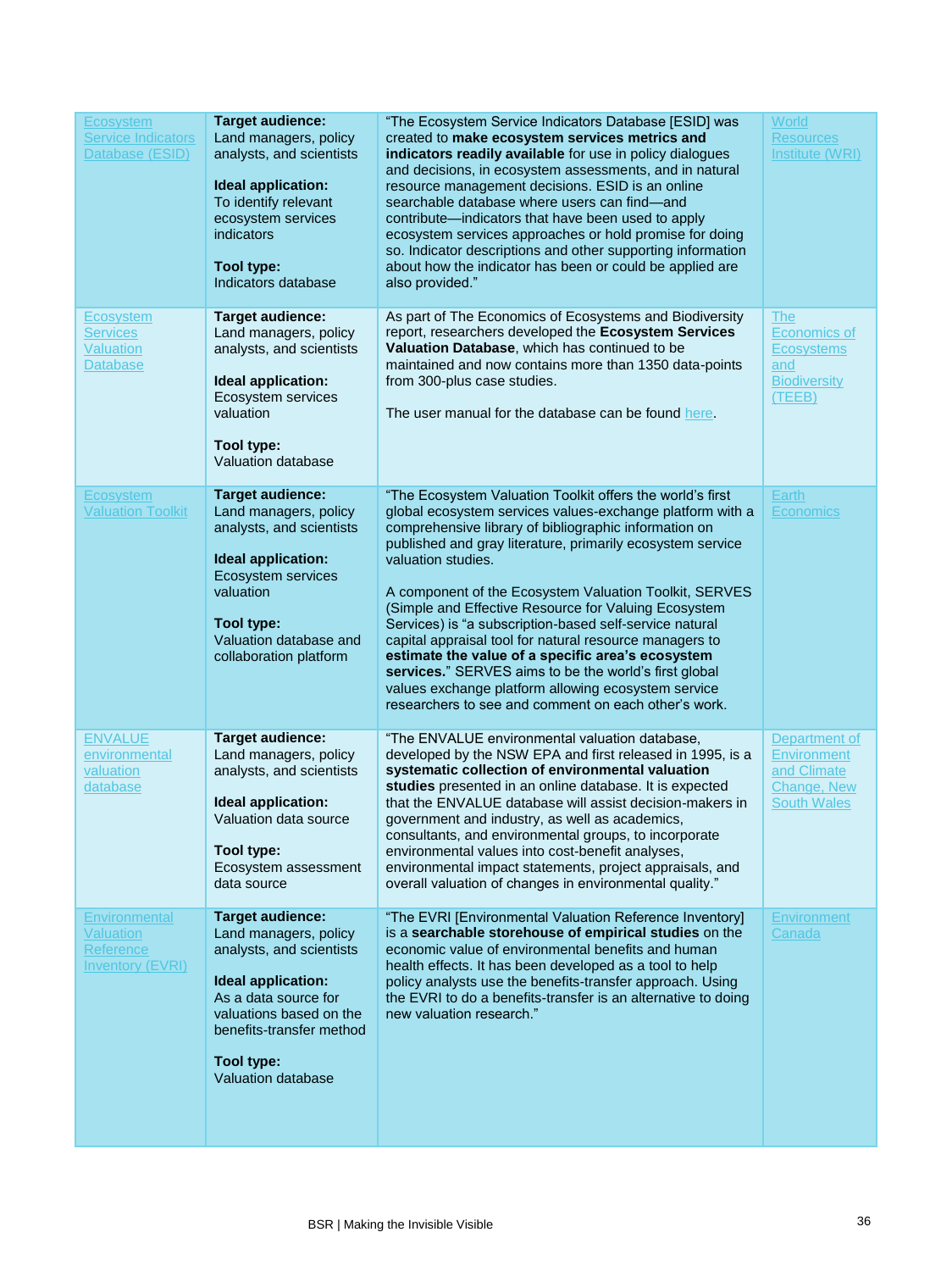| Ecosystem Service Indicators Database (ESID) | **Target audience:** Land managers, policy analysts, and scientists<br><br>**Ideal application:** To identify relevant ecosystem services indicators<br><br>**Tool type:** Indicators database | "The Ecosystem Service Indicators Database [ESID] was created to **make ecosystem services metrics and indicators readily available** for use in policy dialogues and decisions, in ecosystem assessments, and in natural resource management decisions. ESID is an online searchable database where users can find—and contribute—indicators that have been used to apply ecosystem services approaches or hold promise for doing so. Indicator descriptions and other supporting information about how the indicator has been or could be applied are also provided." | World Resources Institute (WRI) |
|---|---|---|---|
| Ecosystem Services Valuation Database | **Target audience:** Land managers, policy analysts, and scientists<br><br>**Ideal application:** Ecosystem services valuation<br><br>**Tool type:** Valuation database | As part of The Economics of Ecosystems and Biodiversity report, researchers developed the **Ecosystem Services Valuation Database**, which has continued to be maintained and now contains more than 1350 data-points from 300-plus case studies.<br><br>The user manual for the database can be found here. | The Economics of Ecosystems and Biodiversity (TEEB) |
| Ecosystem Valuation Toolkit | **Target audience:** Land managers, policy analysts, and scientists<br><br>**Ideal application:** Ecosystem services valuation<br><br>**Tool type:** Valuation database and collaboration platform | "The Ecosystem Valuation Toolkit offers the world's first global ecosystem services values-exchange platform with a comprehensive library of bibliographic information on published and gray literature, primarily ecosystem service valuation studies.<br><br>A component of the Ecosystem Valuation Toolkit, SERVES (Simple and Effective Resource for Valuing Ecosystem Services) is "a subscription-based self-service natural capital appraisal tool for natural resource managers to **estimate the value of a specific area's ecosystem services.**" SERVES aims to be the world's first global values exchange platform allowing ecosystem service researchers to see and comment on each other's work. | Earth Economics |
| ENVALUE environmental valuation database | **Target audience:** Land managers, policy analysts, and scientists<br><br>**Ideal application:** Valuation data source<br><br>**Tool type:** Ecosystem assessment data source | "The ENVALUE environmental valuation database, developed by the NSW EPA and first released in 1995, is a **systematic collection of environmental valuation studies** presented in an online database. It is expected that the ENVALUE database will assist decision-makers in government and industry, as well as academics, consultants, and environmental groups, to incorporate environmental values into cost-benefit analyses, environmental impact statements, project appraisals, and overall valuation of changes in environmental quality." | Department of Environment and Climate Change, New South Wales |
| Environmental Valuation Reference Inventory (EVRI) | **Target audience:** Land managers, policy analysts, and scientists<br><br>**Ideal application:** As a data source for valuations based on the benefits-transfer method<br><br>**Tool type:** Valuation database | "The EVRI [Environmental Valuation Reference Inventory] is a **searchable storehouse of empirical studies** on the economic value of environmental benefits and human health effects. It has been developed as a tool to help policy analysts use the benefits-transfer approach. Using the EVRI to do a benefits-transfer is an alternative to doing new valuation research." | Environment Canada |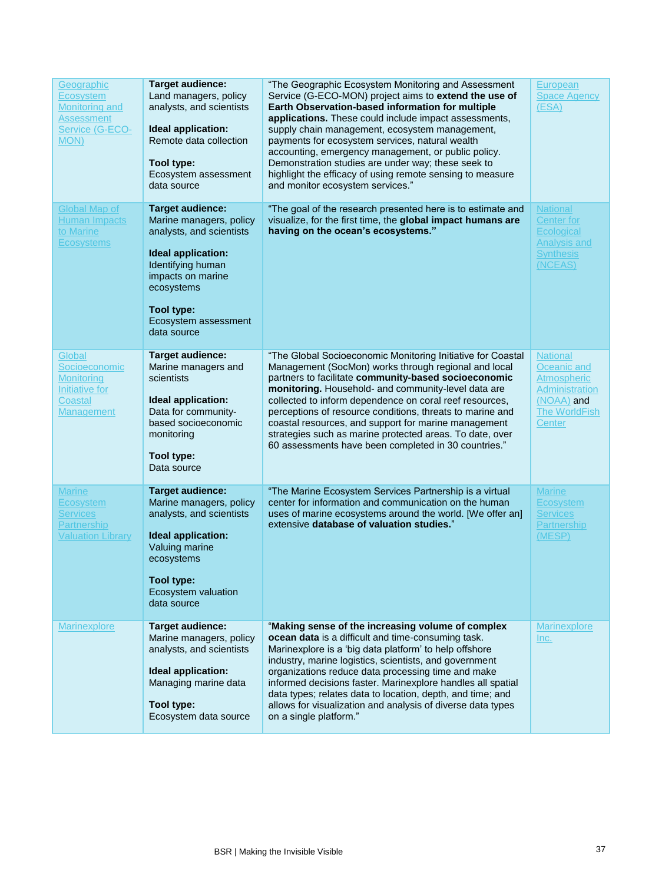| | | | |
|---|---|---|---|
| Geographic Ecosystem Monitoring and Assessment Service (G-ECO-MON) | **Target audience:** Land managers, policy analysts, and scientists<br><br>**Ideal application:** Remote data collection<br><br>**Tool type:** Ecosystem assessment data source | "The Geographic Ecosystem Monitoring and Assessment Service (G-ECO-MON) project aims to **extend the use of Earth Observation-based information for multiple applications.** These could include impact assessments, supply chain management, ecosystem management, payments for ecosystem services, natural wealth accounting, emergency management, or public policy. Demonstration studies are under way; these seek to highlight the efficacy of using remote sensing to measure and monitor ecosystem services." | European Space Agency (ESA) |
| Global Map of Human Impacts to Marine Ecosystems | **Target audience:** Marine managers, policy analysts, and scientists<br><br>**Ideal application:** Identifying human impacts on marine ecosystems<br><br>**Tool type:** Ecosystem assessment data source | "The goal of the research presented here is to estimate and visualize, for the first time, the **global impact humans are having on the ocean's ecosystems."** | National Center for Ecological Analysis and Synthesis (NCEAS) |
| Global Socioeconomic Monitoring Initiative for Coastal Management | **Target audience:** Marine managers and scientists<br><br>**Ideal application:** Data for community-based socioeconomic monitoring<br><br>**Tool type:** Data source | "The Global Socioeconomic Monitoring Initiative for Coastal Management (SocMon) works through regional and local partners to facilitate **community-based socioeconomic monitoring.** Household- and community-level data are collected to inform dependence on coral reef resources, perceptions of resource conditions, threats to marine and coastal resources, and support for marine management strategies such as marine protected areas. To date, over 60 assessments have been completed in 30 countries." | National Oceanic and Atmospheric Administration (NOAA) and The WorldFish Center |
| Marine Ecosystem Services Partnership Valuation Library | **Target audience:** Marine managers, policy analysts, and scientists<br><br>**Ideal application:** Valuing marine ecosystems<br><br>**Tool type:** Ecosystem valuation data source | "The Marine Ecosystem Services Partnership is a virtual center for information and communication on the human uses of marine ecosystems around the world. [We offer an] extensive **database of valuation studies.**" | Marine Ecosystem Services Partnership (MESP) |
| Marinexplore | **Target audience:** Marine managers, policy analysts, and scientists<br><br>**Ideal application:** Managing marine data<br><br>**Tool type:** Ecosystem data source | "**Making sense of the increasing volume of complex ocean data** is a difficult and time-consuming task. Marinexplore is a 'big data platform' to help offshore industry, marine logistics, scientists, and government organizations reduce data processing time and make informed decisions faster. Marinexplore handles all spatial data types; relates data to location, depth, and time; and allows for visualization and analysis of diverse data types on a single platform." | Marinexplore Inc. |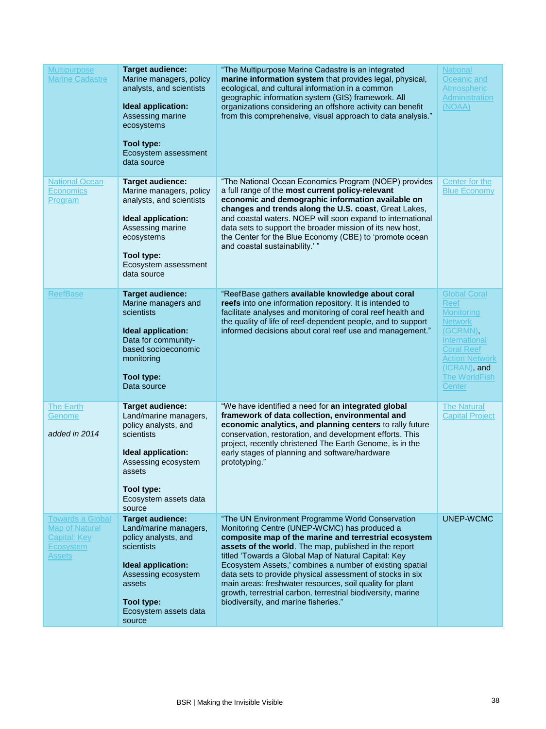| | | | |
|---|---|---|---|
| Multipurpose Marine Cadastre | **Target audience:** Marine managers, policy analysts, and scientists<br><br>**Ideal application:** Assessing marine ecosystems<br><br>**Tool type:** Ecosystem assessment data source | "The Multipurpose Marine Cadastre is an integrated **marine information system** that provides legal, physical, ecological, and cultural information in a common geographic information system (GIS) framework. All organizations considering an offshore activity can benefit from this comprehensive, visual approach to data analysis." | National Oceanic and Atmospheric Administration (NOAA) |
| National Ocean Economics Program | **Target audience:** Marine managers, policy analysts, and scientists<br><br>**Ideal application:** Assessing marine ecosystems<br><br>**Tool type:** Ecosystem assessment data source | "The National Ocean Economics Program (NOEP) provides a full range of the **most current policy-relevant economic and demographic information available on changes and trends along the U.S. coast**, Great Lakes, and coastal waters. NOEP will soon expand to international data sets to support the broader mission of its new host, the Center for the Blue Economy (CBE) to 'promote ocean and coastal sustainability.' " | Center for the Blue Economy |
| ReefBase | **Target audience:** Marine managers and scientists<br><br>**Ideal application:** Data for community-based socioeconomic monitoring<br><br>**Tool type:** Data source | "ReefBase gathers **available knowledge about coral reefs** into one information repository. It is intended to facilitate analyses and monitoring of coral reef health and the quality of life of reef-dependent people, and to support informed decisions about coral reef use and management." | Global Coral Reef Monitoring Network (GCRMN), International Coral Reef Action Network (ICRAN), and The WorldFish Center |
| The Earth Genome<br><br>*added in 2014* | **Target audience:** Land/marine managers, policy analysts, and scientists<br><br>**Ideal application:** Assessing ecosystem assets<br><br>**Tool type:** Ecosystem assets data source | "We have identified a need for **an integrated global framework of data collection, environmental and economic analytics, and planning centers** to rally future conservation, restoration, and development efforts. This project, recently christened The Earth Genome, is in the early stages of planning and software/hardware prototyping." | The Natural Capital Project |
| Towards a Global Map of Natural Capital: Key Ecosystem Assets | **Target audience:** Land/marine managers, policy analysts, and scientists<br><br>**Ideal application:** Assessing ecosystem assets<br><br>**Tool type:** Ecosystem assets data source | "The UN Environment Programme World Conservation Monitoring Centre (UNEP-WCMC) has produced a **composite map of the marine and terrestrial ecosystem assets of the world**. The map, published in the report titled 'Towards a Global Map of Natural Capital: Key Ecosystem Assets,' combines a number of existing spatial data sets to provide physical assessment of stocks in six main areas: freshwater resources, soil quality for plant growth, terrestrial carbon, terrestrial biodiversity, marine biodiversity, and marine fisheries." | UNEP-WCMC |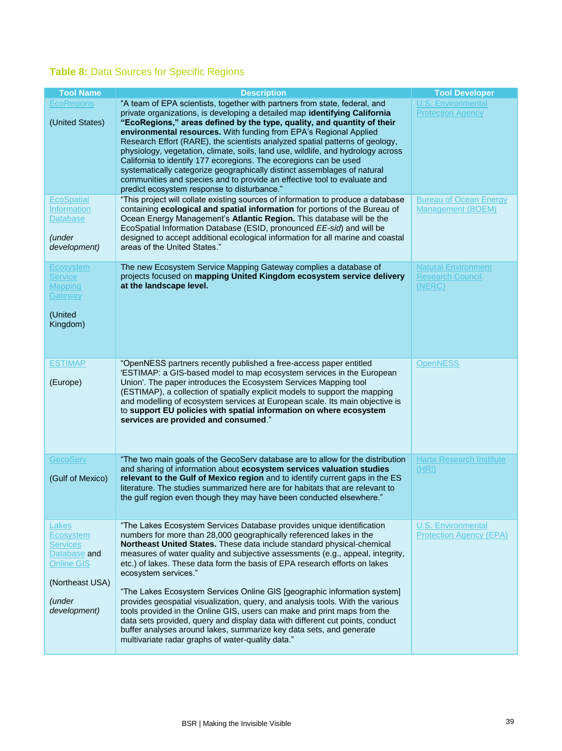**Table 8:** Data Sources for Specific Regions

| Tool Name | Description | Tool Developer |
|---|---|---|
| EcoRegions (United States) | "A team of EPA scientists, together with partners from state, federal, and private organizations, is developing a detailed map **identifying California "EcoRegions," areas defined by the type, quality, and quantity of their environmental resources.** With funding from EPA's Regional Applied Research Effort (RARE), the scientists analyzed spatial patterns of geology, physiology, vegetation, climate, soils, land use, wildlife, and hydrology across California to identify 177 ecoregions. The ecoregions can be used systematically categorize geographically distinct assemblages of natural communities and species and to provide an effective tool to evaluate and predict ecosystem response to disturbance." | U.S. Environmental Protection Agency |
| EcoSpatial Information Database *(under development)* | "This project will collate existing sources of information to produce a database containing **ecological and spatial information** for portions of the Bureau of Ocean Energy Management's **Atlantic Region.** This database will be the EcoSpatial Information Database (ESID, pronounced *EE-sid*) and will be designed to accept additional ecological information for all marine and coastal areas of the United States." | Bureau of Ocean Energy Management (BOEM) |
| Ecosystem Service Mapping Gateway (United Kingdom) | The new Ecosystem Service Mapping Gateway complies a database of projects focused on **mapping United Kingdom ecosystem service delivery at the landscape level.** | Natural Environment Research Council (NERC) |
| ESTIMAP (Europe) | "OpenNESS partners recently published a free-access paper entitled 'ESTIMAP: a GIS-based model to map ecosystem services in the European Union'. The paper introduces the Ecosystem Services Mapping tool (ESTIMAP), a collection of spatially explicit models to support the mapping and modelling of ecosystem services at European scale. Its main objective is to **support EU policies with spatial information on where ecosystem services are provided and consumed**." | OpenNESS |
| GecoServ (Gulf of Mexico) | "The two main goals of the GecoServ database are to allow for the distribution and sharing of information about **ecosystem services valuation studies relevant to the Gulf of Mexico region** and to identify current gaps in the ES literature. The studies summarized here are for habitats that are relevant to the gulf region even though they may have been conducted elsewhere." | Harte Research Institute (HRI) |
| Lakes Ecosystem Services Database and Online GIS (Northeast USA) *(under development)* | "The Lakes Ecosystem Services Database provides unique identification numbers for more than 28,000 geographically referenced lakes in the **Northeast United States.** These data include standard physical-chemical measures of water quality and subjective assessments (e.g., appeal, integrity, etc.) of lakes. These data form the basis of EPA research efforts on lakes ecosystem services." "The Lakes Ecosystem Services Online GIS [geographic information system] provides geospatial visualization, query, and analysis tools. With the various tools provided in the Online GIS, users can make and print maps from the data sets provided, query and display data with different cut points, conduct buffer analyses around lakes, summarize key data sets, and generate multivariate radar graphs of water-quality data." | U.S. Environmental Protection Agency (EPA) |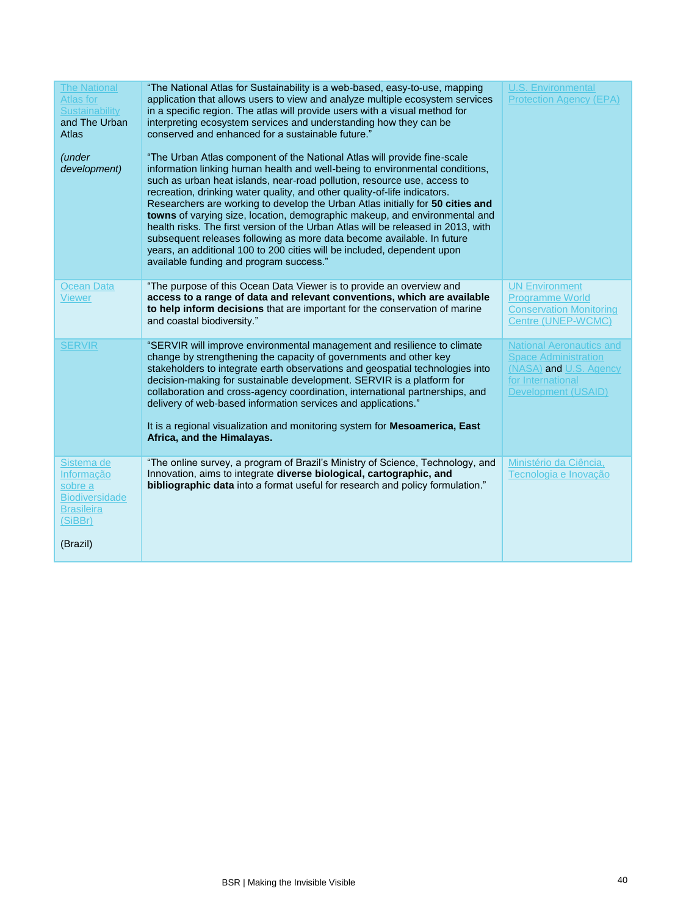| | | |
|---|---|---|
| The National Atlas for Sustainability and The Urban Atlas<br><br>*(under development)* | "The National Atlas for Sustainability is a web-based, easy-to-use, mapping application that allows users to view and analyze multiple ecosystem services in a specific region. The atlas will provide users with a visual method for interpreting ecosystem services and understanding how they can be conserved and enhanced for a sustainable future."<br><br>"The Urban Atlas component of the National Atlas will provide fine-scale information linking human health and well-being to environmental conditions, such as urban heat islands, near-road pollution, resource use, access to recreation, drinking water quality, and other quality-of-life indicators. Researchers are working to develop the Urban Atlas initially for **50 cities and towns** of varying size, location, demographic makeup, and environmental and health risks. The first version of the Urban Atlas will be released in 2013, with subsequent releases following as more data become available. In future years, an additional 100 to 200 cities will be included, dependent upon available funding and program success." | U.S. Environmental Protection Agency (EPA) |
| Ocean Data Viewer | "The purpose of this Ocean Data Viewer is to provide an overview and **access to a range of data and relevant conventions, which are available to help inform decisions** that are important for the conservation of marine and coastal biodiversity." | UN Environment Programme World Conservation Monitoring Centre (UNEP-WCMC) |
| SERVIR | "SERVIR will improve environmental management and resilience to climate change by strengthening the capacity of governments and other key stakeholders to integrate earth observations and geospatial technologies into decision-making for sustainable development. SERVIR is a platform for collaboration and cross-agency coordination, international partnerships, and delivery of web-based information services and applications."<br><br>It is a regional visualization and monitoring system for **Mesoamerica, East Africa, and the Himalayas.** | National Aeronautics and Space Administration (NASA) and U.S. Agency for International Development (USAID) |
| Sistema de Informação sobre a Biodiversidade Brasileira (SiBBr)<br><br>(Brazil) | "The online survey, a program of Brazil's Ministry of Science, Technology, and Innovation, aims to integrate **diverse biological, cartographic, and bibliographic data** into a format useful for research and policy formulation." | Ministério da Ciência, Tecnologia e Inovação |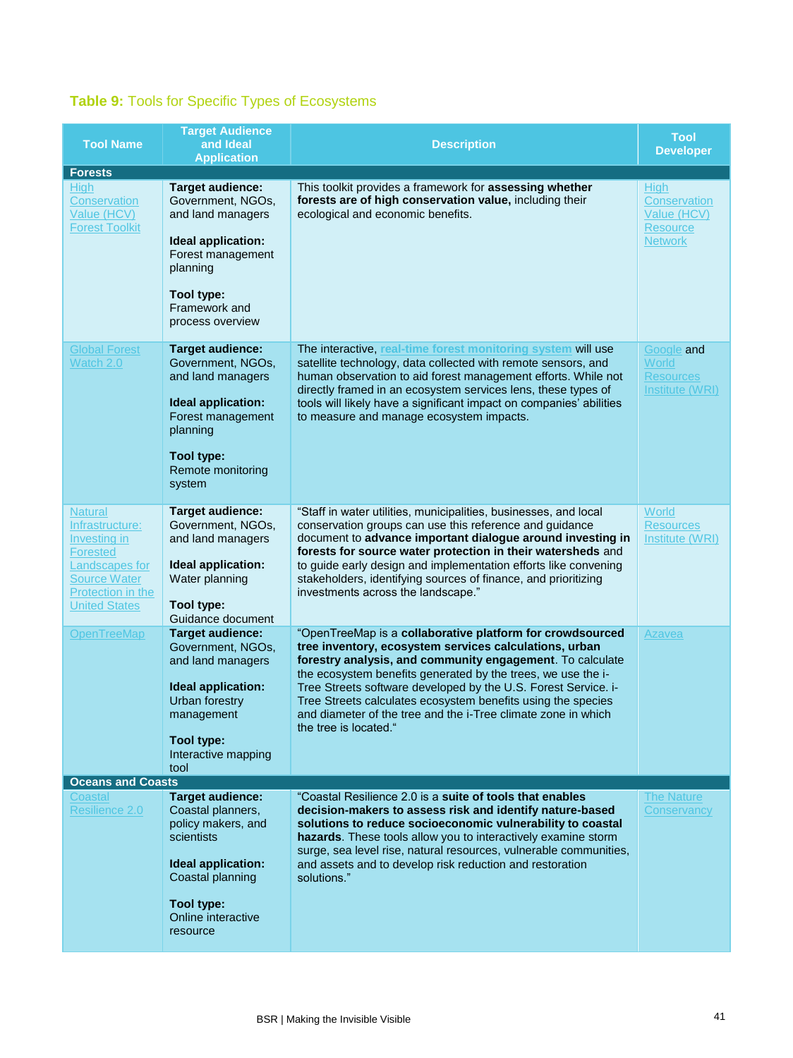**Table 9:** Tools for Specific Types of Ecosystems

| Tool Name | Target Audience and Ideal Application | Description | Tool Developer |
|---|---|---|---|
| **Forests** | | | |
| High Conservation Value (HCV) Forest Toolkit | **Target audience:** Government, NGOs, and land managers<br><br>**Ideal application:** Forest management planning<br><br>**Tool type:** Framework and process overview | This toolkit provides a framework for **assessing whether forests are of high conservation value,** including their ecological and economic benefits. | High Conservation Value (HCV) Resource Network |
| Global Forest Watch 2.0 | **Target audience:** Government, NGOs, and land managers<br><br>**Ideal application:** Forest management planning<br><br>**Tool type:** Remote monitoring system | The interactive, **real-time forest monitoring system** will use satellite technology, data collected with remote sensors, and human observation to aid forest management efforts. While not directly framed in an ecosystem services lens, these types of tools will likely have a significant impact on companies' abilities to measure and manage ecosystem impacts. | Google and World Resources Institute (WRI) |
| Natural Infrastructure: Investing in Forested Landscapes for Source Water Protection in the United States | **Target audience:** Government, NGOs, and land managers<br><br>**Ideal application:** Water planning<br><br>**Tool type:** Guidance document | "Staff in water utilities, municipalities, businesses, and local conservation groups can use this reference and guidance document to **advance important dialogue around investing in forests for source water protection in their watersheds** and to guide early design and implementation efforts like convening stakeholders, identifying sources of finance, and prioritizing investments across the landscape." | World Resources Institute (WRI) |
| OpenTreeMap | **Target audience:** Government, NGOs, and land managers<br><br>**Ideal application:** Urban forestry management<br><br>**Tool type:** Interactive mapping tool | "OpenTreeMap is a **collaborative platform for crowdsourced tree inventory, ecosystem services calculations, urban forestry analysis, and community engagement**. To calculate the ecosystem benefits generated by the trees, we use the i-Tree Streets software developed by the U.S. Forest Service. i-Tree Streets calculates ecosystem benefits using the species and diameter of the tree and the i-Tree climate zone in which the tree is located." | Azavea |
| **Oceans and Coasts** | | | |
| Coastal Resilience 2.0 | **Target audience:** Coastal planners, policy makers, and scientists<br><br>**Ideal application:** Coastal planning<br><br>**Tool type:** Online interactive resource | "Coastal Resilience 2.0 is a **suite of tools that enables decision-makers to assess risk and identify nature-based solutions to reduce socioeconomic vulnerability to coastal hazards**. These tools allow you to interactively examine storm surge, sea level rise, natural resources, vulnerable communities, and assets and to develop risk reduction and restoration solutions." | The Nature Conservancy |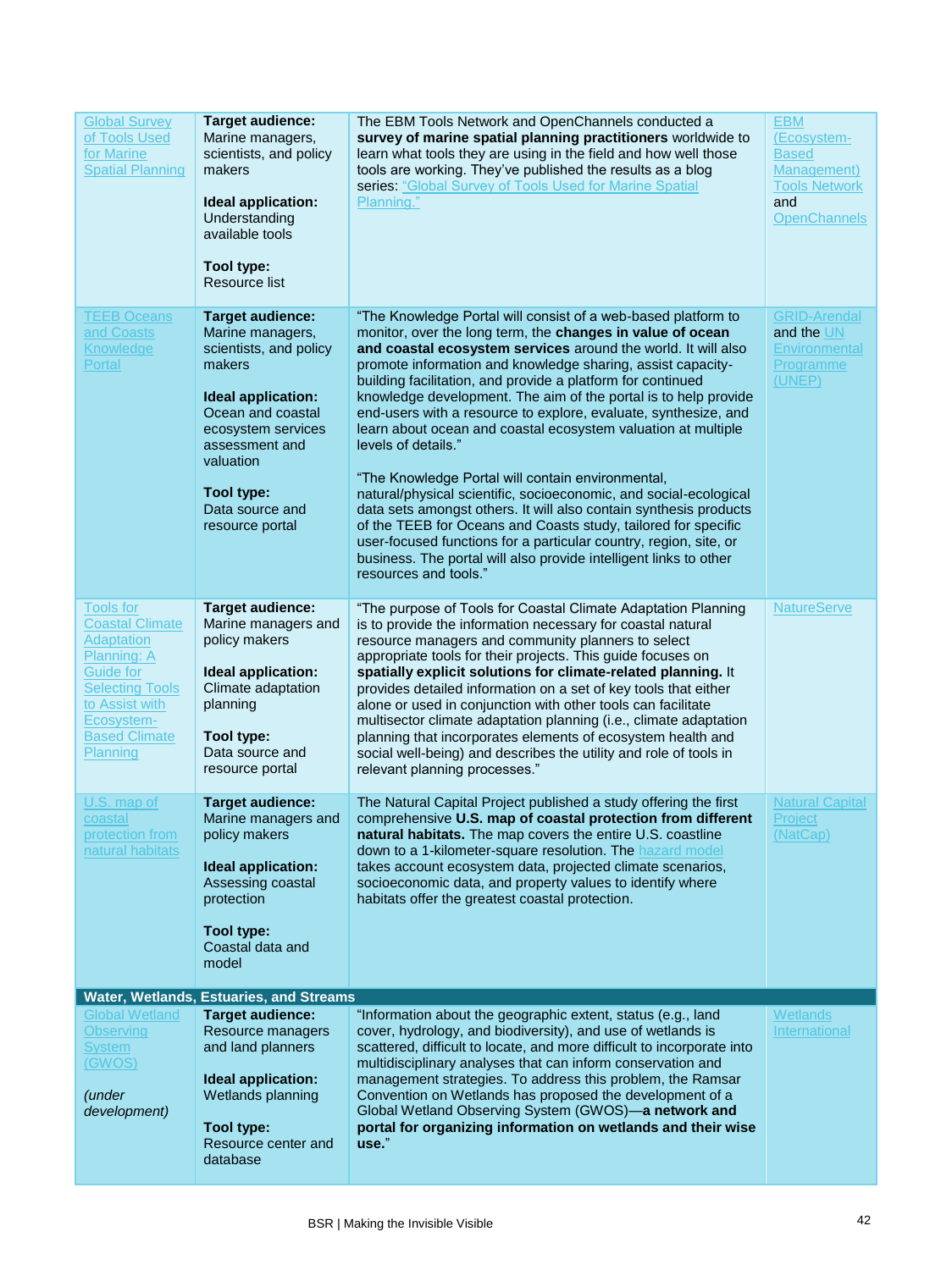| | | | |
|---|---|---|---|
| Global Survey of Tools Used for Marine Spatial Planning | **Target audience:** Marine managers, scientists, and policy makers<br><br>**Ideal application:** Understanding available tools<br><br>**Tool type:** Resource list | The EBM Tools Network and OpenChannels conducted a **survey of marine spatial planning practitioners** worldwide to learn what tools they are using in the field and how well those tools are working. They've published the results as a blog series: "Global Survey of Tools Used for Marine Spatial Planning." | EBM (Ecosystem-Based Management) Tools Network and OpenChannels |
| TEEB Oceans and Coasts Knowledge Portal | **Target audience:** Marine managers, scientists, and policy makers<br><br>**Ideal application:** Ocean and coastal ecosystem services assessment and valuation<br><br>**Tool type:** Data source and resource portal | "The Knowledge Portal will consist of a web-based platform to monitor, over the long term, the **changes in value of ocean and coastal ecosystem services** around the world. It will also promote information and knowledge sharing, assist capacity-building facilitation, and provide a platform for continued knowledge development. The aim of the portal is to help provide end-users with a resource to explore, evaluate, synthesize, and learn about ocean and coastal ecosystem valuation at multiple levels of details."<br><br>"The Knowledge Portal will contain environmental, natural/physical scientific, socioeconomic, and social-ecological data sets amongst others. It will also contain synthesis products of the TEEB for Oceans and Coasts study, tailored for specific user-focused functions for a particular country, region, site, or business. The portal will also provide intelligent links to other resources and tools." | GRID-Arendal and the UN Environmental Programme (UNEP) |
| Tools for Coastal Climate Adaptation Planning: A Guide for Selecting Tools to Assist with Ecosystem-Based Climate Planning | **Target audience:** Marine managers and policy makers<br><br>**Ideal application:** Climate adaptation planning<br><br>**Tool type:** Data source and resource portal | "The purpose of Tools for Coastal Climate Adaptation Planning is to provide the information necessary for coastal natural resource managers and community planners to select appropriate tools for their projects. This guide focuses on **spatially explicit solutions for climate-related planning.** It provides detailed information on a set of key tools that either alone or used in conjunction with other tools can facilitate multisector climate adaptation planning (i.e., climate adaptation planning that incorporates elements of ecosystem health and social well-being) and describes the utility and role of tools in relevant planning processes." | NatureServe |
| U.S. map of coastal protection from natural habitats | **Target audience:** Marine managers and policy makers<br><br>**Ideal application:** Assessing coastal protection<br><br>**Tool type:** Coastal data and model | The Natural Capital Project published a study offering the first comprehensive **U.S. map of coastal protection from different natural habitats.** The map covers the entire U.S. coastline down to a 1-kilometer-square resolution. The hazard model takes account ecosystem data, projected climate scenarios, socioeconomic data, and property values to identify where habitats offer the greatest coastal protection. | Natural Capital Project (NatCap) |
| **Water, Wetlands, Estuaries, and Streams** | | | |
| Global Wetland Observing System (GWOS)<br><br>*(under development)* | **Target audience:** Resource managers and land planners<br><br>**Ideal application:** Wetlands planning<br><br>**Tool type:** Resource center and database | "Information about the geographic extent, status (e.g., land cover, hydrology, and biodiversity), and use of wetlands is scattered, difficult to locate, and more difficult to incorporate into multidisciplinary analyses that can inform conservation and management strategies. To address this problem, the Ramsar Convention on Wetlands has proposed the development of a Global Wetland Observing System (GWOS)—**a network and portal for organizing information on wetlands and their wise use.**" | Wetlands International |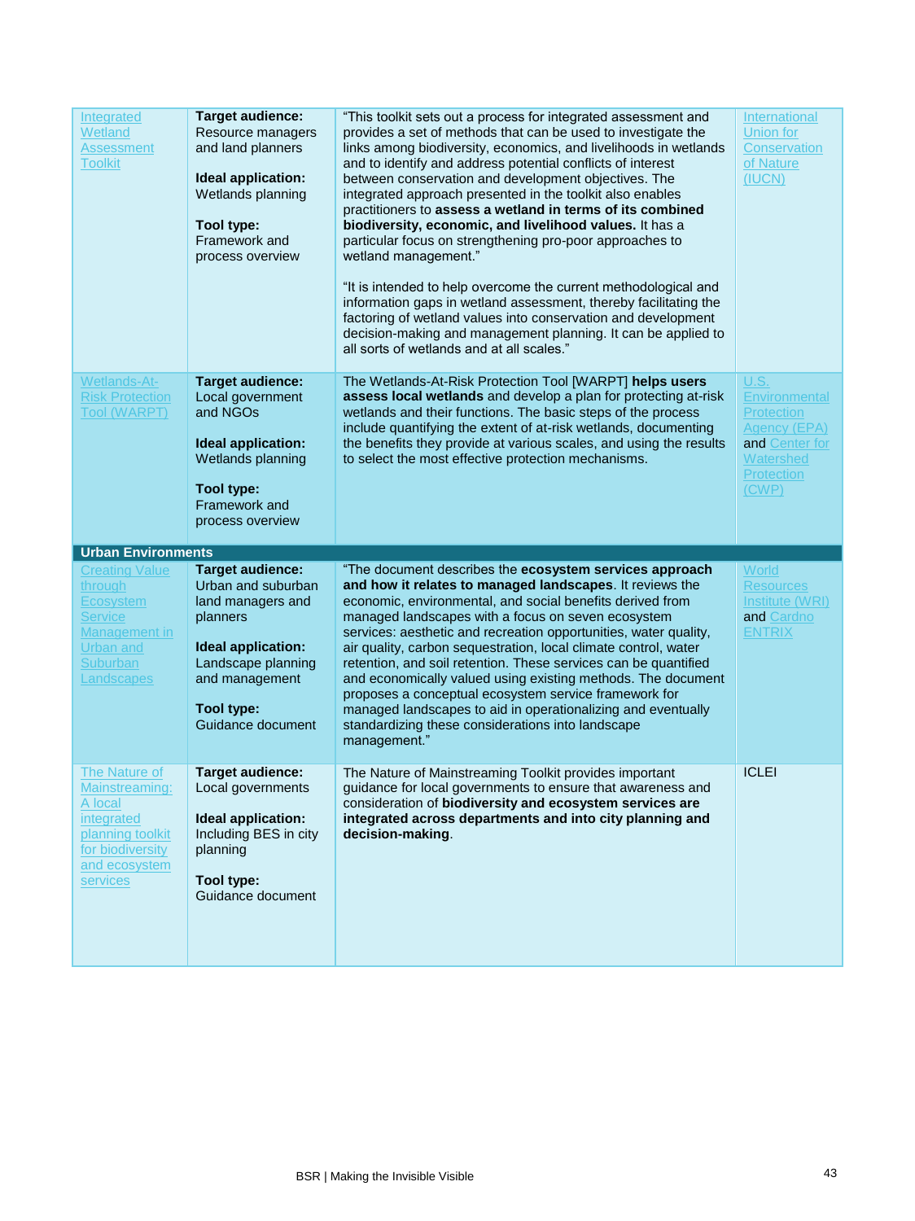| | | | |
|---|---|---|---|
| Integrated Wetland Assessment Toolkit | **Target audience:** Resource managers and land planners<br><br>**Ideal application:** Wetlands planning<br><br>**Tool type:** Framework and process overview | "This toolkit sets out a process for integrated assessment and provides a set of methods that can be used to investigate the links among biodiversity, economics, and livelihoods in wetlands and to identify and address potential conflicts of interest between conservation and development objectives. The integrated approach presented in the toolkit also enables practitioners to **assess a wetland in terms of its combined biodiversity, economic, and livelihood values.** It has a particular focus on strengthening pro-poor approaches to wetland management."<br><br>"It is intended to help overcome the current methodological and information gaps in wetland assessment, thereby facilitating the factoring of wetland values into conservation and development decision-making and management planning. It can be applied to all sorts of wetlands and at all scales." | International Union for Conservation of Nature (IUCN) |
| Wetlands-At-Risk Protection Tool (WARPT) | **Target audience:** Local government and NGOs<br><br>**Ideal application:** Wetlands planning<br><br>**Tool type:** Framework and process overview | The Wetlands-At-Risk Protection Tool [WARPT] **helps users assess local wetlands** and develop a plan for protecting at-risk wetlands and their functions. The basic steps of the process include quantifying the extent of at-risk wetlands, documenting the benefits they provide at various scales, and using the results to select the most effective protection mechanisms. | U.S. Environmental Protection Agency (EPA) and Center for Watershed Protection (CWP) |
| **Urban Environments** | | | |
| Creating Value through Ecosystem Service Management in Urban and Suburban Landscapes | **Target audience:** Urban and suburban land managers and planners<br><br>**Ideal application:** Landscape planning and management<br><br>**Tool type:** Guidance document | "The document describes the **ecosystem services approach and how it relates to managed landscapes**. It reviews the economic, environmental, and social benefits derived from managed landscapes with a focus on seven ecosystem services: aesthetic and recreation opportunities, water quality, air quality, carbon sequestration, local climate control, water retention, and soil retention. These services can be quantified and economically valued using existing methods. The document proposes a conceptual ecosystem service framework for managed landscapes to aid in operationalizing and eventually standardizing these considerations into landscape management." | World Resources Institute (WRI) and Cardno ENTRIX |
| The Nature of Mainstreaming: A local integrated planning toolkit for biodiversity and ecosystem services | **Target audience:** Local governments<br><br>**Ideal application:** Including BES in city planning<br><br>**Tool type:** Guidance document | The Nature of Mainstreaming Toolkit provides important guidance for local governments to ensure that awareness and consideration of **biodiversity and ecosystem services are integrated across departments and into city planning and decision-making**. | ICLEI |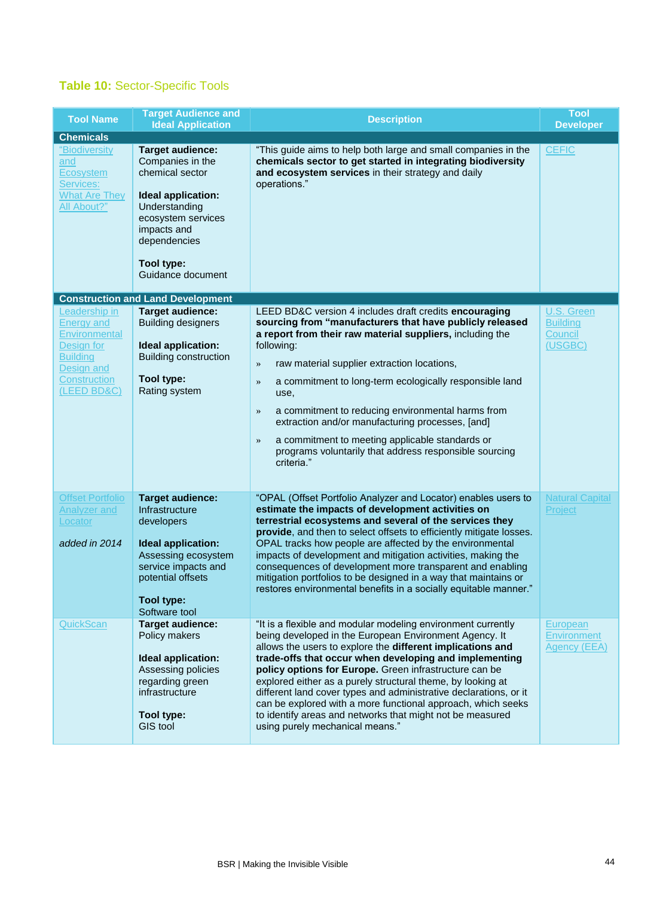**Table 10:** Sector-Specific Tools

| Tool Name | Target Audience and Ideal Application | Description | Tool Developer |
|---|---|---|---|
| **Chemicals** | | | |
| "Biodiversity and Ecosystem Services: What Are They All About?" | **Target audience:** Companies in the chemical sector<br><br>**Ideal application:** Understanding ecosystem services impacts and dependencies<br><br>**Tool type:** Guidance document | "This guide aims to help both large and small companies in the **chemicals sector to get started in integrating biodiversity and ecosystem services** in their strategy and daily operations." | CEFIC |
| **Construction and Land Development** | | | |
| Leadership in Energy and Environmental Design for Building Design and Construction (LEED BD&C) | **Target audience:** Building designers<br><br>**Ideal application:** Building construction<br><br>**Tool type:** Rating system | LEED BD&C version 4 includes draft credits **encouraging sourcing from "manufacturers that have publicly released a report from their raw material suppliers,** including the following:<br>» raw material supplier extraction locations,<br>» a commitment to long-term ecologically responsible land use,<br>» a commitment to reducing environmental harms from extraction and/or manufacturing processes, [and]<br>» a commitment to meeting applicable standards or programs voluntarily that address responsible sourcing criteria." | U.S. Green Building Council (USGBC) |
| Offset Portfolio Analyzer and Locator<br><br>*added in 2014* | **Target audience:** Infrastructure developers<br><br>**Ideal application:** Assessing ecosystem service impacts and potential offsets<br><br>**Tool type:** Software tool | "OPAL (Offset Portfolio Analyzer and Locator) enables users to **estimate the impacts of development activities on terrestrial ecosystems and several of the services they provide**, and then to select offsets to efficiently mitigate losses. OPAL tracks how people are affected by the environmental impacts of development and mitigation activities, making the consequences of development more transparent and enabling mitigation portfolios to be designed in a way that maintains or restores environmental benefits in a socially equitable manner." | Natural Capital Project |
| QuickScan | **Target audience:** Policy makers<br><br>**Ideal application:** Assessing policies regarding green infrastructure<br><br>**Tool type:** GIS tool | "It is a flexible and modular modeling environment currently being developed in the European Environment Agency. It allows the users to explore the **different implications and trade-offs that occur when developing and implementing policy options for Europe.** Green infrastructure can be explored either as a purely structural theme, by looking at different land cover types and administrative declarations, or it can be explored with a more functional approach, which seeks to identify areas and networks that might not be measured using purely mechanical means." | European Environment Agency (EEA) |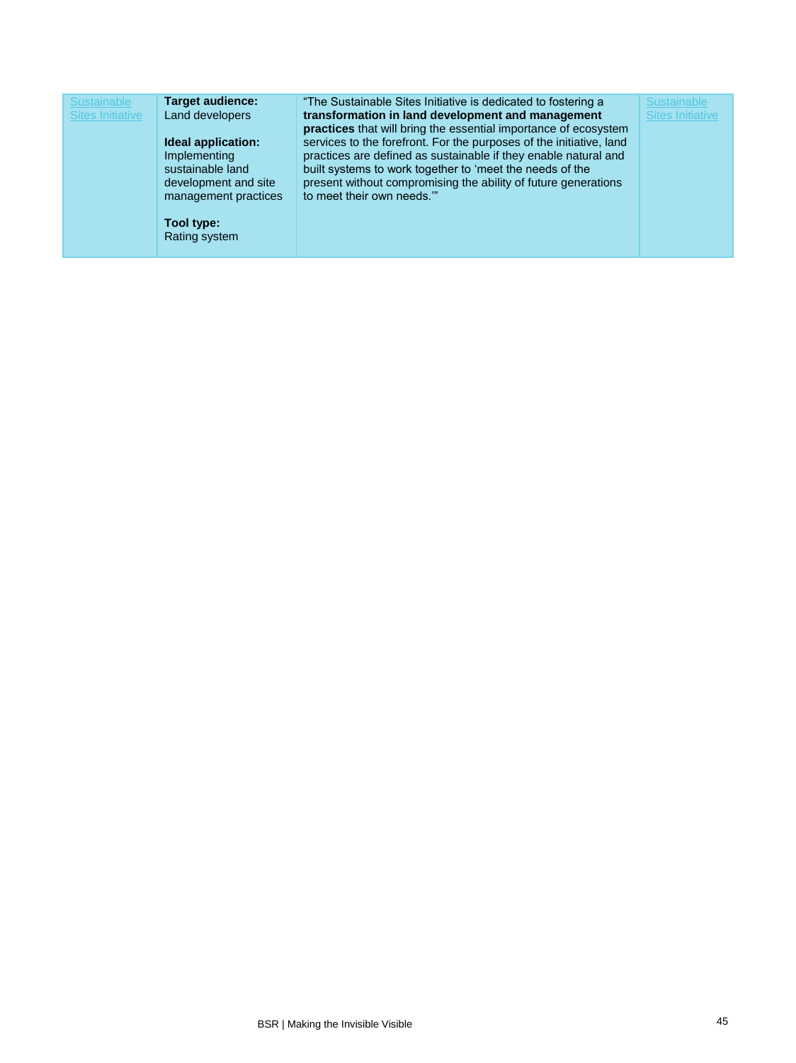| | | | |
|---|---|---|---|
| Sustainable Sites Initiative | **Target audience:** Land developers<br><br>**Ideal application:** Implementing sustainable land development and site management practices<br><br>**Tool type:** Rating system | "The Sustainable Sites Initiative is dedicated to fostering a **transformation in land development and management practices** that will bring the essential importance of ecosystem services to the forefront. For the purposes of the initiative, land practices are defined as sustainable if they enable natural and built systems to work together to 'meet the needs of the present without compromising the ability of future generations to meet their own needs.'" | Sustainable Sites Initiative |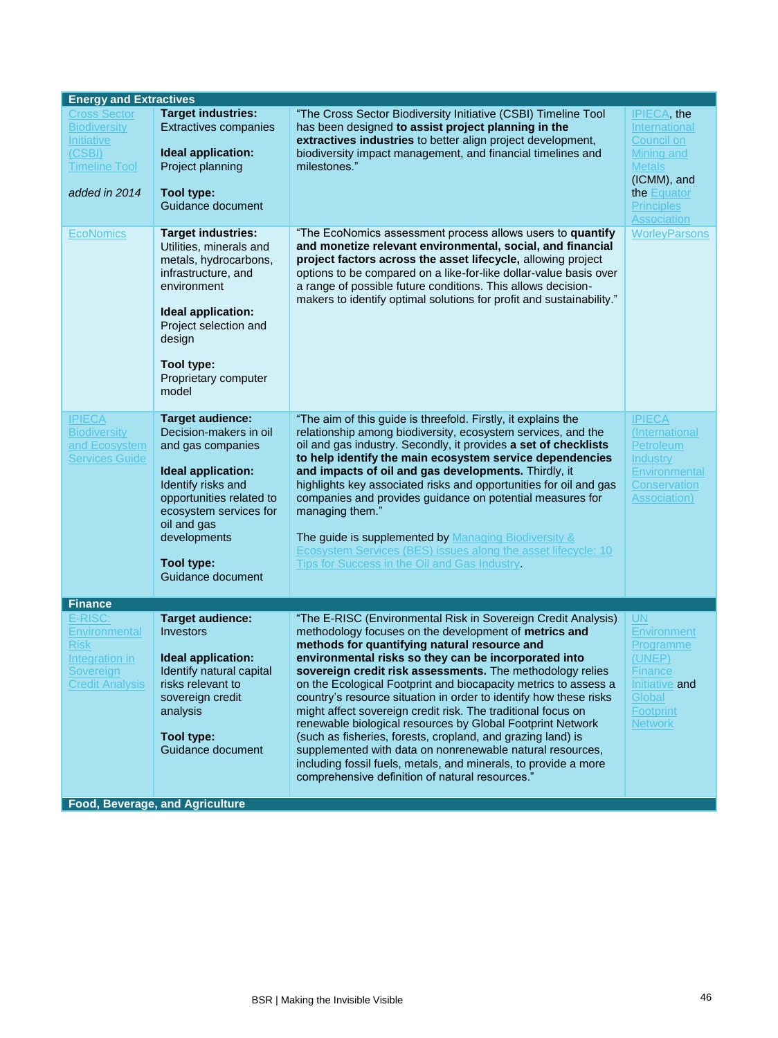| Energy and Extractives | | | |
|---|---|---|---|
| Cross Sector Biodiversity Initiative (CSBI) Timeline Tool<br><br>*added in 2014* | **Target industries:**<br>Extractives companies<br><br>**Ideal application:**<br>Project planning<br><br>**Tool type:**<br>Guidance document | "The Cross Sector Biodiversity Initiative (CSBI) Timeline Tool has been designed **to assist project planning in the extractives industries** to better align project development, biodiversity impact management, and financial timelines and milestones." | IPIECA, the International Council on Mining and Metals (ICMM), and the Equator Principles Association |
| EcoNomics | **Target industries:**<br>Utilities, minerals and metals, hydrocarbons, infrastructure, and environment<br><br>**Ideal application:**<br>Project selection and design<br><br>**Tool type:**<br>Proprietary computer model | "The EcoNomics assessment process allows users to **quantify and monetize relevant environmental, social, and financial project factors across the asset lifecycle,** allowing project options to be compared on a like-for-like dollar-value basis over a range of possible future conditions. This allows decision-makers to identify optimal solutions for profit and sustainability." | WorleyParsons |
| IPIECA Biodiversity and Ecosystem Services Guide | **Target audience:**<br>Decision-makers in oil and gas companies<br><br>**Ideal application:**<br>Identify risks and opportunities related to ecosystem services for oil and gas developments<br><br>**Tool type:**<br>Guidance document | "The aim of this guide is threefold. Firstly, it explains the relationship among biodiversity, ecosystem services, and the oil and gas industry. Secondly, it provides **a set of checklists to help identify the main ecosystem service dependencies and impacts of oil and gas developments.** Thirdly, it highlights key associated risks and opportunities for oil and gas companies and provides guidance on potential measures for managing them."<br><br>The guide is supplemented by Managing Biodiversity & Ecosystem Services (BES) issues along the asset lifecycle: 10 Tips for Success in the Oil and Gas Industry. | IPIECA (International Petroleum Industry Environmental Conservation Association) |
| **Finance** | | | |
| E-RISC: Environmental Risk Integration in Sovereign Credit Analysis | **Target audience:**<br>Investors<br><br>**Ideal application:**<br>Identify natural capital risks relevant to sovereign credit analysis<br><br>**Tool type:**<br>Guidance document | "The E-RISC (Environmental Risk in Sovereign Credit Analysis) methodology focuses on the development of **metrics and methods for quantifying natural resource and environmental risks so they can be incorporated into sovereign credit risk assessments.** The methodology relies on the Ecological Footprint and biocapacity metrics to assess a country's resource situation in order to identify how these risks might affect sovereign credit risk. The traditional focus on renewable biological resources by Global Footprint Network (such as fisheries, forests, cropland, and grazing land) is supplemented with data on nonrenewable natural resources, including fossil fuels, metals, and minerals, to provide a more comprehensive definition of natural resources." | UN Environment Programme (UNEP) Finance Initiative and Global Footprint Network |
| **Food, Beverage, and Agriculture** | | | |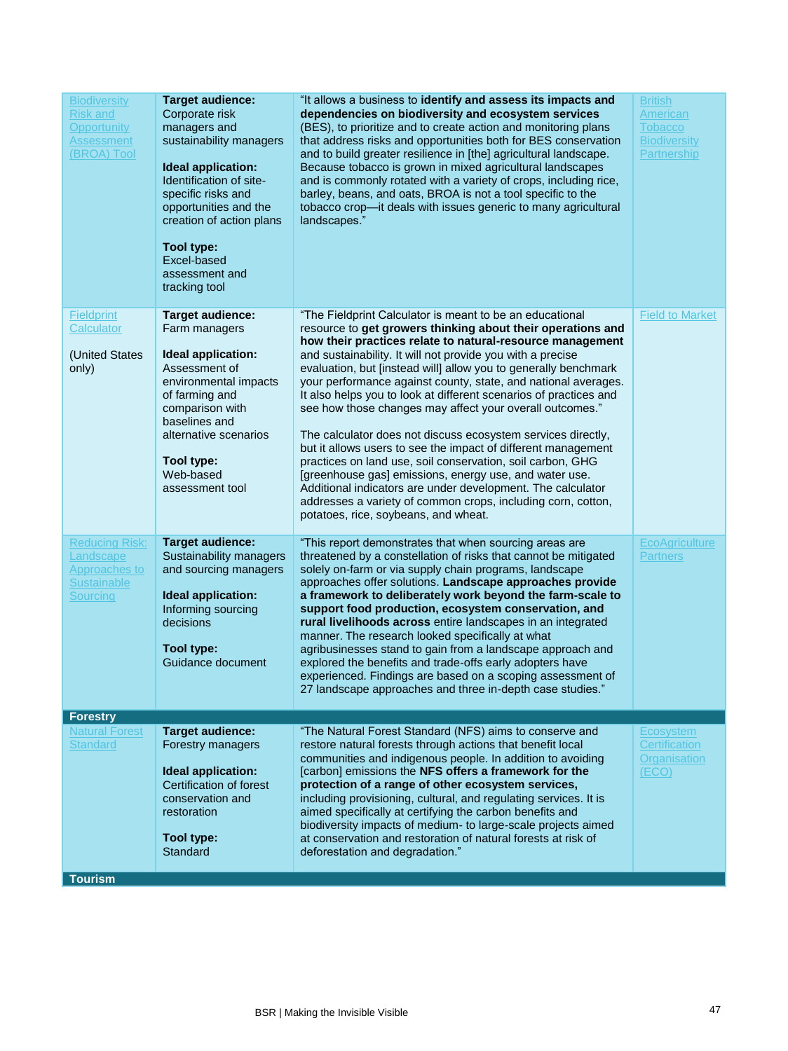| | | | |
|---|---|---|---|
| Biodiversity Risk and Opportunity Assessment (BROA) Tool | **Target audience:** Corporate risk managers and sustainability managers<br><br>**Ideal application:** Identification of site-specific risks and opportunities and the creation of action plans<br><br>**Tool type:** Excel-based assessment and tracking tool | "It allows a business to **identify and assess its impacts and dependencies on biodiversity and ecosystem services** (BES), to prioritize and to create action and monitoring plans that address risks and opportunities both for BES conservation and to build greater resilience in [the] agricultural landscape. Because tobacco is grown in mixed agricultural landscapes and is commonly rotated with a variety of crops, including rice, barley, beans, and oats, BROA is not a tool specific to the tobacco crop—it deals with issues generic to many agricultural landscapes." | British American Tobacco Biodiversity Partnership |
| Fieldprint Calculator<br><br>(United States only) | **Target audience:** Farm managers<br><br>**Ideal application:** Assessment of environmental impacts of farming and comparison with baselines and alternative scenarios<br><br>**Tool type:** Web-based assessment tool | "The Fieldprint Calculator is meant to be an educational resource to **get growers thinking about their operations and how their practices relate to natural-resource management** and sustainability. It will not provide you with a precise evaluation, but [instead will] allow you to generally benchmark your performance against county, state, and national averages. It also helps you to look at different scenarios of practices and see how those changes may affect your overall outcomes."<br><br>The calculator does not discuss ecosystem services directly, but it allows users to see the impact of different management practices on land use, soil conservation, soil carbon, GHG [greenhouse gas] emissions, energy use, and water use. Additional indicators are under development. The calculator addresses a variety of common crops, including corn, cotton, potatoes, rice, soybeans, and wheat. | Field to Market |
| Reducing Risk: Landscape Approaches to Sustainable Sourcing | **Target audience:** Sustainability managers and sourcing managers<br><br>**Ideal application:** Informing sourcing decisions<br><br>**Tool type:** Guidance document | "This report demonstrates that when sourcing areas are threatened by a constellation of risks that cannot be mitigated solely on-farm or via supply chain programs, landscape approaches offer solutions. **Landscape approaches provide a framework to deliberately work beyond the farm-scale to support food production, ecosystem conservation, and rural livelihoods across** entire landscapes in an integrated manner. The research looked specifically at what agribusinesses stand to gain from a landscape approach and explored the benefits and trade-offs early adopters have experienced. Findings are based on a scoping assessment of 27 landscape approaches and three in-depth case studies." | EcoAgriculture Partners |
| **Forestry** | | | |
| Natural Forest Standard | **Target audience:** Forestry managers<br><br>**Ideal application:** Certification of forest conservation and restoration<br><br>**Tool type:** Standard | "The Natural Forest Standard (NFS) aims to conserve and restore natural forests through actions that benefit local communities and indigenous people. In addition to avoiding [carbon] emissions the **NFS offers a framework for the protection of a range of other ecosystem services,** including provisioning, cultural, and regulating services. It is aimed specifically at certifying the carbon benefits and biodiversity impacts of medium- to large-scale projects aimed at conservation and restoration of natural forests at risk of deforestation and degradation." | Ecosystem Certification Organisation (ECO) |
| **Tourism** | | | |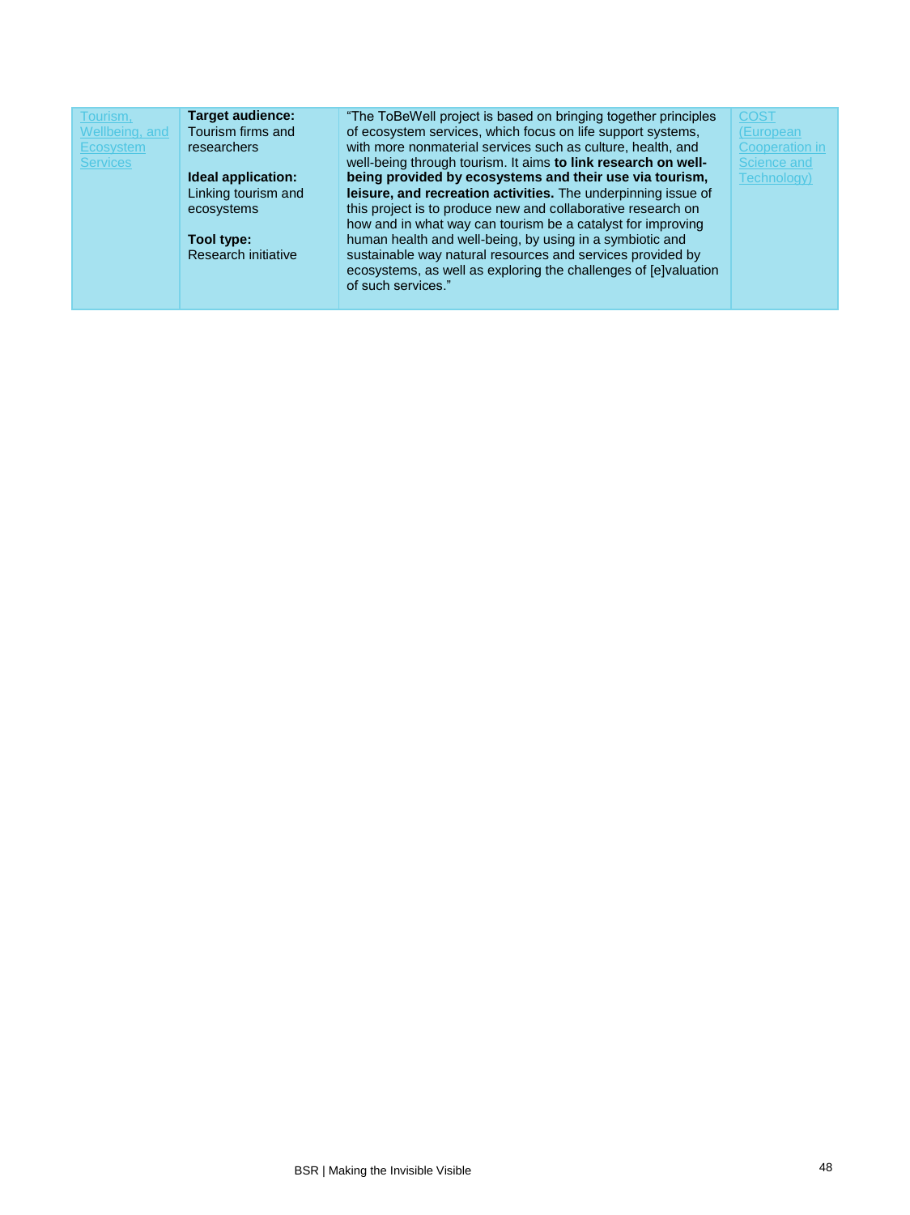| Tourism, Wellbeing, and Ecosystem Services | **Target audience:** Tourism firms and researchers<br><br>**Ideal application:** Linking tourism and ecosystems<br><br>**Tool type:** Research initiative | "The ToBeWell project is based on bringing together principles of ecosystem services, which focus on life support systems, with more nonmaterial services such as culture, health, and well-being through tourism. It aims **to link research on well-being provided by ecosystems and their use via tourism, leisure, and recreation activities.** The underpinning issue of this project is to produce new and collaborative research on how and in what way can tourism be a catalyst for improving human health and well-being, by using in a symbiotic and sustainable way natural resources and services provided by ecosystems, as well as exploring the challenges of [e]valuation of such services." | COST (European Cooperation in Science and Technology) |
|---|---|---|---|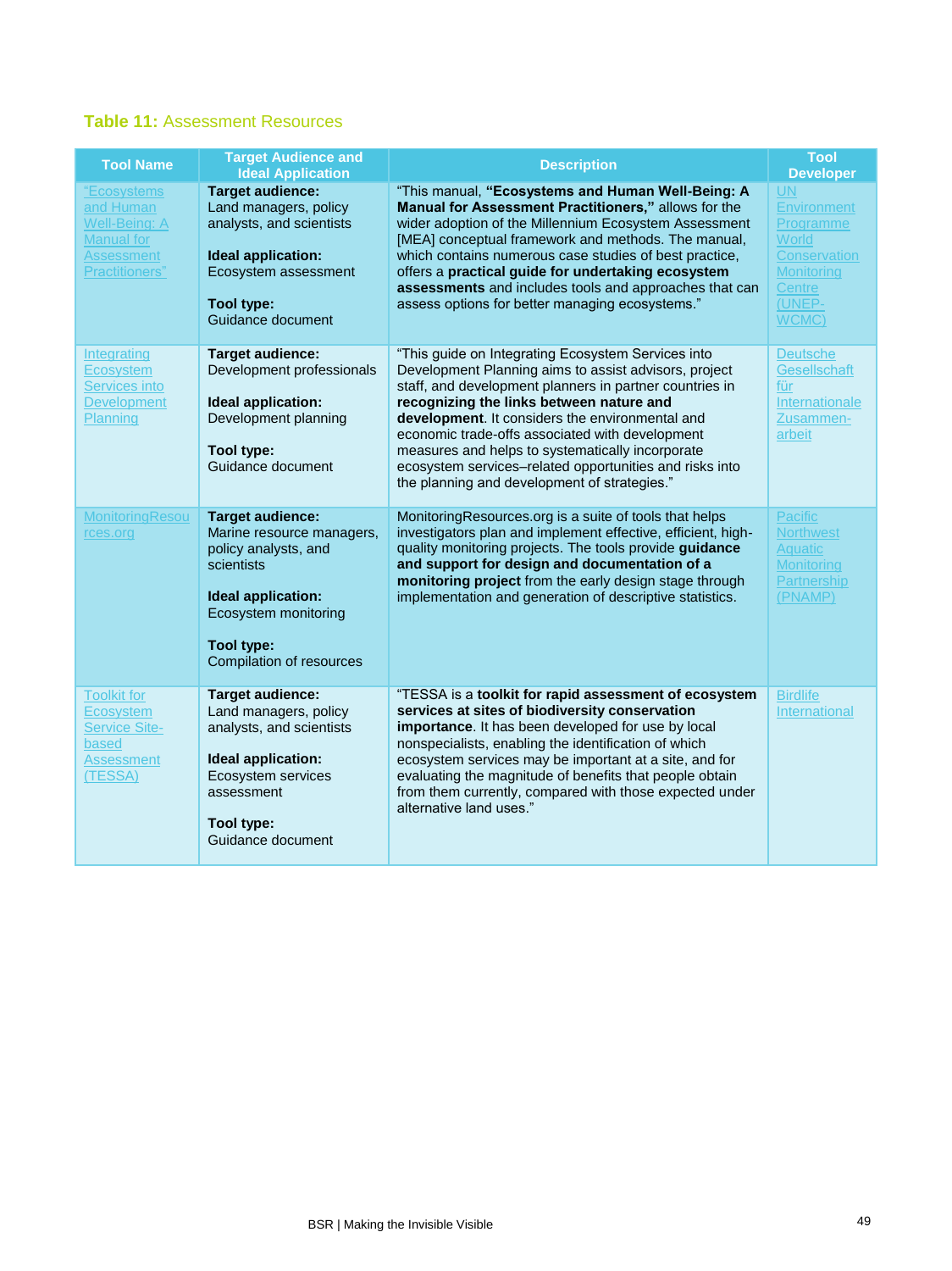**Table 11:** Assessment Resources

| Tool Name | Target Audience and Ideal Application | Description | Tool Developer |
|---|---|---|---|
| "Ecosystems and Human Well-Being: A Manual for Assessment Practitioners" | **Target audience:** Land managers, policy analysts, and scientists<br><br>**Ideal application:** Ecosystem assessment<br><br>**Tool type:** Guidance document | "This manual, **"Ecosystems and Human Well-Being: A Manual for Assessment Practitioners,"** allows for the wider adoption of the Millennium Ecosystem Assessment [MEA] conceptual framework and methods. The manual, which contains numerous case studies of best practice, offers a **practical guide for undertaking ecosystem assessments** and includes tools and approaches that can assess options for better managing ecosystems." | UN Environment Programme World Conservation Monitoring Centre (UNEP-WCMC) |
| Integrating Ecosystem Services into Development Planning | **Target audience:** Development professionals<br><br>**Ideal application:** Development planning<br><br>**Tool type:** Guidance document | "This guide on Integrating Ecosystem Services into Development Planning aims to assist advisors, project staff, and development planners in partner countries in **recognizing the links between nature and development**. It considers the environmental and economic trade-offs associated with development measures and helps to systematically incorporate ecosystem services–related opportunities and risks into the planning and development of strategies." | Deutsche Gesellschaft für Internationale Zusammen-arbeit |
| MonitoringResources.org | **Target audience:** Marine resource managers, policy analysts, and scientists<br><br>**Ideal application:** Ecosystem monitoring<br><br>**Tool type:** Compilation of resources | MonitoringResources.org is a suite of tools that helps investigators plan and implement effective, efficient, high-quality monitoring projects. The tools provide **guidance and support for design and documentation of a monitoring project** from the early design stage through implementation and generation of descriptive statistics. | Pacific Northwest Aquatic Monitoring Partnership (PNAMP) |
| Toolkit for Ecosystem Service Site-based Assessment (TESSA) | **Target audience:** Land managers, policy analysts, and scientists<br><br>**Ideal application:** Ecosystem services assessment<br><br>**Tool type:** Guidance document | "TESSA is a **toolkit for rapid assessment of ecosystem services at sites of biodiversity conservation importance**. It has been developed for use by local nonspecialists, enabling the identification of which ecosystem services may be important at a site, and for evaluating the magnitude of benefits that people obtain from them currently, compared with those expected under alternative land uses." | Birdlife International |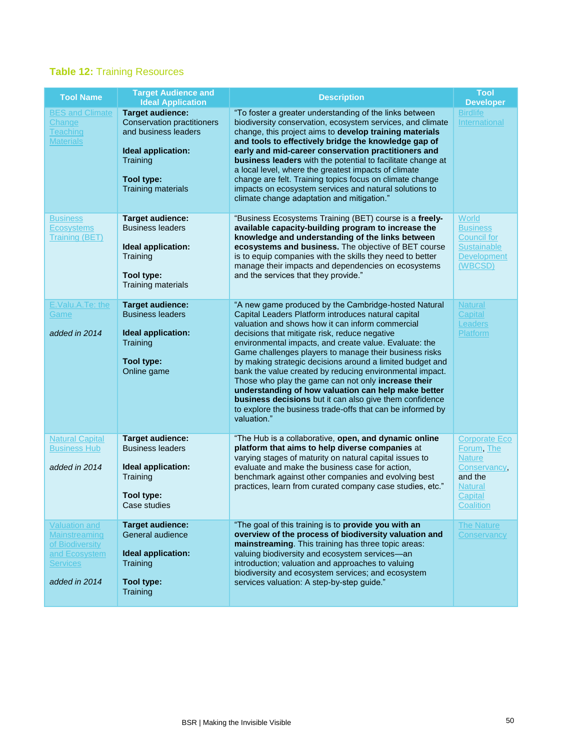**Table 12:** Training Resources

| Tool Name | Target Audience and Ideal Application | Description | Tool Developer |
|---|---|---|---|
| BES and Climate Change Teaching Materials | **Target audience:** Conservation practitioners and business leaders<br><br>**Ideal application:** Training<br><br>**Tool type:** Training materials | "To foster a greater understanding of the links between biodiversity conservation, ecosystem services, and climate change, this project aims to **develop training materials and tools to effectively bridge the knowledge gap of early and mid-career conservation practitioners and business leaders** with the potential to facilitate change at a local level, where the greatest impacts of climate change are felt. Training topics focus on climate change impacts on ecosystem services and natural solutions to climate change adaptation and mitigation." | Birdlife International |
| Business Ecosystems Training (BET) | **Target audience:** Business leaders<br><br>**Ideal application:** Training<br><br>**Tool type:** Training materials | "Business Ecosystems Training (BET) course is a **freely-available capacity-building program to increase the knowledge and understanding of the links between ecosystems and business.** The objective of BET course is to equip companies with the skills they need to better manage their impacts and dependencies on ecosystems and the services that they provide." | World Business Council for Sustainable Development (WBCSD) |
| E.Valu.A.Te: the Game<br><br>*added in 2014* | **Target audience:** Business leaders<br><br>**Ideal application:** Training<br><br>**Tool type:** Online game | "A new game produced by the Cambridge-hosted Natural Capital Leaders Platform introduces natural capital valuation and shows how it can inform commercial decisions that mitigate risk, reduce negative environmental impacts, and create value. Evaluate: the Game challenges players to manage their business risks by making strategic decisions around a limited budget and bank the value created by reducing environmental impact. Those who play the game can not only **increase their understanding of how valuation can help make better business decisions** but it can also give them confidence to explore the business trade-offs that can be informed by valuation." | Natural Capital Leaders Platform |
| Natural Capital Business Hub<br><br>*added in 2014* | **Target audience:** Business leaders<br><br>**Ideal application:** Training<br><br>**Tool type:** Case studies | "The Hub is a collaborative, **open, and dynamic online platform that aims to help diverse companies** at varying stages of maturity on natural capital issues to evaluate and make the business case for action, benchmark against other companies and evolving best practices, learn from curated company case studies, etc." | Corporate Eco Forum, The Nature Conservancy, and the Natural Capital Coalition |
| Valuation and Mainstreaming of Biodiversity and Ecosystem Services<br><br>*added in 2014* | **Target audience:** General audience<br><br>**Ideal application:** Training<br><br>**Tool type:** Training | "The goal of this training is to **provide you with an overview of the process of biodiversity valuation and mainstreaming**. This training has three topic areas: valuing biodiversity and ecosystem services—an introduction; valuation and approaches to valuing biodiversity and ecosystem services; and ecosystem services valuation: A step-by-step guide." | The Nature Conservancy |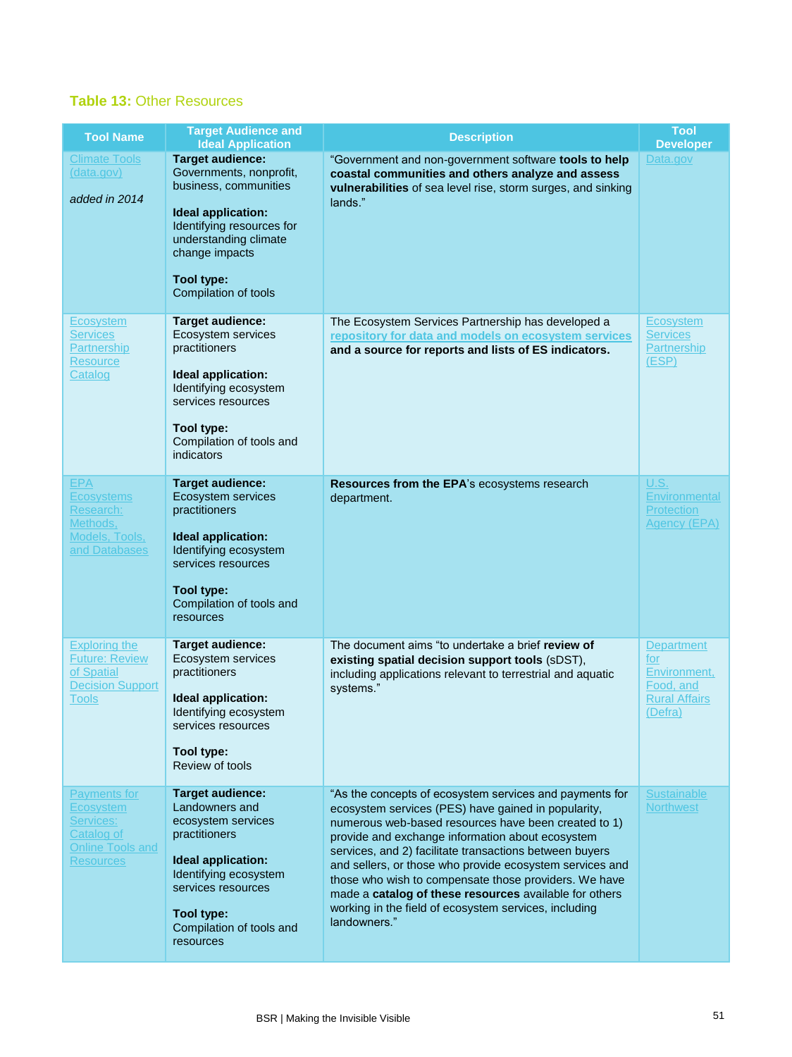**Table 13:** Other Resources

| Tool Name | Target Audience and Ideal Application | Description | Tool Developer |
|---|---|---|---|
| Climate Tools (data.gov)<br><br>*added in 2014* | **Target audience:** Governments, nonprofit, business, communities<br><br>**Ideal application:** Identifying resources for understanding climate change impacts<br><br>**Tool type:** Compilation of tools | "Government and non-government software **tools to help coastal communities and others analyze and assess vulnerabilities** of sea level rise, storm surges, and sinking lands." | Data.gov |
| Ecosystem Services Partnership Resource Catalog | **Target audience:** Ecosystem services practitioners<br><br>**Ideal application:** Identifying ecosystem services resources<br><br>**Tool type:** Compilation of tools and indicators | The Ecosystem Services Partnership has developed a **repository for data and models on ecosystem services and a source for reports and lists of ES indicators.** | Ecosystem Services Partnership (ESP) |
| EPA Ecosystems Research: Methods, Models, Tools, and Databases | **Target audience:** Ecosystem services practitioners<br><br>**Ideal application:** Identifying ecosystem services resources<br><br>**Tool type:** Compilation of tools and resources | **Resources from the EPA**'s ecosystems research department. | U.S. Environmental Protection Agency (EPA) |
| Exploring the Future: Review of Spatial Decision Support Tools | **Target audience:** Ecosystem services practitioners<br><br>**Ideal application:** Identifying ecosystem services resources<br><br>**Tool type:** Review of tools | The document aims "to undertake a brief **review of existing spatial decision support tools** (sDST), including applications relevant to terrestrial and aquatic systems." | Department for Environment, Food, and Rural Affairs (Defra) |
| Payments for Ecosystem Services: Catalog of Online Tools and Resources | **Target audience:** Landowners and ecosystem services practitioners<br><br>**Ideal application:** Identifying ecosystem services resources<br><br>**Tool type:** Compilation of tools and resources | "As the concepts of ecosystem services and payments for ecosystem services (PES) have gained in popularity, numerous web-based resources have been created to 1) provide and exchange information about ecosystem services, and 2) facilitate transactions between buyers and sellers, or those who provide ecosystem services and those who wish to compensate those providers. We have made a **catalog of these resources** available for others working in the field of ecosystem services, including landowners." | Sustainable Northwest |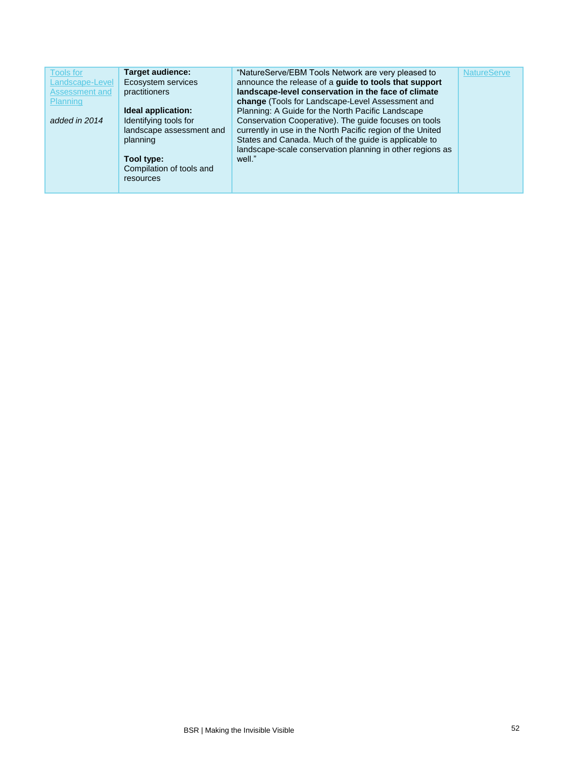| | | | |
|---|---|---|---|
| Tools for Landscape-Level Assessment and Planning<br><br>*added in 2014* | **Target audience:**<br>Ecosystem services practitioners<br><br>**Ideal application:**<br>Identifying tools for landscape assessment and planning<br><br>**Tool type:**<br>Compilation of tools and resources | "NatureServe/EBM Tools Network are very pleased to announce the release of a **guide to tools that support landscape-level conservation in the face of climate change** (Tools for Landscape-Level Assessment and Planning: A Guide for the North Pacific Landscape Conservation Cooperative). The guide focuses on tools currently in use in the North Pacific region of the United States and Canada. Much of the guide is applicable to landscape-scale conservation planning in other regions as well." | NatureServe |